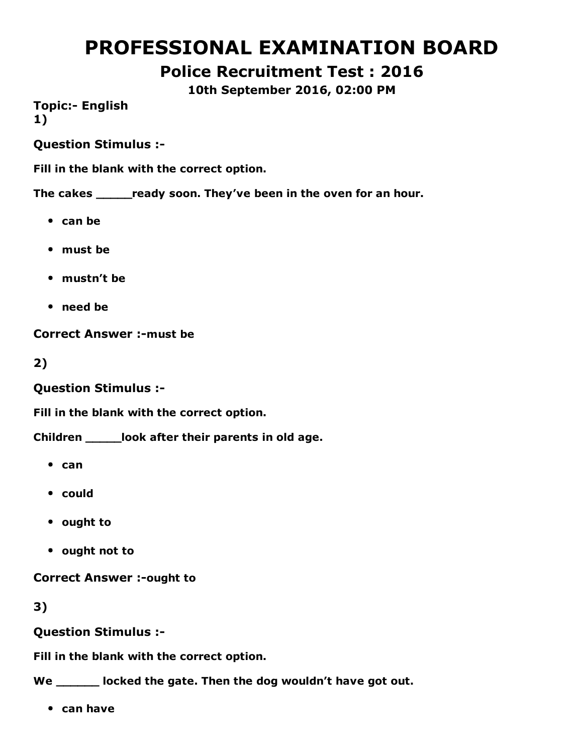# PROFESSIONAL EXAMINATION BOARD

## Police Recruitment Test : 2016

### 10th September 2016, 02:00 PM

**Topic:- English**

**1)**

**Question Stimulus :-**

**Fill in the blank with the correct option.**

**The cakes _____ready soon. They've been in the oven for an hour.**

- **can be**
- **must be**
- **mustn't be**
- **need be**

**Correct Answer :-must be**

**2)**

**Question Stimulus :-**

**Fill in the blank with the correct option.**

**Children _____look after their parents in old age.**

- **can**
- **could**
- **ought to**
- **ought not to**

**Correct Answer :-ought to**

**3)**

**Question Stimulus :-**

**Fill in the blank with the correct option.**

**We ______ locked the gate. Then the dog wouldn't have got out.**

- **can have**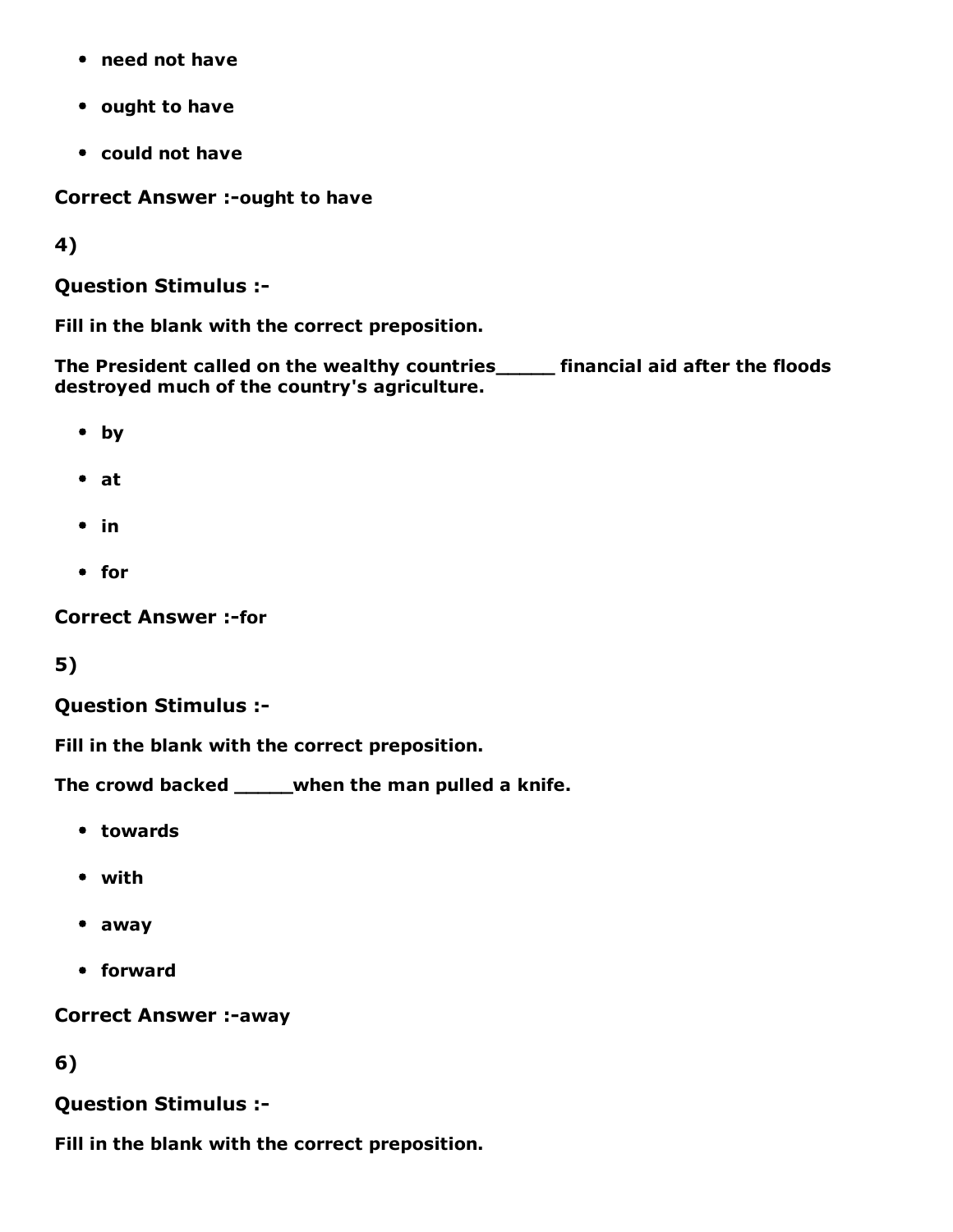- need not have
- ought to have
- could not have

**Correct Answer :-ought to have**

**4)**

**Question Stimulus :-**

**Fill in the blank with the correct preposition.**

**The President called on the wealthy countries_____ financial aid after the floods destroyed much of the country's agriculture.**

- by
- at
- in
- for

**Correct Answer :-for**

**5)**

**Question Stimulus :-**

**Fill in the blank with the correct preposition.**

**The crowd backed _____when the man pulled a knife.**

- towards
- with
- away
- forward

**Correct Answer :-away**

**6)**

**Question Stimulus :-**

**Fill in the blank with the correct preposition.**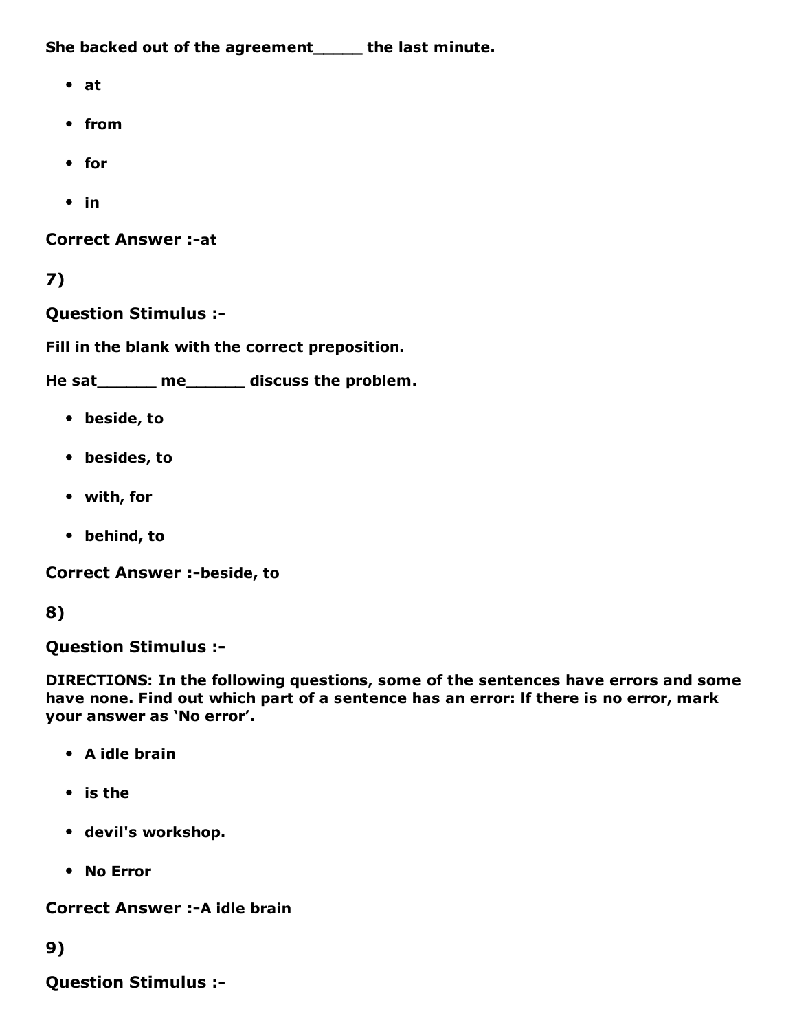**She backed out of the agreement_____ the last minute.**

- **at**
- **from**
- **for**
- **in**

**Correct Answer :-at**

**7)**

**Question Stimulus :-**

**Fill in the blank with the correct preposition.**

**He sat______ me______ discuss the problem.**

- **beside, to**
- **besides, to**
- **with, for**
- **behind, to**

**Correct Answer :-beside, to**

**8)**

**Question Stimulus :-**

**DIRECTIONS: In the following questions, some of the sentences have errors and some have none. Find out which part of a sentence has an error: If there is no error, mark your answer as 'No error'.**

- **A idle brain**
- **is the**
- **devil's workshop.**
- **No Error**

**Correct Answer :-A idle brain**

**9)**

**Question Stimulus :-**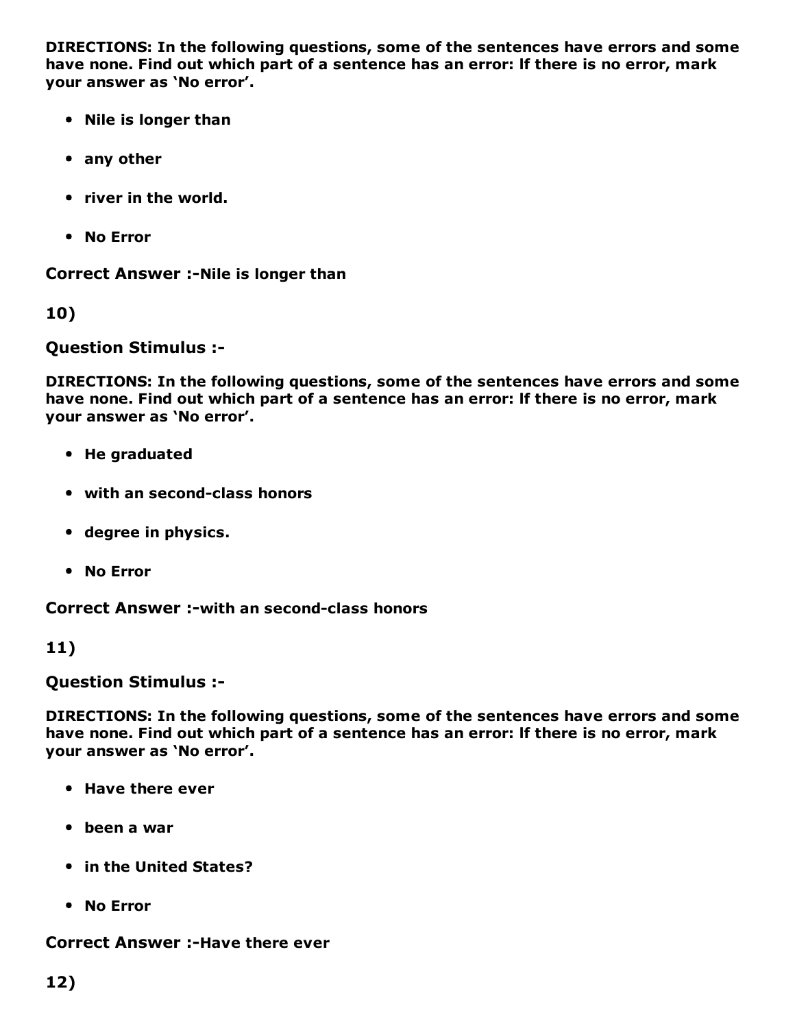**DIRECTIONS: In the following questions, some of the sentences have errors and some have none. Find out which part of a sentence has an error: If there is no error, mark your answer as 'No error'.**

- **Nile is longer than**
- **any other**
- **river in the world.**
- **No Error**

**Correct Answer :-Nile is longer than**

**10)**

**Question Stimulus :-**

**DIRECTIONS: In the following questions, some of the sentences have errors and some have none. Find out which part of a sentence has an error: If there is no error, mark your answer as 'No error'.**

- **He graduated**
- **with an second-class honors**
- **degree in physics.**
- **No Error**

**Correct Answer :-with an second-class honors**

**11)**

**Question Stimulus :-**

**DIRECTIONS: In the following questions, some of the sentences have errors and some have none. Find out which part of a sentence has an error: If there is no error, mark your answer as 'No error'.**

- **Have there ever**
- **been a war**
- **in the United States?**
- **No Error**

**Correct Answer :-Have there ever**

**12)**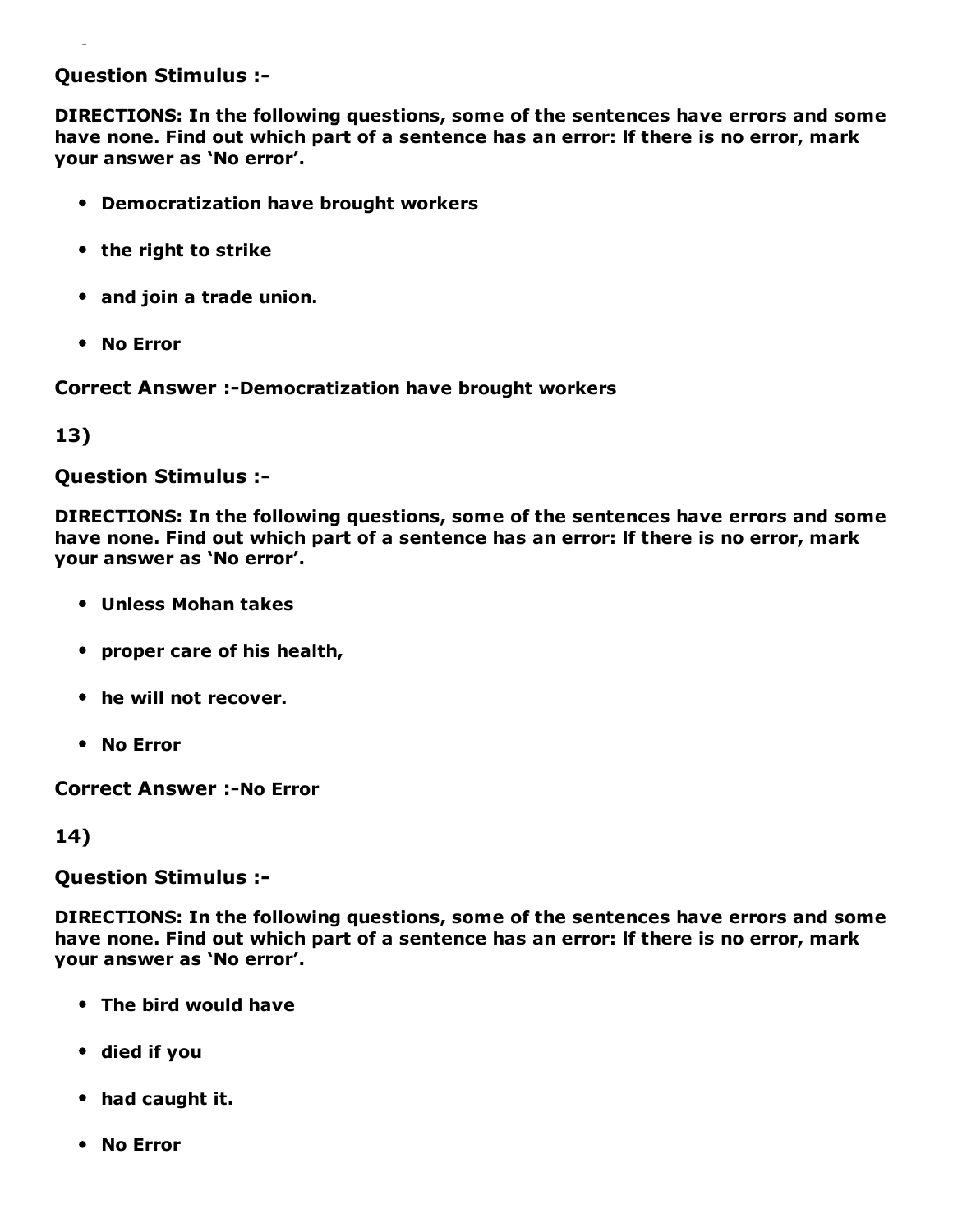**Question Stimulus :-**

**DIRECTIONS: In the following questions, some of the sentences have errors and some have none. Find out which part of a sentence has an error: If there is no error, mark your answer as 'No error'.**

- **Democratization have brought workers**
- **the right to strike**
- **and join a trade union.**
- **No Error**

**Correct Answer :-Democratization have brought workers**

**13)**

**Question Stimulus :-**

**DIRECTIONS: In the following questions, some of the sentences have errors and some have none. Find out which part of a sentence has an error: If there is no error, mark your answer as 'No error'.**

- **Unless Mohan takes**
- **proper care of his health,**
- **he will not recover.**
- **No Error**

**Correct Answer :-No Error**

**14)**

**Question Stimulus :-**

**DIRECTIONS: In the following questions, some of the sentences have errors and some have none. Find out which part of a sentence has an error: If there is no error, mark your answer as 'No error'.**

- **The bird would have**
- **died if you**
- **had caught it.**
- **No Error**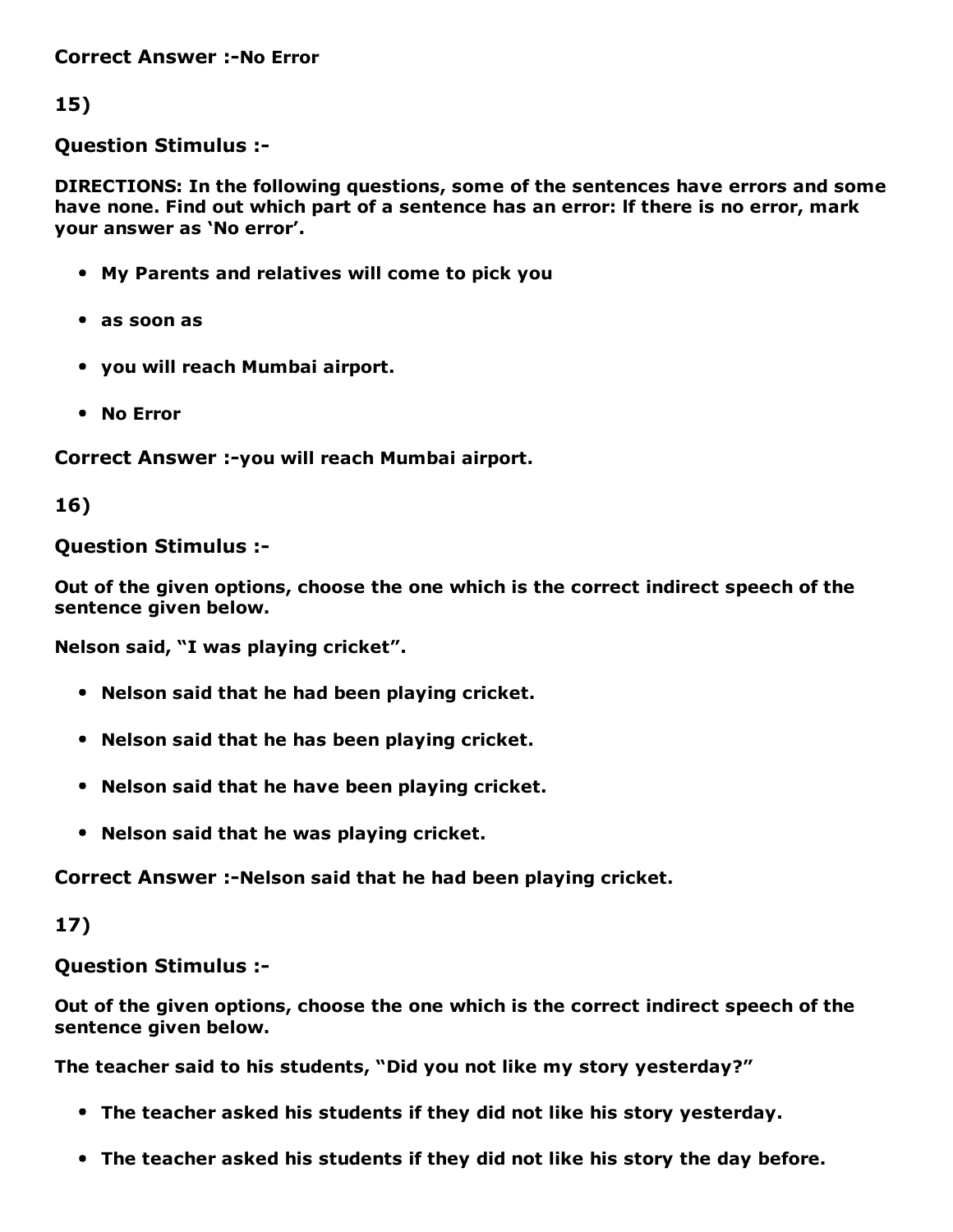**Correct Answer :-No Error**

**15)**

**Question Stimulus :-**

**DIRECTIONS: In the following questions, some of the sentences have errors and some have none. Find out which part of a sentence has an error: If there is no error, mark your answer as 'No error'.**

- **My Parents and relatives will come to pick you**
- **as soon as**
- **you will reach Mumbai airport.**
- **No Error**

**Correct Answer :-you will reach Mumbai airport.**

**16)**

**Question Stimulus :-**

**Out of the given options, choose the one which is the correct indirect speech of the sentence given below.**

**Nelson said, "I was playing cricket".**

- **Nelson said that he had been playing cricket.**
- **Nelson said that he has been playing cricket.**
- **Nelson said that he have been playing cricket.**
- **Nelson said that he was playing cricket.**

**Correct Answer :-Nelson said that he had been playing cricket.**

**17)**

**Question Stimulus :-**

**Out of the given options, choose the one which is the correct indirect speech of the sentence given below.**

**The teacher said to his students, "Did you not like my story yesterday?"**

- **The teacher asked his students if they did not like his story yesterday.**
- **The teacher asked his students if they did not like his story the day before.**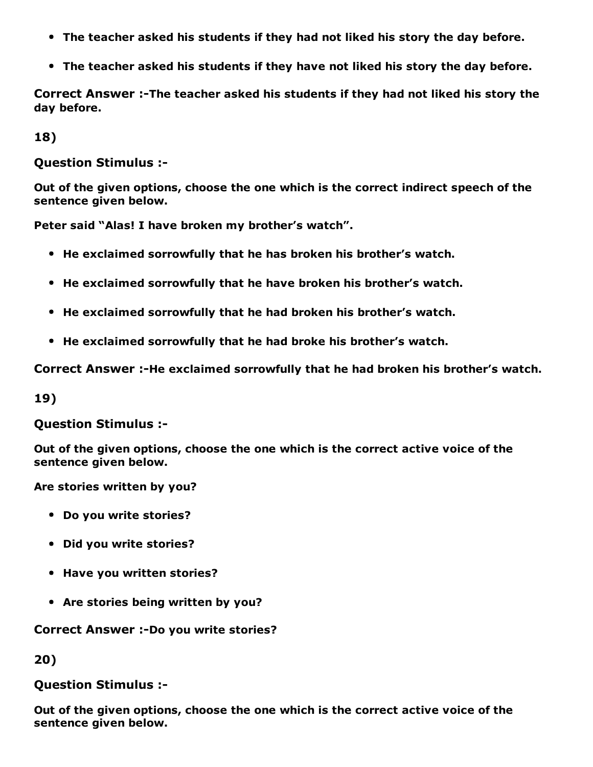- **The teacher asked his students if they had not liked his story the day before.**
- **The teacher asked his students if they have not liked his story the day before.**

**Correct Answer :-The teacher asked his students if they had not liked his story the day before.**

**18)**

**Question Stimulus :-**

**Out of the given options, choose the one which is the correct indirect speech of the sentence given below.**

**Peter said "Alas! I have broken my brother's watch".**

- **He exclaimed sorrowfully that he has broken his brother's watch.**
- **He exclaimed sorrowfully that he have broken his brother's watch.**
- **He exclaimed sorrowfully that he had broken his brother's watch.**
- **He exclaimed sorrowfully that he had broke his brother's watch.**

**Correct Answer :-He exclaimed sorrowfully that he had broken his brother's watch.**

**19)**

**Question Stimulus :-**

**Out of the given options, choose the one which is the correct active voice of the sentence given below.**

**Are stories written by you?**

- **Do you write stories?**
- **Did you write stories?**
- **Have you written stories?**
- **Are stories being written by you?**

**Correct Answer :-Do you write stories?**

**20)**

**Question Stimulus :-**

**Out of the given options, choose the one which is the correct active voice of the sentence given below.**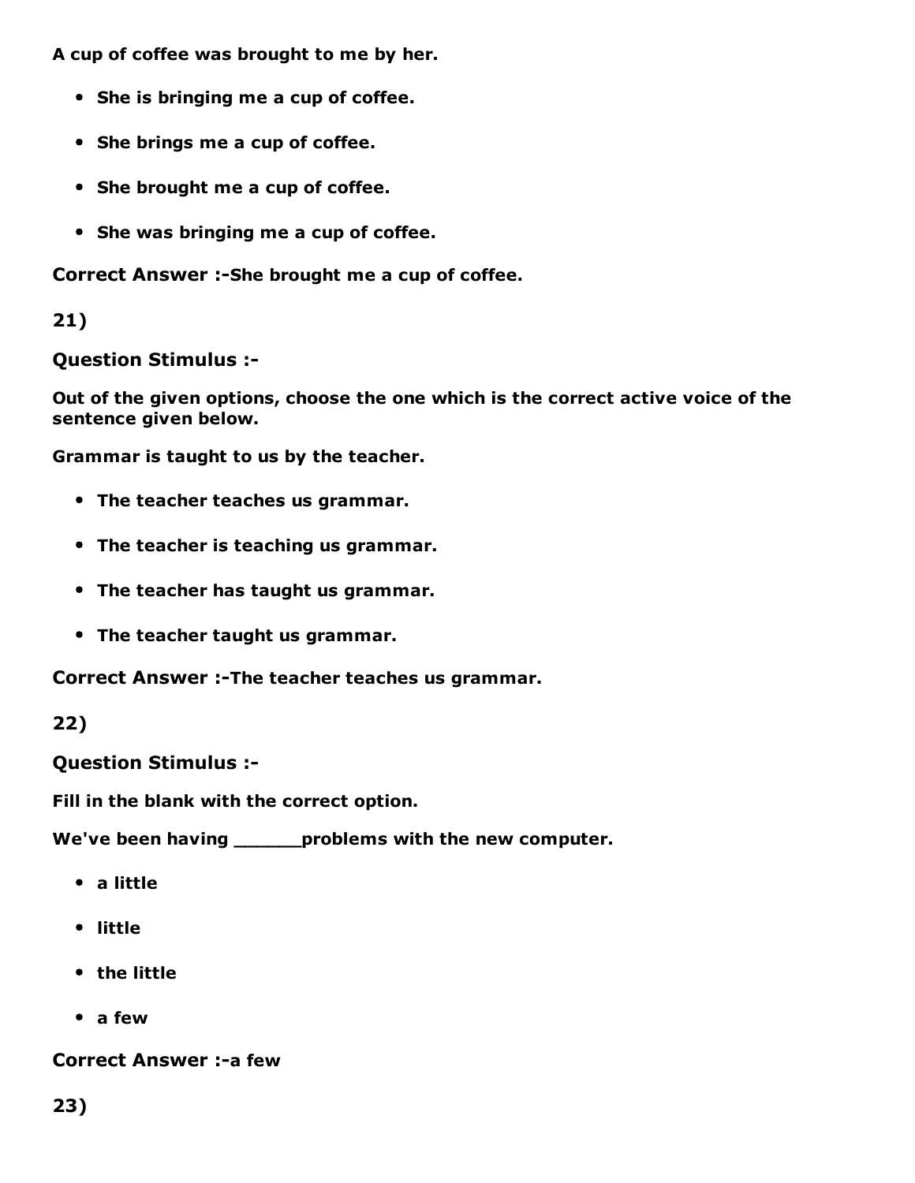**A cup of coffee was brought to me by her.**

- **She is bringing me a cup of coffee.**
- **She brings me a cup of coffee.**
- **She brought me a cup of coffee.**
- **She was bringing me a cup of coffee.**

**Correct Answer :-She brought me a cup of coffee.**

**21)**

**Question Stimulus :-**

**Out of the given options, choose the one which is the correct active voice of the sentence given below.**

**Grammar is taught to us by the teacher.**

- **The teacher teaches us grammar.**
- **The teacher is teaching us grammar.**
- **The teacher has taught us grammar.**
- **The teacher taught us grammar.**

**Correct Answer :-The teacher teaches us grammar.**

**22)**

**Question Stimulus :-**

**Fill in the blank with the correct option.**

**We've been having ______problems with the new computer.**

- **a little**
- **little**
- **the little**
- **a few**

**Correct Answer :-a few**

**23)**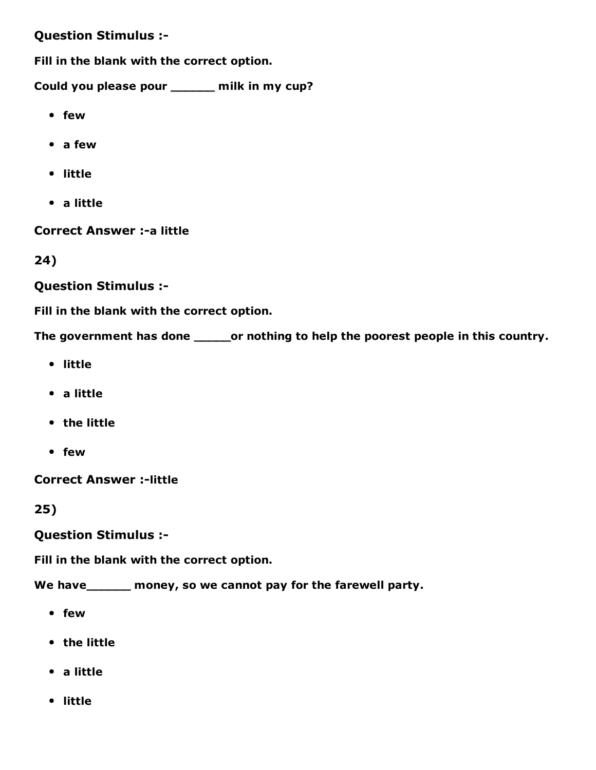**Question Stimulus :-**

**Fill in the blank with the correct option.**

**Could you please pour ______ milk in my cup?**

- **few**
- **a few**
- **little**
- **a little**

**Correct Answer :-a little**

**24)**

**Question Stimulus :-**

**Fill in the blank with the correct option.**

**The government has done _____or nothing to help the poorest people in this country.**

- **little**
- **a little**
- **the little**
- **few**

**Correct Answer :-little**

**25)**

**Question Stimulus :-**

**Fill in the blank with the correct option.**

**We have______ money, so we cannot pay for the farewell party.**

- **few**
- **the little**
- **a little**
- **little**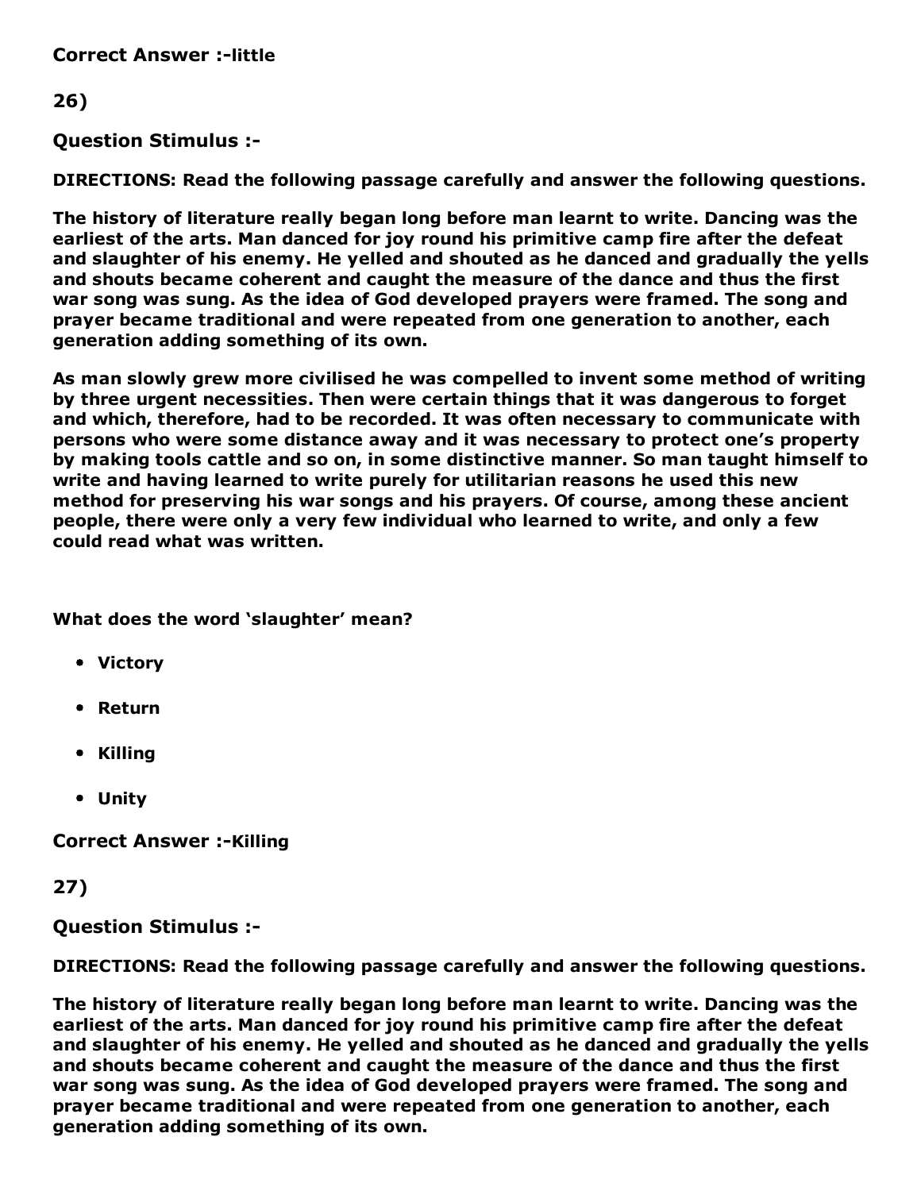**Correct Answer :-little**

**26)**

**Question Stimulus :-**

**DIRECTIONS: Read the following passage carefully and answer the following questions.**

**The history of literature really began long before man learnt to write. Dancing was the earliest of the arts. Man danced for joy round his primitive camp fire after the defeat and slaughter of his enemy. He yelled and shouted as he danced and gradually the yells and shouts became coherent and caught the measure of the dance and thus the first war song was sung. As the idea of God developed prayers were framed. The song and prayer became traditional and were repeated from one generation to another, each generation adding something of its own.**

**As man slowly grew more civilised he was compelled to invent some method of writing by three urgent necessities. Then were certain things that it was dangerous to forget and which, therefore, had to be recorded. It was often necessary to communicate with persons who were some distance away and it was necessary to protect one's property by making tools cattle and so on, in some distinctive manner. So man taught himself to write and having learned to write purely for utilitarian reasons he used this new method for preserving his war songs and his prayers. Of course, among these ancient people, there were only a very few individual who learned to write, and only a few could read what was written.**

**What does the word 'slaughter' mean?**

- **Victory**
- **Return**
- **Killing**
- **Unity**

**Correct Answer :-Killing**

**27)**

**Question Stimulus :-**

**DIRECTIONS: Read the following passage carefully and answer the following questions.**

**The history of literature really began long before man learnt to write. Dancing was the earliest of the arts. Man danced for joy round his primitive camp fire after the defeat and slaughter of his enemy. He yelled and shouted as he danced and gradually the yells and shouts became coherent and caught the measure of the dance and thus the first war song was sung. As the idea of God developed prayers were framed. The song and prayer became traditional and were repeated from one generation to another, each generation adding something of its own.**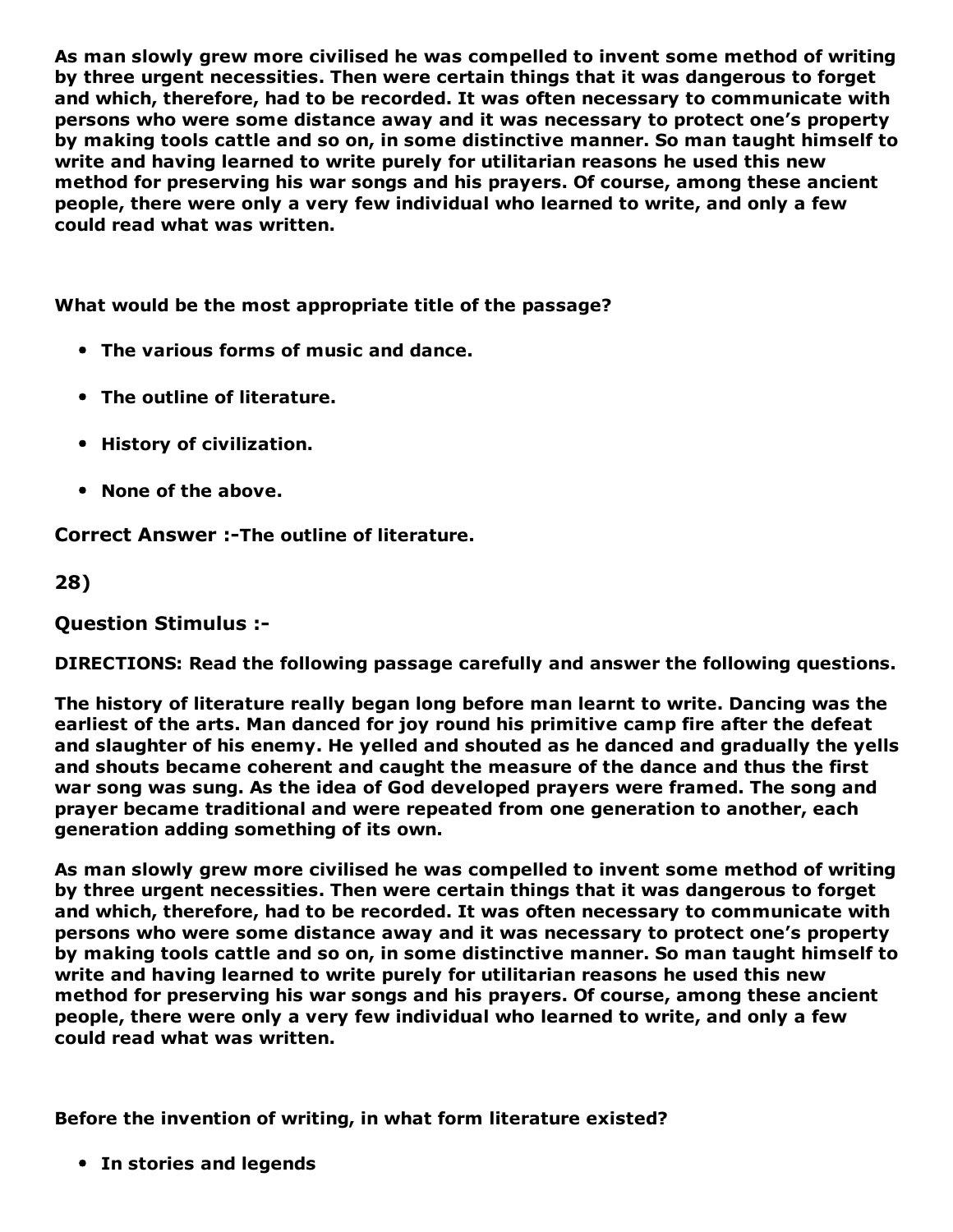**As man slowly grew more civilised he was compelled to invent some method of writing by three urgent necessities. Then were certain things that it was dangerous to forget and which, therefore, had to be recorded. It was often necessary to communicate with persons who were some distance away and it was necessary to protect one's property by making tools cattle and so on, in some distinctive manner. So man taught himself to write and having learned to write purely for utilitarian reasons he used this new method for preserving his war songs and his prayers. Of course, among these ancient people, there were only a very few individual who learned to write, and only a few could read what was written.**

**What would be the most appropriate title of the passage?**

- **The various forms of music and dance.**
- **The outline of literature.**
- **History of civilization.**
- **None of the above.**

**Correct Answer :-The outline of literature.**

**28)**

**Question Stimulus :-**

**DIRECTIONS: Read the following passage carefully and answer the following questions.**

**The history of literature really began long before man learnt to write. Dancing was the earliest of the arts. Man danced for joy round his primitive camp fire after the defeat and slaughter of his enemy. He yelled and shouted as he danced and gradually the yells and shouts became coherent and caught the measure of the dance and thus the first war song was sung. As the idea of God developed prayers were framed. The song and prayer became traditional and were repeated from one generation to another, each generation adding something of its own.**

**As man slowly grew more civilised he was compelled to invent some method of writing by three urgent necessities. Then were certain things that it was dangerous to forget and which, therefore, had to be recorded. It was often necessary to communicate with persons who were some distance away and it was necessary to protect one's property by making tools cattle and so on, in some distinctive manner. So man taught himself to write and having learned to write purely for utilitarian reasons he used this new method for preserving his war songs and his prayers. Of course, among these ancient people, there were only a very few individual who learned to write, and only a few could read what was written.**

**Before the invention of writing, in what form literature existed?**

- **In stories and legends**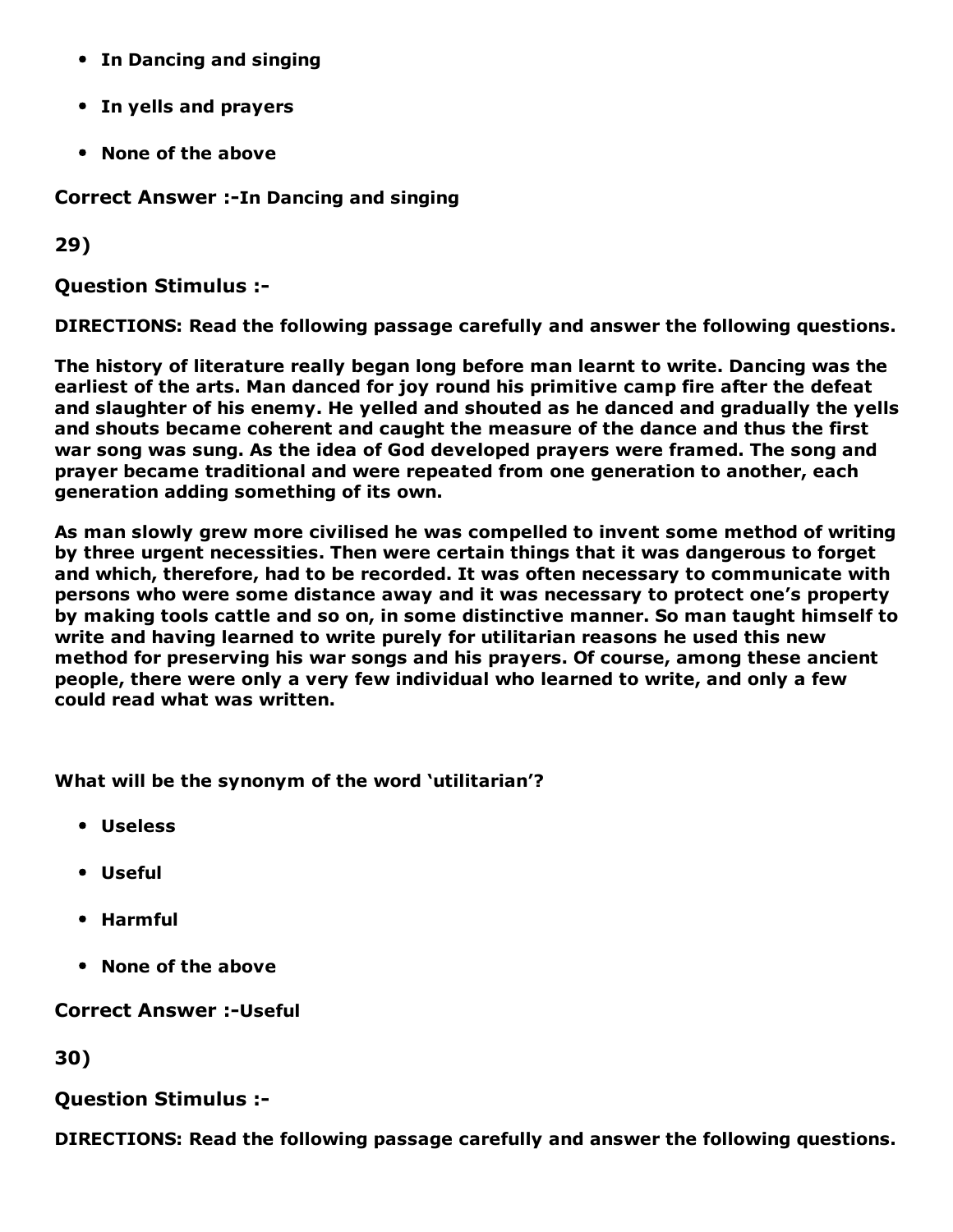- In Dancing and singing
- In yells and prayers
- None of the above

**Correct Answer :-In Dancing and singing**

**29)**

**Question Stimulus :-**

**DIRECTIONS: Read the following passage carefully and answer the following questions.**

**The history of literature really began long before man learnt to write. Dancing was the earliest of the arts. Man danced for joy round his primitive camp fire after the defeat and slaughter of his enemy. He yelled and shouted as he danced and gradually the yells and shouts became coherent and caught the measure of the dance and thus the first war song was sung. As the idea of God developed prayers were framed. The song and prayer became traditional and were repeated from one generation to another, each generation adding something of its own.**

**As man slowly grew more civilised he was compelled to invent some method of writing by three urgent necessities. Then were certain things that it was dangerous to forget and which, therefore, had to be recorded. It was often necessary to communicate with persons who were some distance away and it was necessary to protect one's property by making tools cattle and so on, in some distinctive manner. So man taught himself to write and having learned to write purely for utilitarian reasons he used this new method for preserving his war songs and his prayers. Of course, among these ancient people, there were only a very few individual who learned to write, and only a few could read what was written.**

**What will be the synonym of the word 'utilitarian'?**

- Useless
- Useful
- Harmful
- None of the above

**Correct Answer :-Useful**

**30)**

**Question Stimulus :-**

**DIRECTIONS: Read the following passage carefully and answer the following questions.**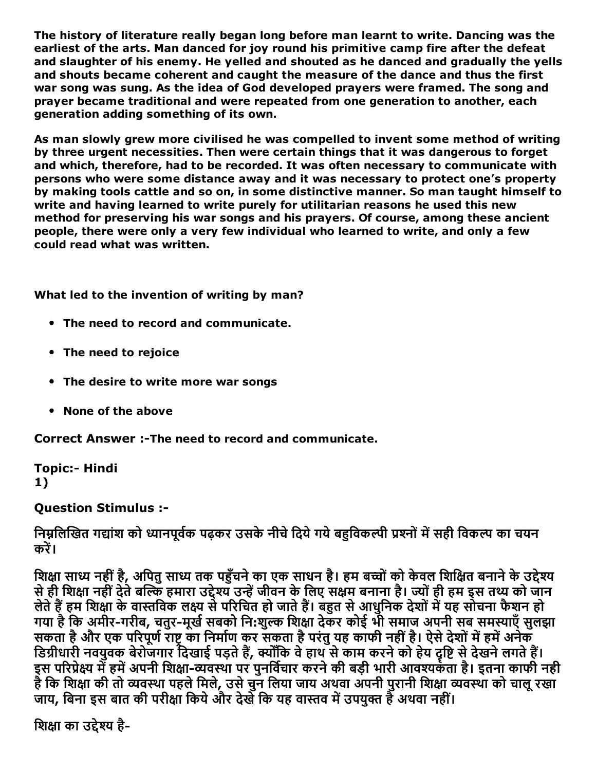**The history of literature really began long before man learnt to write. Dancing was the earliest of the arts. Man danced for joy round his primitive camp fire after the defeat and slaughter of his enemy. He yelled and shouted as he danced and gradually the yells and shouts became coherent and caught the measure of the dance and thus the first war song was sung. As the idea of God developed prayers were framed. The song and prayer became traditional and were repeated from one generation to another, each generation adding something of its own.**

**As man slowly grew more civilised he was compelled to invent some method of writing by three urgent necessities. Then were certain things that it was dangerous to forget and which, therefore, had to be recorded. It was often necessary to communicate with persons who were some distance away and it was necessary to protect one's property by making tools cattle and so on, in some distinctive manner. So man taught himself to write and having learned to write purely for utilitarian reasons he used this new method for preserving his war songs and his prayers. Of course, among these ancient people, there were only a very few individual who learned to write, and only a few could read what was written.**

**What led to the invention of writing by man?**

- **The need to record and communicate.**
- **The need to rejoice**
- **The desire to write more war songs**
- **None of the above**

**Correct Answer :-The need to record and communicate.**

**Topic:- Hindi**
**1)**

**Question Stimulus :-**

**निम्नलिखित गद्यांश को ध्यानपूर्वक पढ़कर उसके नीचे दिये गये बहुविकल्पी प्रश्नों में सही विकल्प का चयन करें।**

**शिक्षा साध्य नहीं है, अपितु साध्य तक पहुँचने का एक साधन है। हम बच्चों को केवल शिक्षित बनाने के उद्देश्य से ही शिक्षा नहीं देते बल्कि हमारा उद्देश्य उन्हें जीवन के लिए सक्षम बनाना है। ज्यों ही हम इस तथ्य को जान लेते हैं हम शिक्षा के वास्तविक लक्ष्य से परिचित हो जाते हैं। बहुत से आधुनिक देशों में यह सोचना फैशन हो गया है कि अमीर-गरीब, चतुर-मूर्ख सबको नि:शुल्क शिक्षा देकर कोई भी समाज अपनी सब समस्याएँ सुलझा सकता है और एक परिपूर्ण राष्ट्र का निर्माण कर सकता है परंतु यह काफी नहीं है। ऐसे देशों में हमें अनेक डिग्रीधारी नवयुवक बेरोजगार दिखाई पड़ते हैं, क्योंकि वे हाथ से काम करने को हेय दृष्टि से देखने लगते हैं। इस परिप्रेक्ष्य में हमें अपनी शिक्षा-व्यवस्था पर पुनर्विचार करने की बड़ी भारी आवश्यकता है। इतना काफी नही है कि शिक्षा की तो व्यवस्था पहले मिले, उसे चुन लिया जाय अथवा अपनी पुरानी शिक्षा व्यवस्था को चालू रखा जाय, बिना इस बात की परीक्षा किये और देखे कि यह वास्तव में उपयुक्त है अथवा नहीं।**

**शिक्षा का उद्देश्य है-**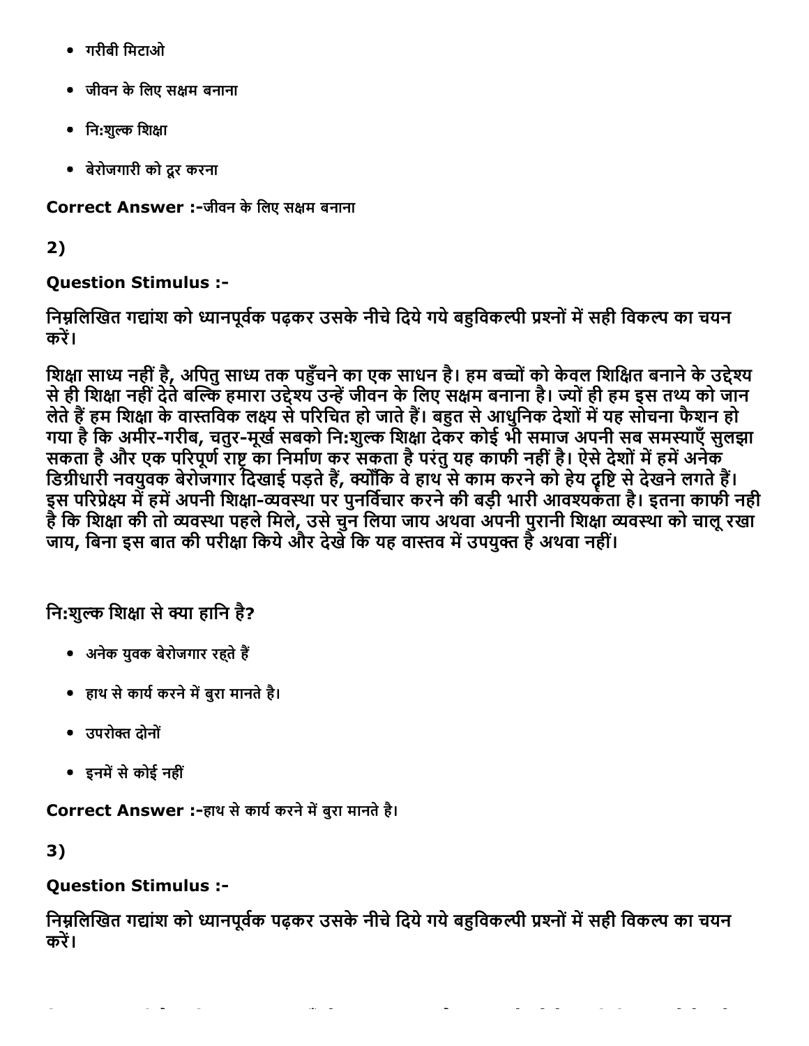- गरीबी मिटाओ
- जीवन के लिए सक्षम बनाना
- नि:शुल्क शिक्षा
- बेरोजगारी को दूर करना

**Correct Answer :-**जीवन के लिए सक्षम बनाना

**2)**

**Question Stimulus :-**

**निम्नलिखित गद्यांश को ध्यानपूर्वक पढ़कर उसके नीचे दिये गये बहुविकल्पी प्रश्नों में सही विकल्प का चयन करें।**

**शिक्षा साध्य नहीं है, अपितु साध्य तक पहुँचने का एक साधन है। हम बच्चों को केवल शिक्षित बनाने के उद्देश्य से ही शिक्षा नहीं देते बल्कि हमारा उद्देश्य उन्हें जीवन के लिए सक्षम बनाना है। ज्यों ही हम इस तथ्य को जान लेते हैं हम शिक्षा के वास्तविक लक्ष्य से परिचित हो जाते हैं। बहुत से आधुनिक देशों में यह सोचना फैशन हो गया है कि अमीर-गरीब, चतुर-मूर्ख सबको नि:शुल्क शिक्षा देकर कोई भी समाज अपनी सब समस्याएँ सुलझा सकता है और एक परिपूर्ण राष्ट्र का निर्माण कर सकता है परंतु यह काफी नहीं है। ऐसे देशों में हमें अनेक डिग्रीधारी नवयुवक बेरोजगार दिखाई पड़ते हैं, क्योंकि वे हाथ से काम करने को हेय दृष्टि से देखने लगते हैं। इस परिप्रेक्ष्य में हमें अपनी शिक्षा-व्यवस्था पर पुनर्विचार करने की बड़ी भारी आवश्यकता है। इतना काफी नही है कि शिक्षा की तो व्यवस्था पहले मिले, उसे चुन लिया जाय अथवा अपनी पुरानी शिक्षा व्यवस्था को चालू रखा जाय, बिना इस बात की परीक्षा किये और देखे कि यह वास्तव में उपयुक्त है अथवा नहीं।**

**नि:शुल्क शिक्षा से क्या हानि है?**

- अनेक युवक बेरोजगार रहते हैं
- हाथ से कार्य करने में बुरा मानते है।
- उपरोक्त दोनों
- इनमें से कोई नहीं

**Correct Answer :-**हाथ से कार्य करने में बुरा मानते है।

**3)**

**Question Stimulus :-**

**निम्नलिखित गद्यांश को ध्यानपूर्वक पढ़कर उसके नीचे दिये गये बहुविकल्पी प्रश्नों में सही विकल्प का चयन करें।**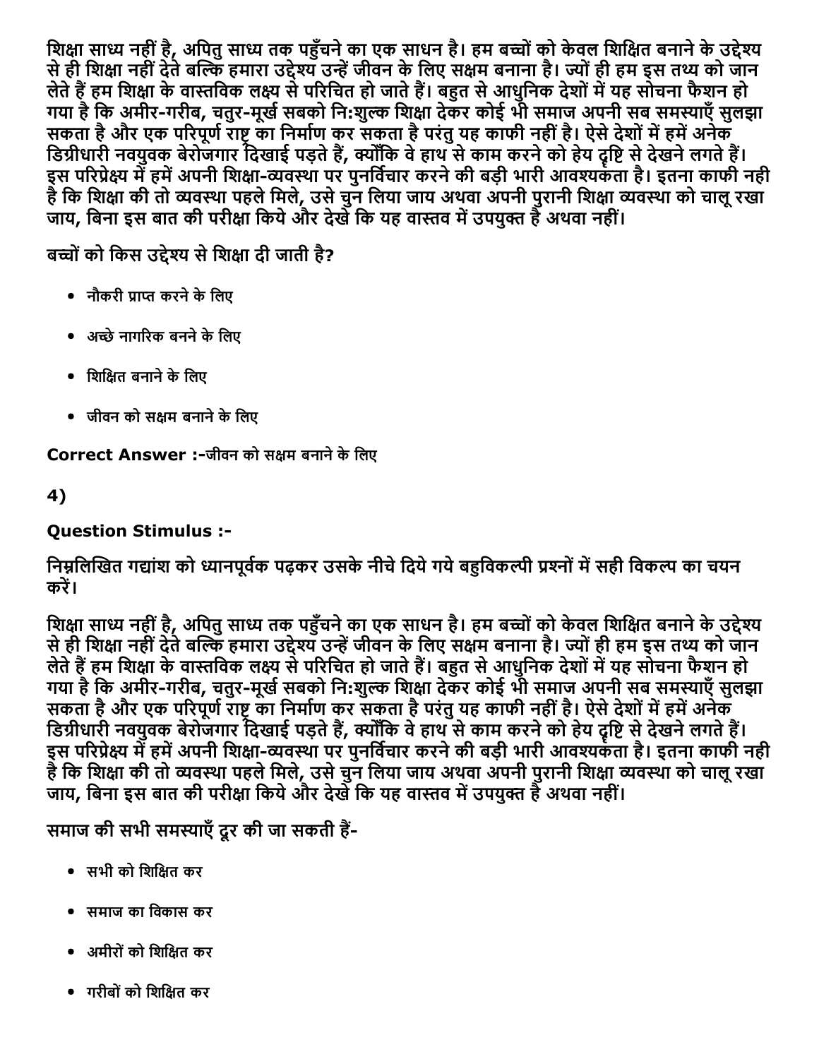शिक्षा साध्य नहीं है, अपितु साध्य तक पहुँचने का एक साधन है। हम बच्चों को केवल शिक्षित बनाने के उद्देश्य से ही शिक्षा नहीं देते बल्कि हमारा उद्देश्य उन्हें जीवन के लिए सक्षम बनाना है। ज्यों ही हम इस तथ्य को जान लेते हैं हम शिक्षा के वास्तविक लक्ष्य से परिचित हो जाते हैं। बहुत से आधुनिक देशों में यह सोचना फैशन हो गया है कि अमीर-गरीब, चतुर-मूर्ख सबको नि:शुल्क शिक्षा देकर कोई भी समाज अपनी सब समस्याएँ सुलझा सकता है और एक परिपूर्ण राष्ट्र का निर्माण कर सकता है परंतु यह काफी नहीं है। ऐसे देशों में हमें अनेक डिग्रीधारी नवयुवक बेरोजगार दिखाई पड़ते हैं, क्योंकि वे हाथ से काम करने को हेय दृष्टि से देखने लगते हैं। इस परिप्रेक्ष्य में हमें अपनी शिक्षा-व्यवस्था पर पुनर्विचार करने की बड़ी भारी आवश्यकता है। इतना काफी नही है कि शिक्षा की तो व्यवस्था पहले मिले, उसे चुन लिया जाय अथवा अपनी पुरानी शिक्षा व्यवस्था को चालू रखा जाय, बिना इस बात की परीक्षा किये और देखे कि यह वास्तव में उपयुक्त है अथवा नहीं।

बच्चों को किस उद्देश्य से शिक्षा दी जाती है?

- नौकरी प्राप्त करने के लिए
- अच्छे नागरिक बनने के लिए
- शिक्षित बनाने के लिए
- जीवन को सक्षम बनाने के लिए

**Correct Answer :-**जीवन को सक्षम बनाने के लिए

**4)**

**Question Stimulus :-**

निम्नलिखित गद्यांश को ध्यानपूर्वक पढ़कर उसके नीचे दिये गये बहुविकल्पी प्रश्नों में सही विकल्प का चयन करें।

शिक्षा साध्य नहीं है, अपितु साध्य तक पहुँचने का एक साधन है। हम बच्चों को केवल शिक्षित बनाने के उद्देश्य से ही शिक्षा नहीं देते बल्कि हमारा उद्देश्य उन्हें जीवन के लिए सक्षम बनाना है। ज्यों ही हम इस तथ्य को जान लेते हैं हम शिक्षा के वास्तविक लक्ष्य से परिचित हो जाते हैं। बहुत से आधुनिक देशों में यह सोचना फैशन हो गया है कि अमीर-गरीब, चतुर-मूर्ख सबको नि:शुल्क शिक्षा देकर कोई भी समाज अपनी सब समस्याएँ सुलझा सकता है और एक परिपूर्ण राष्ट्र का निर्माण कर सकता है परंतु यह काफी नहीं है। ऐसे देशों में हमें अनेक डिग्रीधारी नवयुवक बेरोजगार दिखाई पड़ते हैं, क्योंकि वे हाथ से काम करने को हेय दृष्टि से देखने लगते हैं। इस परिप्रेक्ष्य में हमें अपनी शिक्षा-व्यवस्था पर पुनर्विचार करने की बड़ी भारी आवश्यकता है। इतना काफी नही है कि शिक्षा की तो व्यवस्था पहले मिले, उसे चुन लिया जाय अथवा अपनी पुरानी शिक्षा व्यवस्था को चालू रखा जाय, बिना इस बात की परीक्षा किये और देखे कि यह वास्तव में उपयुक्त है अथवा नहीं।

समाज की सभी समस्याएँ दूर की जा सकती हैं-

- सभी को शिक्षित कर
- समाज का विकास कर
- अमीरों को शिक्षित कर
- गरीबों को शिक्षित कर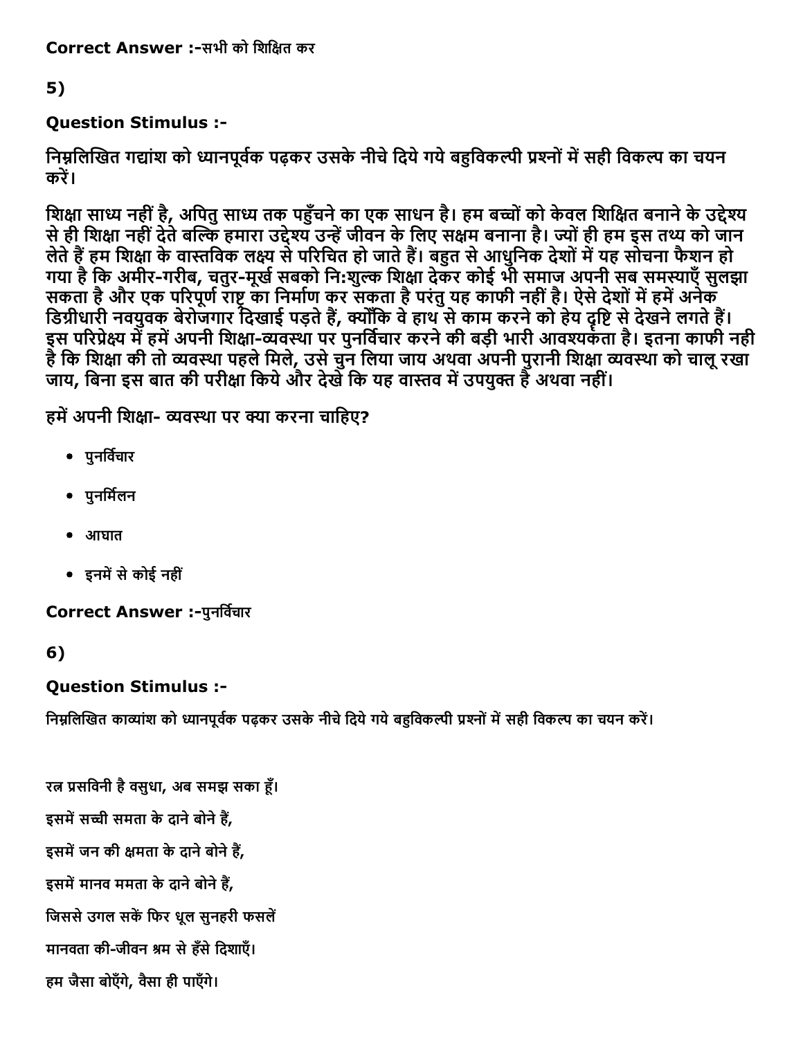**Correct Answer :-**सभी को शिक्षित कर

5)

**Question Stimulus :-**

**निम्नलिखित गद्यांश को ध्यानपूर्वक पढ़कर उसके नीचे दिये गये बहुविकल्पी प्रश्नों में सही विकल्प का चयन करें।**

**शिक्षा साध्य नहीं है, अपितु साध्य तक पहुँचने का एक साधन है। हम बच्चों को केवल शिक्षित बनाने के उद्देश्य से ही शिक्षा नहीं देते बल्कि हमारा उद्देश्य उन्हें जीवन के लिए सक्षम बनाना है। ज्यों ही हम इस तथ्य को जान लेते हैं हम शिक्षा के वास्तविक लक्ष्य से परिचित हो जाते हैं। बहुत से आधुनिक देशों में यह सोचना फैशन हो गया है कि अमीर-गरीब, चतुर-मूर्ख सबको नि:शुल्क शिक्षा देकर कोई भी समाज अपनी सब समस्याएँ सुलझा सकता है और एक परिपूर्ण राष्ट्र का निर्माण कर सकता है परंतु यह काफी नहीं है। ऐसे देशों में हमें अनेक डिग्रीधारी नवयुवक बेरोजगार दिखाई पड़ते हैं, क्योंकि वे हाथ से काम करने को हेय दृष्टि से देखने लगते हैं। इस परिप्रेक्ष्य में हमें अपनी शिक्षा-व्यवस्था पर पुनर्विचार करने की बड़ी भारी आवश्यकता है। इतना काफी नही है कि शिक्षा की तो व्यवस्था पहले मिले, उसे चुन लिया जाय अथवा अपनी पुरानी शिक्षा व्यवस्था को चालू रखा जाय, बिना इस बात की परीक्षा किये और देखे कि यह वास्तव में उपयुक्त है अथवा नहीं।**

**हमें अपनी शिक्षा- व्यवस्था पर क्या करना चाहिए?**

- पुनर्विचार
- पुनर्मिलन
- आघात
- इनमें से कोई नहीं

**Correct Answer :-**पुनर्विचार

6)

**Question Stimulus :-**

**निम्नलिखित काव्यांश को ध्यानपूर्वक पढ़कर उसके नीचे दिये गये बहुविकल्पी प्रश्नों में सही विकल्प का चयन करें।**

**रत्न प्रसविनी है वसुधा, अब समझ सका हूँ।**

**इसमें सच्ची समता के दाने बोने हैं,**

**इसमें जन की क्षमता के दाने बोने हैं,**

**इसमें मानव ममता के दाने बोने हैं,**

**जिससे उगल सकें फिर धूल सुनहरी फसलें**

**मानवता की-जीवन श्रम से हँसे दिशाएँ।**

**हम जैसा बोएँगे, वैसा ही पाएँगे।**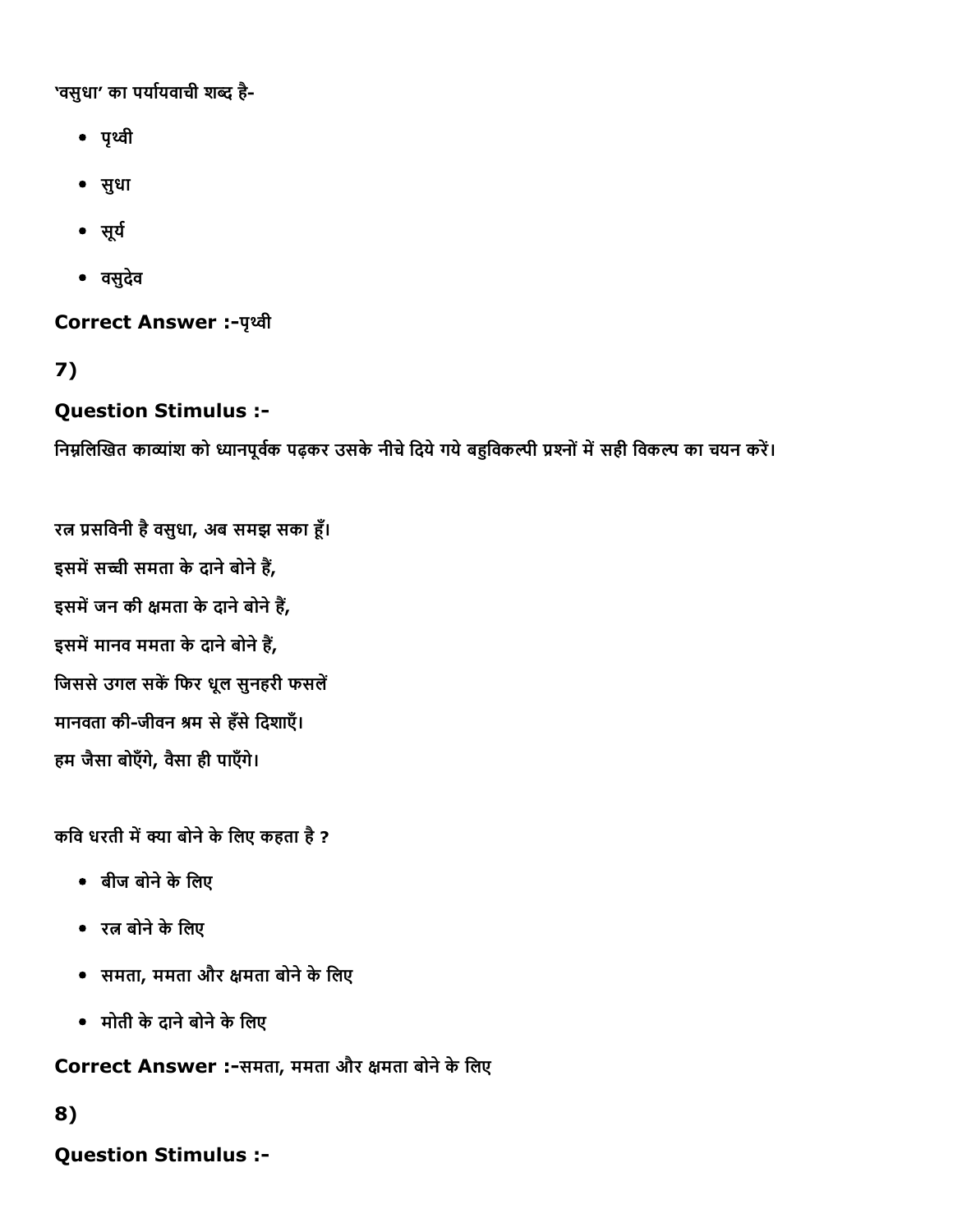'वसुधा' का पर्यायवाची शब्द है-

- पृथ्वी
- सुधा
- सूर्य
- वसुदेव

**Correct Answer :-**पृथ्वी

**7)**

**Question Stimulus :-**

निम्नलिखित काव्यांश को ध्यानपूर्वक पढ़कर उसके नीचे दिये गये बहुविकल्पी प्रश्नों में सही विकल्प का चयन करें।

रत्न प्रसविनी है वसुधा, अब समझ सका हूँ।
इसमें सच्ची समता के दाने बोने हैं,
इसमें जन की क्षमता के दाने बोने हैं,
इसमें मानव ममता के दाने बोने हैं,
जिससे उगल सकें फिर धूल सुनहरी फसलें
मानवता की-जीवन श्रम से हँसे दिशाएँ।
हम जैसा बोएँगे, वैसा ही पाएँगे।

कवि धरती में क्या बोने के लिए कहता है ?

- बीज बोने के लिए
- रत्न बोने के लिए
- समता, ममता और क्षमता बोने के लिए
- मोती के दाने बोने के लिए

**Correct Answer :-**समता, ममता और क्षमता बोने के लिए

**8)**

**Question Stimulus :-**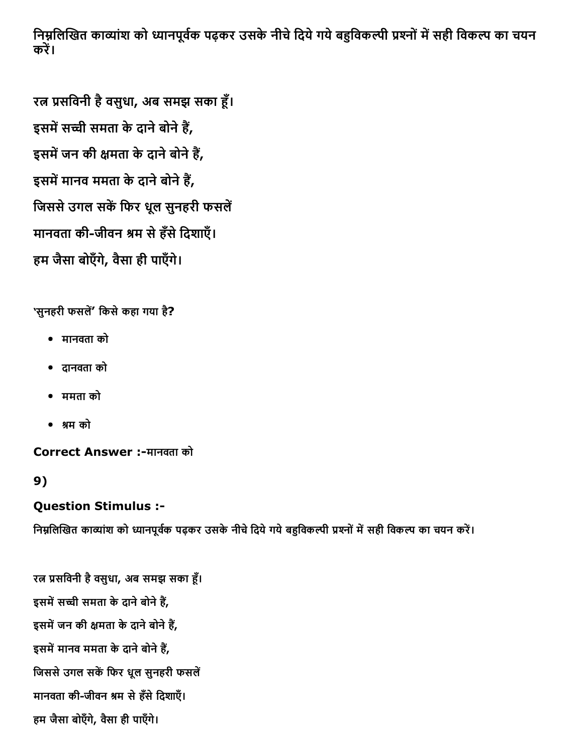निम्नलिखित काव्यांश को ध्यानपूर्वक पढ़कर उसके नीचे दिये गये बहुविकल्पी प्रश्नों में सही विकल्प का चयन करें।

रत्न प्रसविनी है वसुधा, अब समझ सका हूँ।

इसमें सच्ची समता के दाने बोने हैं,

इसमें जन की क्षमता के दाने बोने हैं,

इसमें मानव ममता के दाने बोने हैं,

जिससे उगल सकें फिर धूल सुनहरी फसलें

मानवता की-जीवन श्रम से हँसे दिशाएँ।

हम जैसा बोएँगे, वैसा ही पाएँगे।

'सुनहरी फसलें' किसे कहा गया है?

- मानवता को
- दानवता को
- ममता को
- श्रम को

**Correct Answer :-**मानवता को

**9)**

**Question Stimulus :-**

निम्नलिखित काव्यांश को ध्यानपूर्वक पढ़कर उसके नीचे दिये गये बहुविकल्पी प्रश्नों में सही विकल्प का चयन करें।

रत्न प्रसविनी है वसुधा, अब समझ सका हूँ।

इसमें सच्ची समता के दाने बोने हैं,

इसमें जन की क्षमता के दाने बोने हैं,

इसमें मानव ममता के दाने बोने हैं,

जिससे उगल सकें फिर धूल सुनहरी फसलें

मानवता की-जीवन श्रम से हँसे दिशाएँ।

हम जैसा बोएँगे, वैसा ही पाएँगे।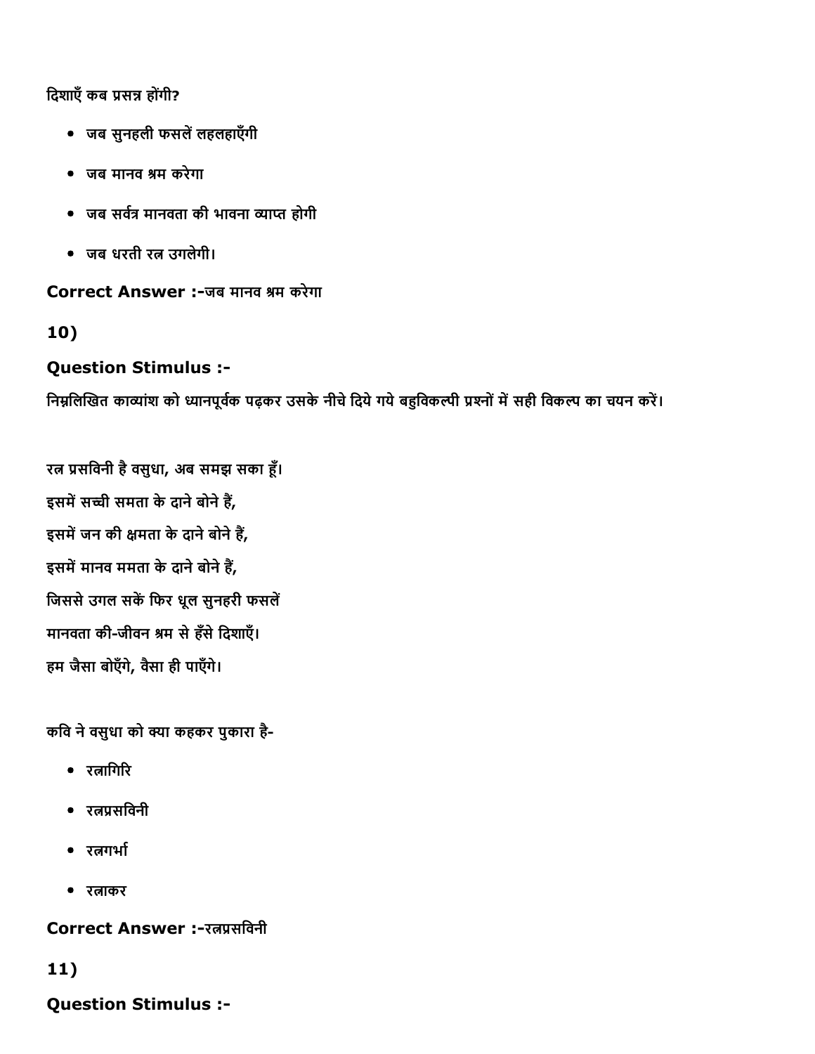दिशाएँ कब प्रसन्न होंगी?

- जब सुनहली फसलें लहलहाएँगी
- जब मानव श्रम करेगा
- जब सर्वत्र मानवता की भावना व्याप्त होगी
- जब धरती रत्न उगलेगी।

**Correct Answer :-**जब मानव श्रम करेगा

**10)**

**Question Stimulus :-**

निम्नलिखित काव्यांश को ध्यानपूर्वक पढ़कर उसके नीचे दिये गये बहुविकल्पी प्रश्नों में सही विकल्प का चयन करें।

रत्न प्रसविनी है वसुधा, अब समझ सका हूँ।
इसमें सच्ची समता के दाने बोने हैं,
इसमें जन की क्षमता के दाने बोने हैं,
इसमें मानव ममता के दाने बोने हैं,
जिससे उगल सकें फिर धूल सुनहरी फसलें
मानवता की-जीवन श्रम से हँसे दिशाएँ।
हम जैसा बोएँगे, वैसा ही पाएँगे।

कवि ने वसुधा को क्या कहकर पुकारा है-

- रत्नागिरि
- रत्नप्रसविनी
- रत्नगर्भा
- रत्नाकर

**Correct Answer :-**रत्नप्रसविनी

**11)**

**Question Stimulus :-**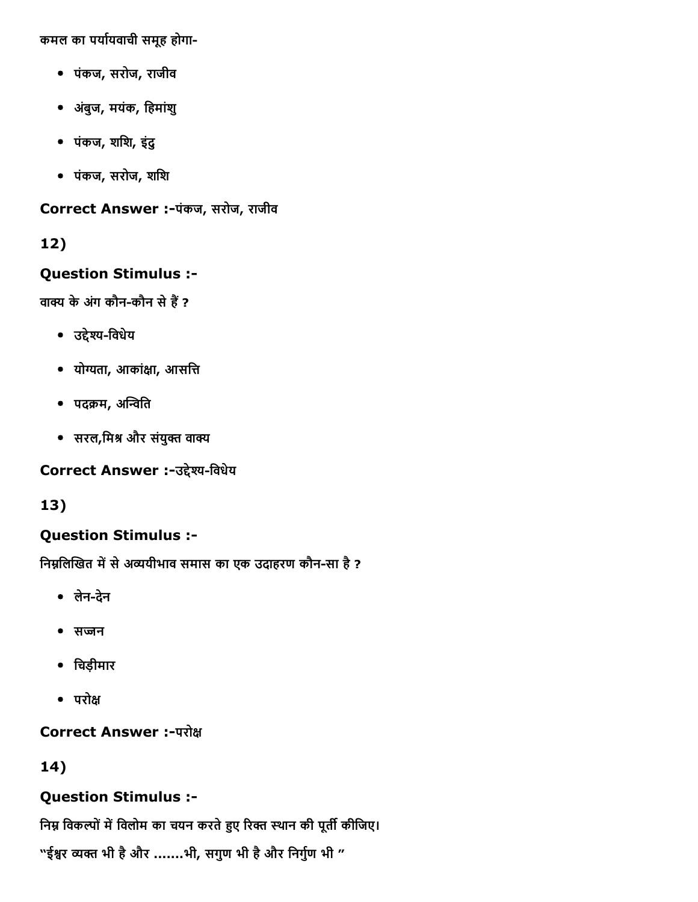कमल का पर्यायवाची समूह होगा-

- पंकज, सरोज, राजीव
- अंबुज, मयंक, हिमांशु
- पंकज, शशि, इंदु
- पंकज, सरोज, शशि

**Correct Answer :-**पंकज, सरोज, राजीव

**12)**

**Question Stimulus :-**

वाक्य के अंग कौन-कौन से हैं ?

- उद्देश्य-विधेय
- योग्यता, आकांक्षा, आसत्ति
- पदक्रम, अन्विति
- सरल,मिश्र और संयुक्त वाक्य

**Correct Answer :-**उद्देश्य-विधेय

**13)**

**Question Stimulus :-**

निम्नलिखित में से अव्ययीभाव समास का एक उदाहरण कौन-सा है ?

- लेन-देन
- सज्जन
- चिड़ीमार
- परोक्ष

**Correct Answer :-**परोक्ष

**14)**

**Question Stimulus :-**

निम्न विकल्पों में विलोम का चयन करते हुए रिक्त स्थान की पूर्ती कीजिए।

"ईश्वर व्यक्त भी है और .......भी, सगुण भी है और निर्गुण भी "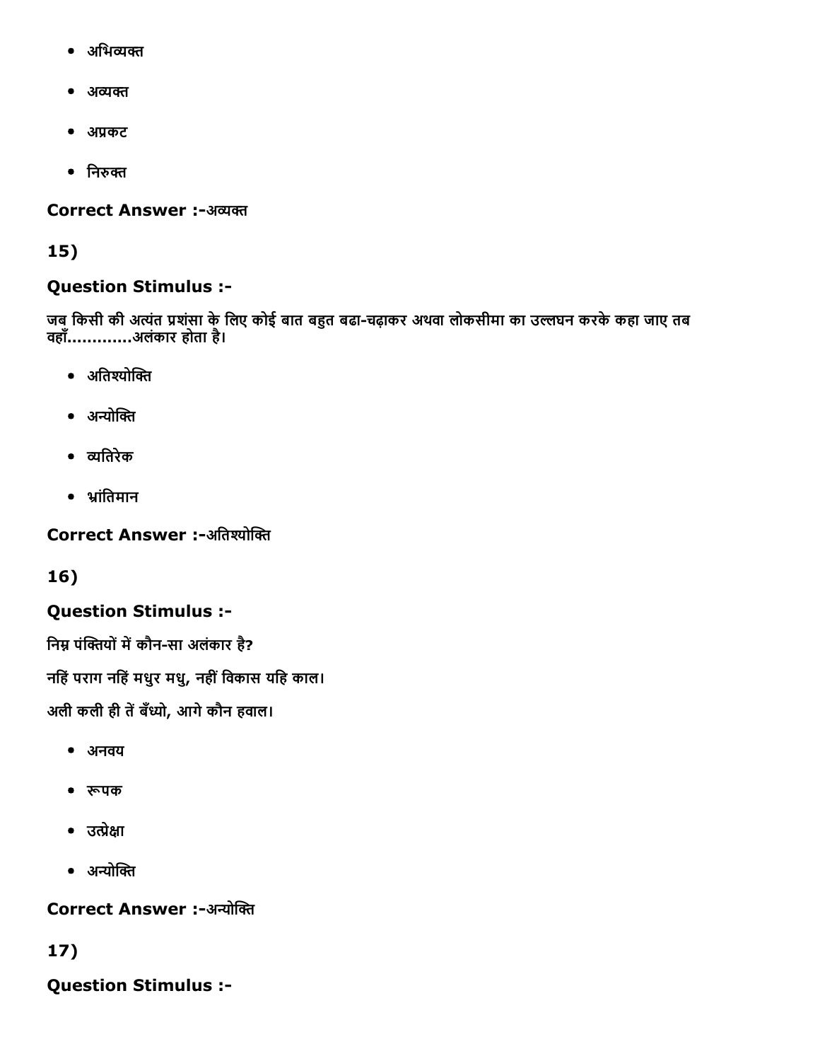- अभिव्यक्त
- अव्यक्त
- अप्रकट
- निरुक्त

**Correct Answer :-**अव्यक्त

**15)**

**Question Stimulus :-**

जब किसी की अत्यंत प्रशंसा के लिए कोई बात बहुत बढा-चढ़ाकर अथवा लोकसीमा का उल्लघन करके कहा जाए तब वहाँ............अलंकार होता है।

- अतिश्योक्ति
- अन्योक्ति
- व्यतिरेक
- भ्रांतिमान

**Correct Answer :-**अतिश्योक्ति

**16)**

**Question Stimulus :-**

निम्न पंक्तियों में कौन-सा अलंकार है?

नहिं पराग नहिं मधुर मधु, नहीं विकास यहि काल।

अली कली ही तें बँध्यो, आगे कौन हवाल।

- अनवय
- रूपक
- उत्प्रेक्षा
- अन्योक्ति

**Correct Answer :-**अन्योक्ति

**17)**

**Question Stimulus :-**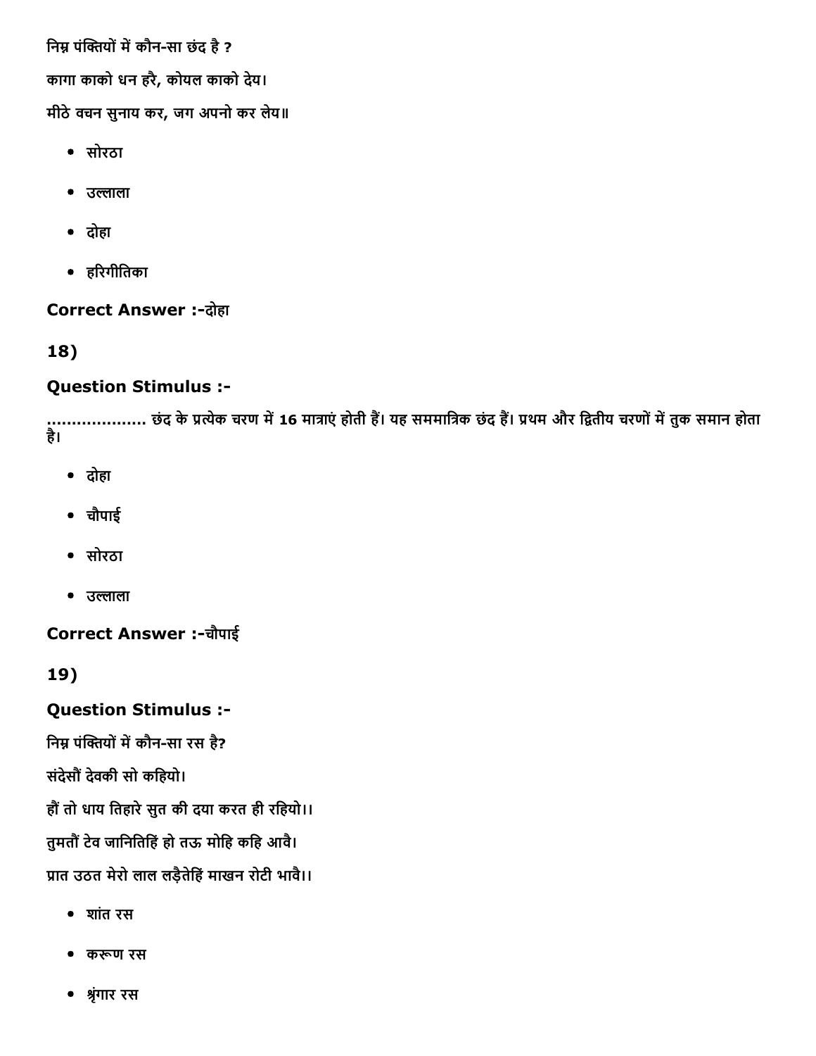निम्न पंक्तियों में कौन-सा छंद है ?

कागा काको धन हरै, कोयल काको देय।

मीठे वचन सुनाय कर, जग अपनो कर लेय॥

- सोरठा
- उल्लाला
- दोहा
- हरिगीतिका

**Correct Answer :-**दोहा

**18)**

**Question Stimulus :-**

.................... छंद के प्रत्येक चरण में **16** मात्राएं होती हैं। यह सममात्रिक छंद हैं। प्रथम और द्वितीय चरणों में तुक समान होता है।

- दोहा
- चौपाई
- सोरठा
- उल्लाला

**Correct Answer :-**चौपाई

**19)**

**Question Stimulus :-**

निम्न पंक्तियों में कौन-सा रस है?

संदेसौं देवकी सो कहियो।

हौं तो धाय तिहारे सुत की दया करत ही रहियो।।

तुमतौं टेव जानितिहिं हो तऊ मोहि कहि आवै।

प्रात उठत मेरो लाल लड़ैतेहिं माखन रोटी भावै।।

- शांत रस
- करूण रस
- श्रृंगार रस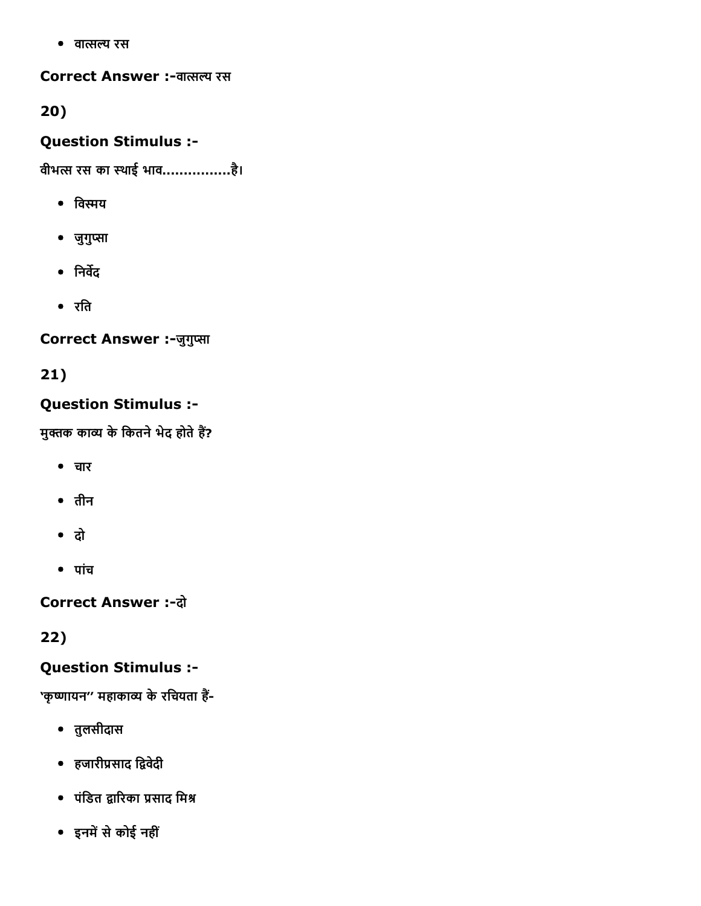- वात्सल्य रस

**Correct Answer :-**वात्सल्य रस

**20)**

**Question Stimulus :-**

वीभत्स रस का स्थाई भाव................है।

- विस्मय
- जुगुप्सा
- निर्वेद
- रति

**Correct Answer :-**जुगुप्सा

**21)**

**Question Stimulus :-**

मुक्तक काव्य के कितने भेद होते हैं?

- चार
- तीन
- दो
- पांच

**Correct Answer :-**दो

**22)**

**Question Stimulus :-**

'कृष्णायन'' महाकाव्य के रचियता हैं-

- तुलसीदास
- हजारीप्रसाद द्विवेदी
- पंडित द्वारिका प्रसाद मिश्र
- इनमें से कोई नहीं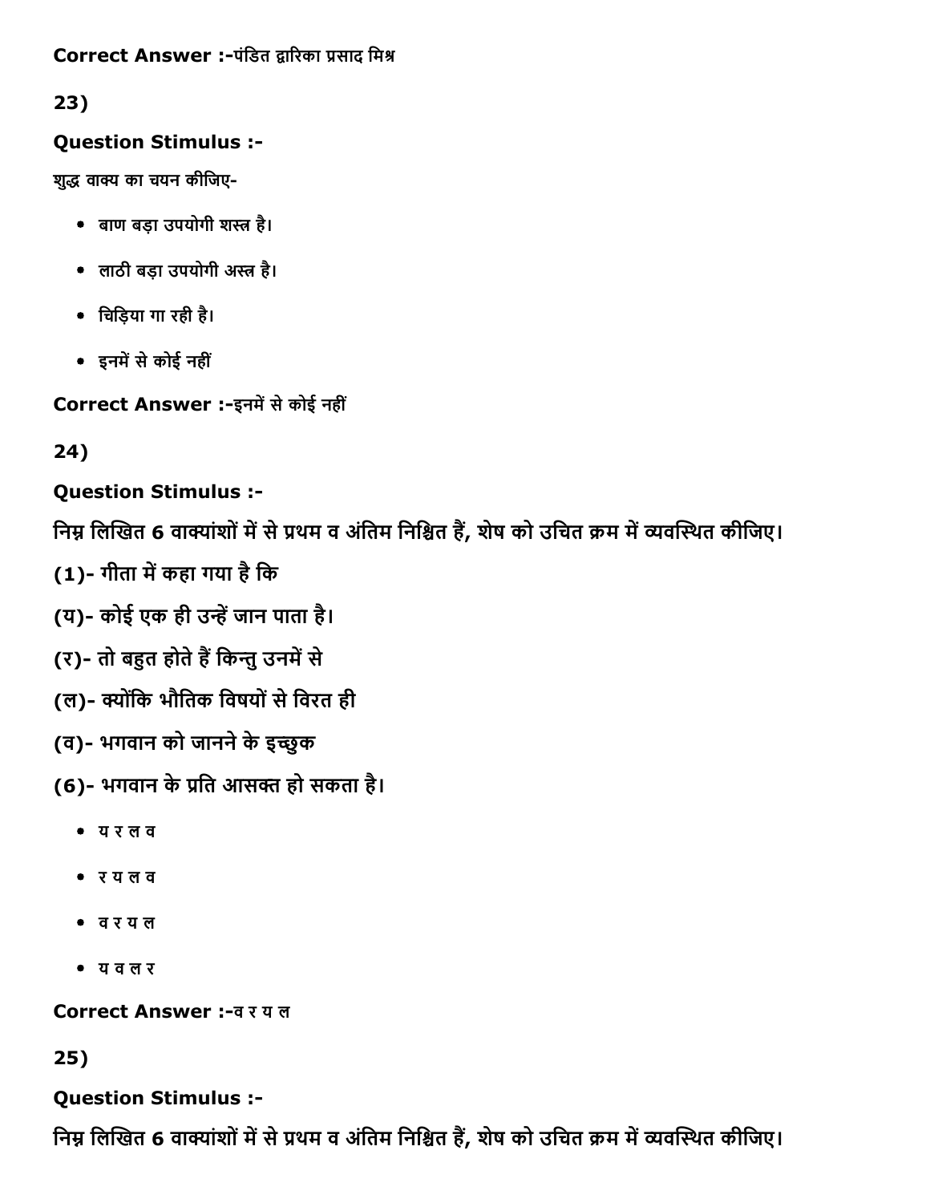Correct Answer :-पंडित द्वारिका प्रसाद मिश्र

23)

**Question Stimulus :-**

शुद्ध वाक्य का चयन कीजिए-

- बाण बड़ा उपयोगी शस्त्र है।
- लाठी बड़ा उपयोगी अस्त्र है।
- चिड़िया गा रही है।
- इनमें से कोई नहीं

**Correct Answer :-**इनमें से कोई नहीं

24)

**Question Stimulus :-**

निम्न लिखित 6 वाक्यांशों में से प्रथम व अंतिम निश्चित हैं, शेष को उचित क्रम में व्यवस्थित कीजिए।

(1)- गीता में कहा गया है कि

(य)- कोई एक ही उन्हें जान पाता है।

(र)- तो बहुत होते हैं किन्तु उनमें से

(ल)- क्योंकि भौतिक विषयों से विरत ही

(व)- भगवान को जानने के इच्छुक

(6)- भगवान के प्रति आसक्त हो सकता है।

- य र ल व
- र य ल व
- व र य ल
- य व ल र

**Correct Answer :-**व र य ल

25)

**Question Stimulus :-**

निम्न लिखित 6 वाक्यांशों में से प्रथम व अंतिम निश्चित हैं, शेष को उचित क्रम में व्यवस्थित कीजिए।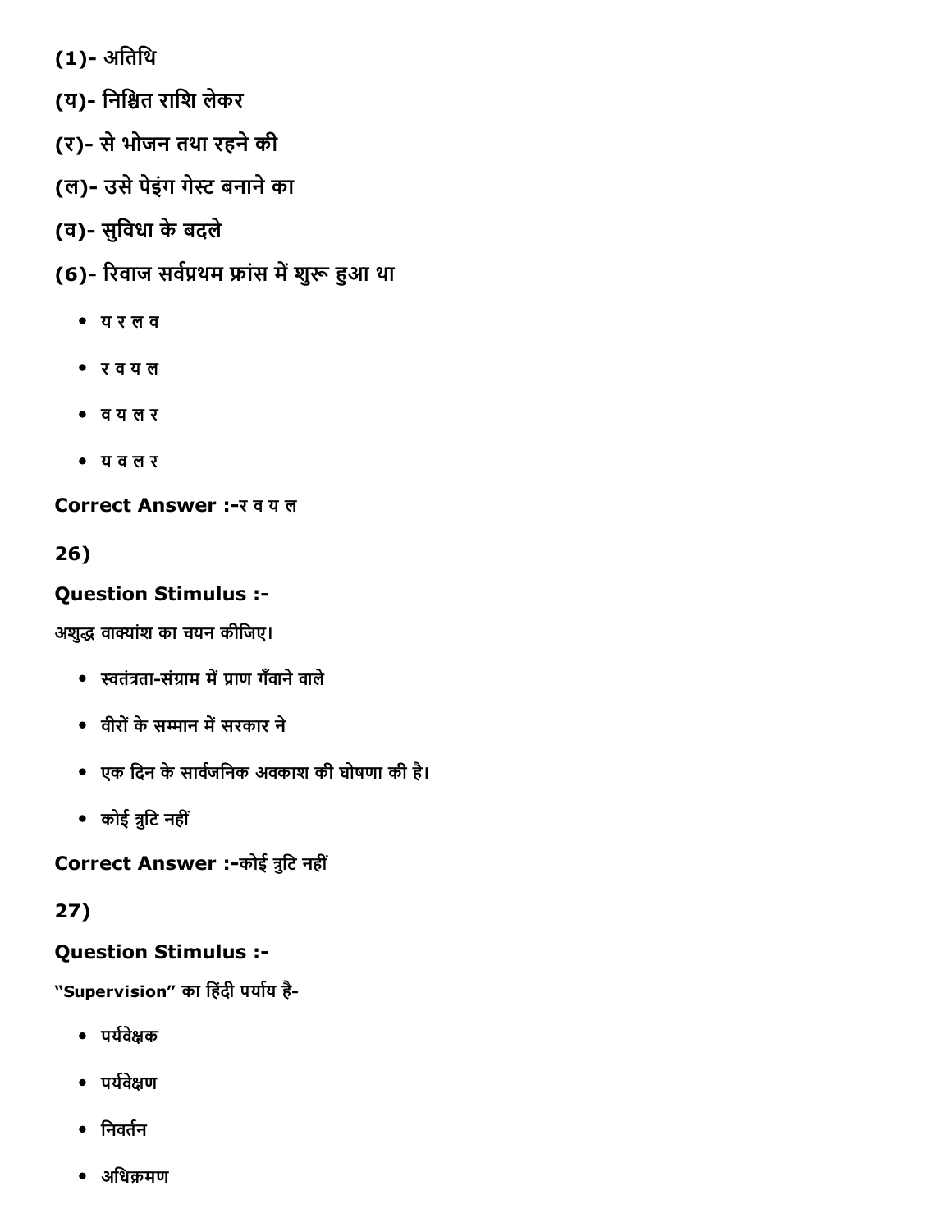(1)- अतिथि

(य)- निश्चित राशि लेकर

(र)- से भोजन तथा रहने की

(ल)- उसे पेइंग गेस्ट बनाने का

(व)- सुविधा के बदले

(6)- रिवाज सर्वप्रथम फ्रांस में शुरू हुआ था

- य र ल व
- र व य ल
- व य ल र
- य व ल र

**Correct Answer :-**र व य ल

**26)**

**Question Stimulus :-**

अशुद्ध वाक्यांश का चयन कीजिए।

- स्वतंत्रता-संग्राम में प्राण गँवाने वाले
- वीरों के सम्मान में सरकार ने
- एक दिन के सार्वजनिक अवकाश की घोषणा की है।
- कोई त्रुटि नहीं

**Correct Answer :-**कोई त्रुटि नहीं

**27)**

**Question Stimulus :-**

“Supervision” का हिंदी पर्याय है-

- पर्यवेक्षक
- पर्यवेक्षण
- निवर्तन
- अधिक्रमण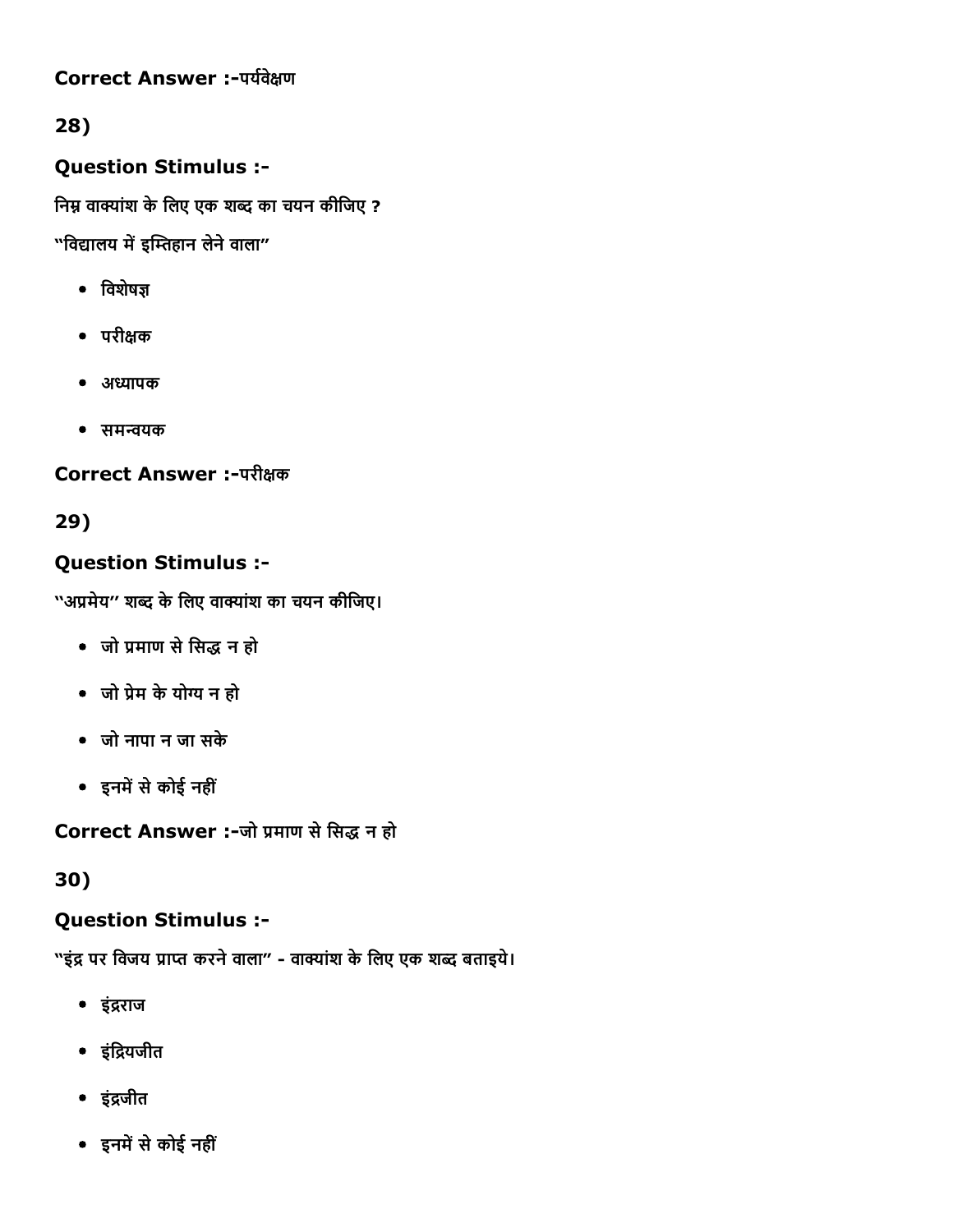**Correct Answer :-**पर्यवेक्षण

**28)**

### Question Stimulus :-

निम्न वाक्यांश के लिए एक शब्द का चयन कीजिए ?

"विद्यालय में इम्तिहान लेने वाला"

- विशेषज्ञ
- परीक्षक
- अध्यापक
- समन्वयक

**Correct Answer :-**परीक्षक

**29)**

### Question Stimulus :-

"अप्रमेय" शब्द के लिए वाक्यांश का चयन कीजिए।

- जो प्रमाण से सिद्ध न हो
- जो प्रेम के योग्य न हो
- जो नापा न जा सके
- इनमें से कोई नहीं

**Correct Answer :-**जो प्रमाण से सिद्ध न हो

**30)**

### Question Stimulus :-

"इंद्र पर विजय प्राप्त करने वाला" - वाक्यांश के लिए एक शब्द बताइये।

- इंद्रराज
- इंद्रियजीत
- इंद्रजीत
- इनमें से कोई नहीं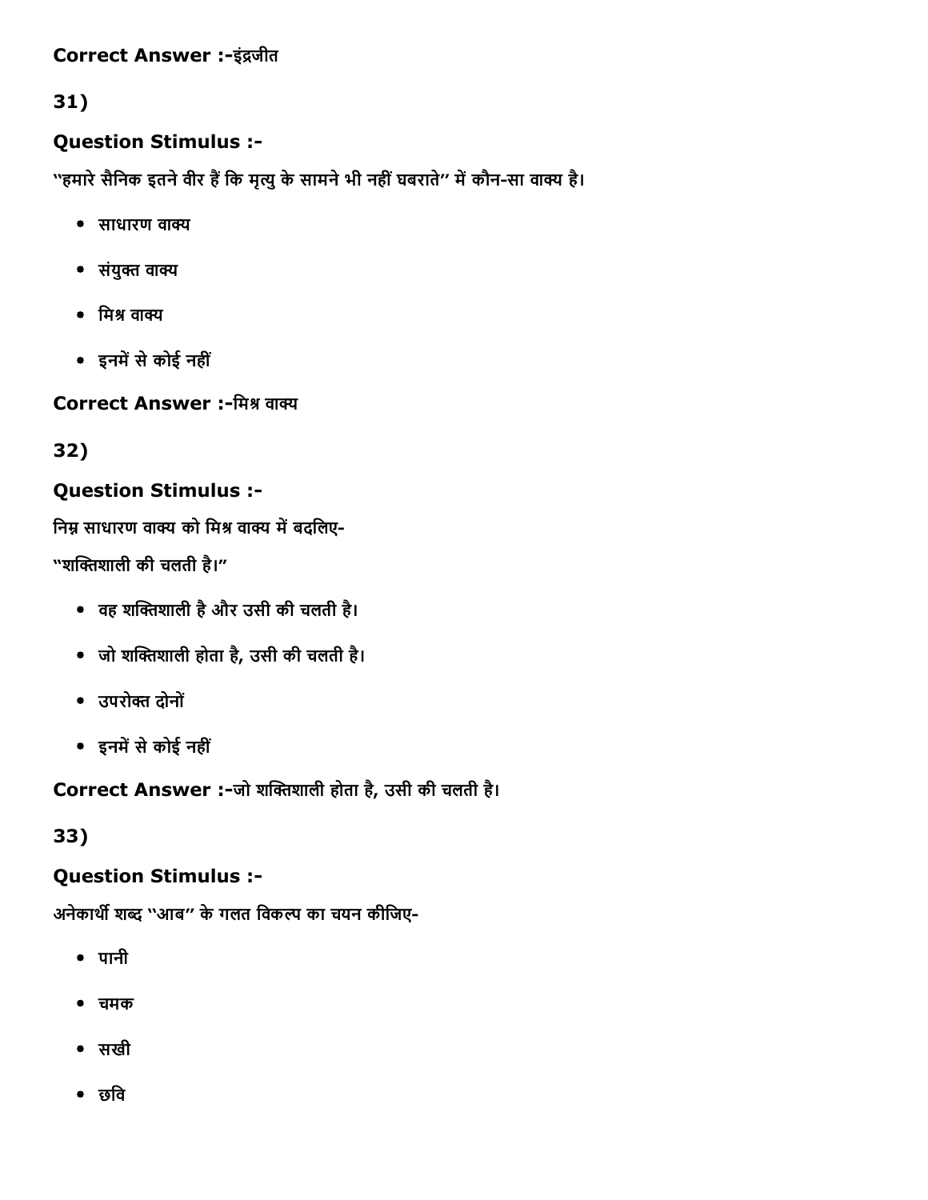**Correct Answer :-**इंद्रजीत

31)

### Question Stimulus :-

"हमारे सैनिक इतने वीर हैं कि मृत्यु के सामने भी नहीं घबराते" में कौन-सा वाक्य है।

- साधारण वाक्य
- संयुक्त वाक्य
- मिश्र वाक्य
- इनमें से कोई नहीं

**Correct Answer :-**मिश्र वाक्य

32)

### Question Stimulus :-

निम्न साधारण वाक्य को मिश्र वाक्य में बदलिए-

"शक्तिशाली की चलती है।"

- वह शक्तिशाली है और उसी की चलती है।
- जो शक्तिशाली होता है, उसी की चलती है।
- उपरोक्त दोनों
- इनमें से कोई नहीं

**Correct Answer :-**जो शक्तिशाली होता है, उसी की चलती है।

33)

### Question Stimulus :-

अनेकार्थी शब्द "आब" के गलत विकल्प का चयन कीजिए-

- पानी
- चमक
- सखी
- छवि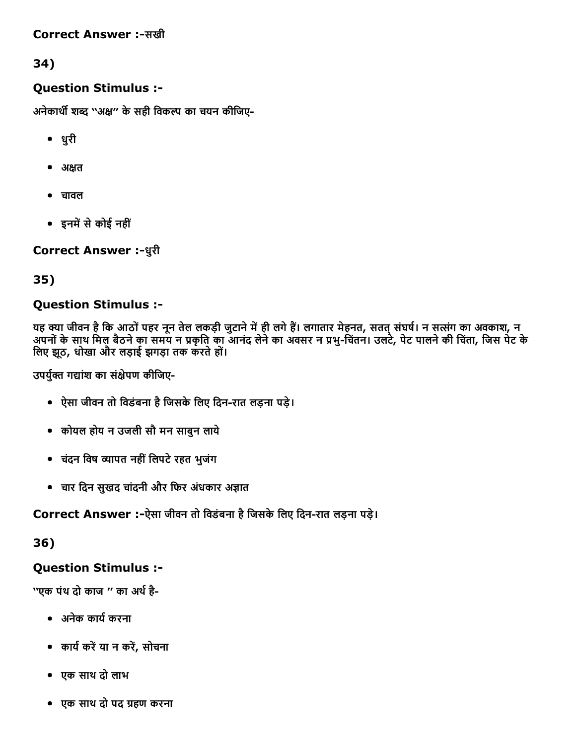**Correct Answer :-**सखी

## 34)

### Question Stimulus :-

अनेकार्थी शब्द "अक्ष" के सही विकल्प का चयन कीजिए-

- धुरी
- अक्षत
- चावल
- इनमें से कोई नहीं

### Correct Answer :-धुरी

## 35)

### Question Stimulus :-

यह क्या जीवन है कि आठों पहर नून तेल लकड़ी जुटाने में ही लगे हैं। लगातार मेहनत, सतत् संघर्ष। न सत्संग का अवकाश, न अपनों के साथ मिल बैठने का समय न प्रकृति का आनंद लेने का अवसर न प्रभु-चिंतन। उलटे, पेट पालने की चिंता, जिस पेट के लिए झूठ, धोखा और लड़ाई झगड़ा तक करते हों।

उपर्युक्त गद्यांश का संक्षेपण कीजिए-

- ऐसा जीवन तो विडंबना है जिसके लिए दिन-रात लड़ना पड़े।
- कोयल होय न उजली सौ मन साबुन लाये
- चंदन विष व्यापत नहीं लिपटे रहत भुजंग
- चार दिन सुखद चांदनी और फिर अंधकार अज्ञात

### Correct Answer :-ऐसा जीवन तो विडंबना है जिसके लिए दिन-रात लड़ना पड़े।

## 36)

### Question Stimulus :-

"एक पंथ दो काज " का अर्थ है-

- अनेक कार्य करना
- कार्य करें या न करें, सोचना
- एक साथ दो लाभ
- एक साथ दो पद ग्रहण करना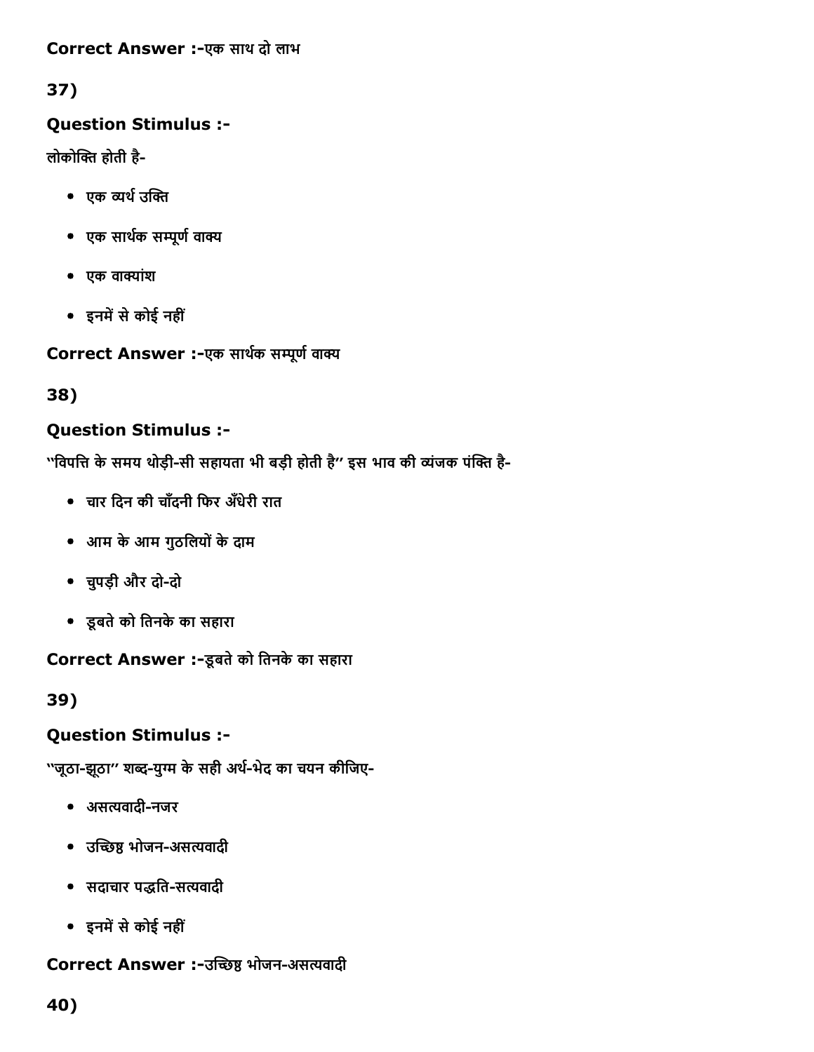**Correct Answer :-**एक साथ दो लाभ

**37)**

**Question Stimulus :-**

लोकोक्ति होती है-

- एक व्यर्थ उक्ति
- एक सार्थक सम्पूर्ण वाक्य
- एक वाक्यांश
- इनमें से कोई नहीं

**Correct Answer :-**एक सार्थक सम्पूर्ण वाक्य

**38)**

**Question Stimulus :-**

"विपत्ति के समय थोड़ी-सी सहायता भी बड़ी होती है" इस भाव की व्यंजक पंक्ति है-

- चार दिन की चाँदनी फिर अँधेरी रात
- आम के आम गुठलियों के दाम
- चुपड़ी और दो-दो
- डूबते को तिनके का सहारा

**Correct Answer :-**डूबते को तिनके का सहारा

**39)**

**Question Stimulus :-**

"जूठा-झूठा" शब्द-युग्म के सही अर्थ-भेद का चयन कीजिए-

- असत्यवादी-नजर
- उच्छिष्ठ भोजन-असत्यवादी
- सदाचार पद्धति-सत्यवादी
- इनमें से कोई नहीं

**Correct Answer :-**उच्छिष्ठ भोजन-असत्यवादी

**40)**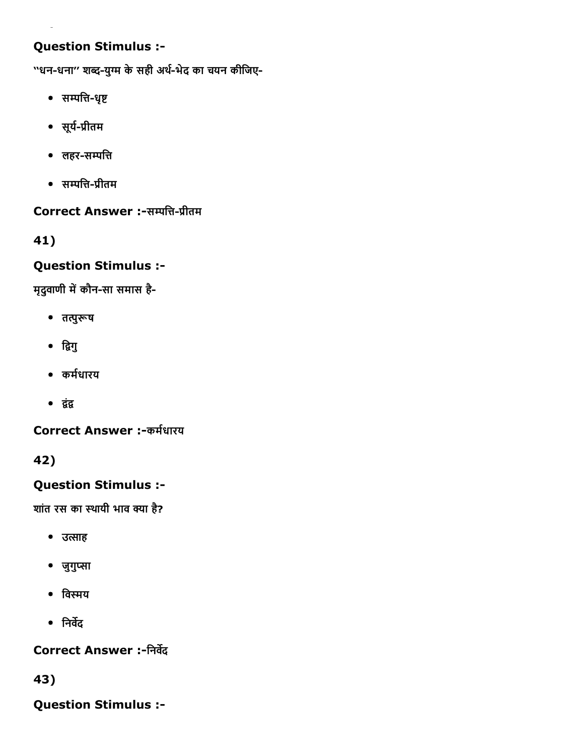**Question Stimulus :-**

"धन-धना" शब्द-युग्म के सही अर्थ-भेद का चयन कीजिए-

- सम्पत्ति-धृष्ट
- सूर्य-प्रीतम
- लहर-सम्पत्ति
- सम्पत्ति-प्रीतम

**Correct Answer :-**सम्पत्ति-प्रीतम

**41)**

**Question Stimulus :-**

मृदुवाणी में कौन-सा समास है-

- तत्पुरूष
- द्विगु
- कर्मधारय
- द्वंद्व

**Correct Answer :-**कर्मधारय

**42)**

**Question Stimulus :-**

शांत रस का स्थायी भाव क्या है?

- उत्साह
- जुगुप्सा
- विस्मय
- निर्वेद

**Correct Answer :-**निर्वेद

**43)**

**Question Stimulus :-**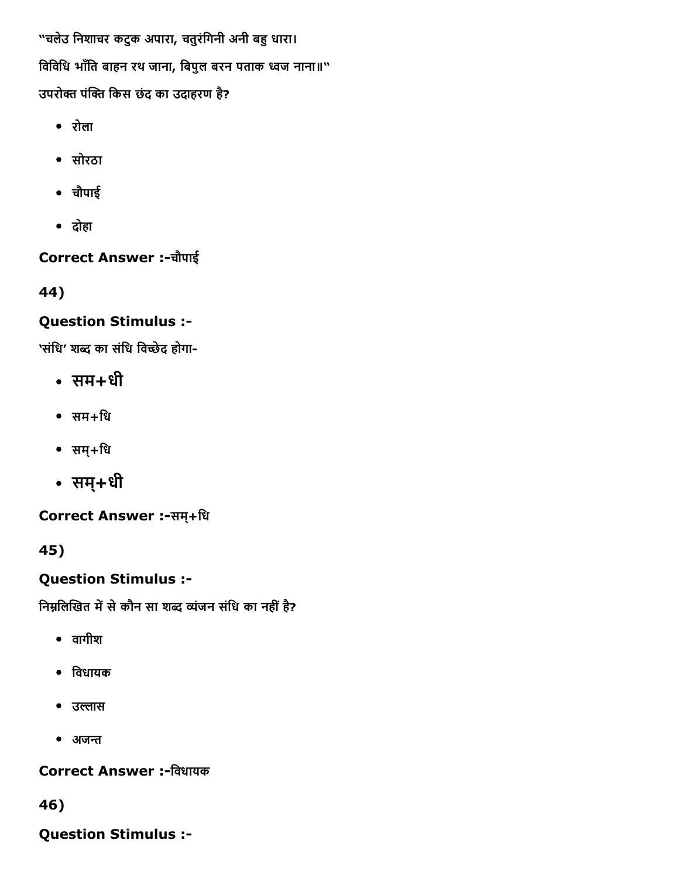"चलेउ निशाचर कटुक अपारा, चतुरंगिनी अनी बहु धारा।

बिविधि भाँति बाहन रथ जाना, बिपुल बरन पताक ध्वज नाना॥"

उपरोक्त पंक्ति किस छंद का उदाहरण है?

- रोला
- सोरठा
- चौपाई
- दोहा

**Correct Answer :-**चौपाई

**44)**

**Question Stimulus :-**

'संधि' शब्द का संधि विच्छेद होगा-

- सम+धी
- सम+धि
- सम्+धि
- सम्+धी

**Correct Answer :-**सम्+धि

**45)**

**Question Stimulus :-**

निम्नलिखित में से कौन सा शब्द व्यंजन संधि का नहीं है?

- वागीश
- विधायक
- उल्लास
- अजन्त

**Correct Answer :-**विधायक

**46)**

**Question Stimulus :-**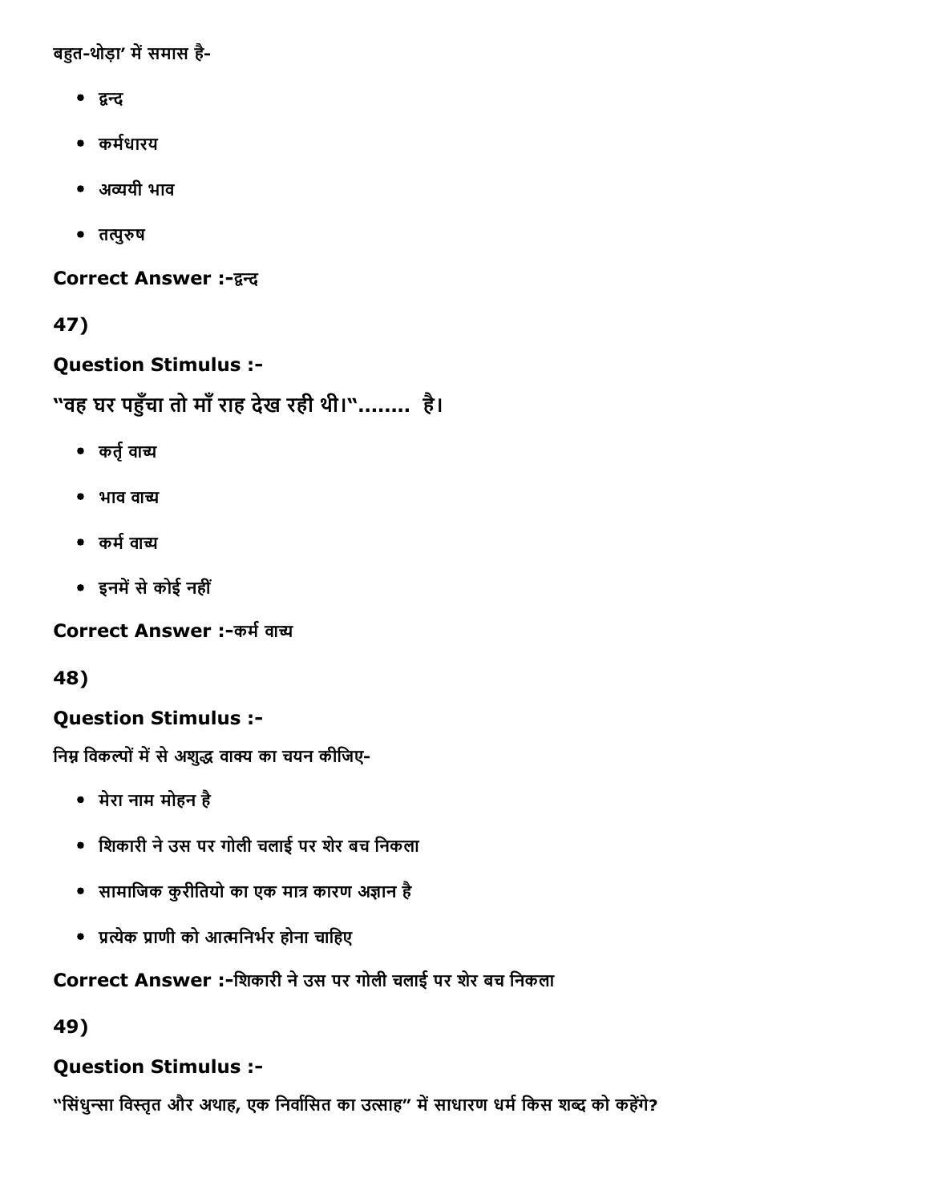बहुत-थोड़ा' में समास है-

- द्वन्द
- कर्मधारय
- अव्ययी भाव
- तत्पुरुष

**Correct Answer :-**द्वन्द

**47)**

**Question Stimulus :-**

**"वह घर पहुँचा तो माँ राह देख रही थी।"........ है।**

- कर्तृ वाच्य
- भाव वाच्य
- कर्म वाच्य
- इनमें से कोई नहीं

**Correct Answer :-**कर्म वाच्य

**48)**

**Question Stimulus :-**

निम्न विकल्पों में से अशुद्ध वाक्य का चयन कीजिए-

- मेरा नाम मोहन है
- शिकारी ने उस पर गोली चलाई पर शेर बच निकला
- सामाजिक कुरीतियो का एक मात्र कारण अज्ञान है
- प्रत्येक प्राणी को आत्मनिर्भर होना चाहिए

**Correct Answer :-**शिकारी ने उस पर गोली चलाई पर शेर बच निकला

**49)**

**Question Stimulus :-**

"सिंधुन्सा विस्तृत और अथाह, एक निर्वासित का उत्साह" में साधारण धर्म किस शब्द को कहेंगे?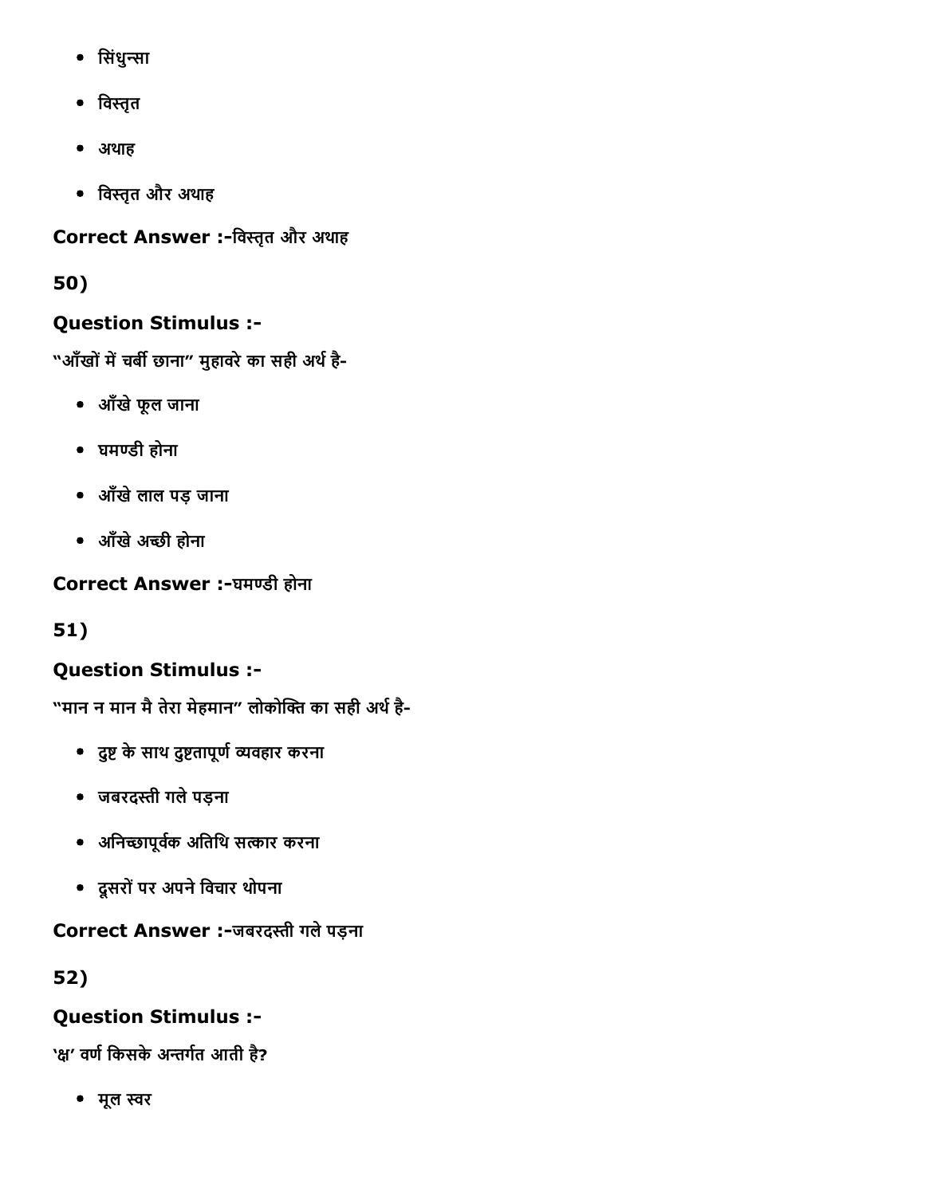- सिंधुन्सा
- विस्तृत
- अथाह
- विस्तृत और अथाह

**Correct Answer :-**विस्तृत और अथाह

**50)**

**Question Stimulus :-**

"आँखों में चर्बी छाना" मुहावरे का सही अर्थ है-

- आँखे फूल जाना
- घमण्डी होना
- आँखे लाल पड़ जाना
- आँखे अच्छी होना

**Correct Answer :-**घमण्डी होना

**51)**

**Question Stimulus :-**

"मान न मान मै तेरा मेहमान" लोकोक्ति का सही अर्थ है-

- दुष्ट के साथ दुष्टतापूर्ण व्यवहार करना
- जबरदस्ती गले पड़ना
- अनिच्छापूर्वक अतिथि सत्कार करना
- दूसरों पर अपने विचार थोपना

**Correct Answer :-**जबरदस्ती गले पड़ना

**52)**

**Question Stimulus :-**

'क्ष' वर्ण किसके अन्तर्गत आती है?

- मूल स्वर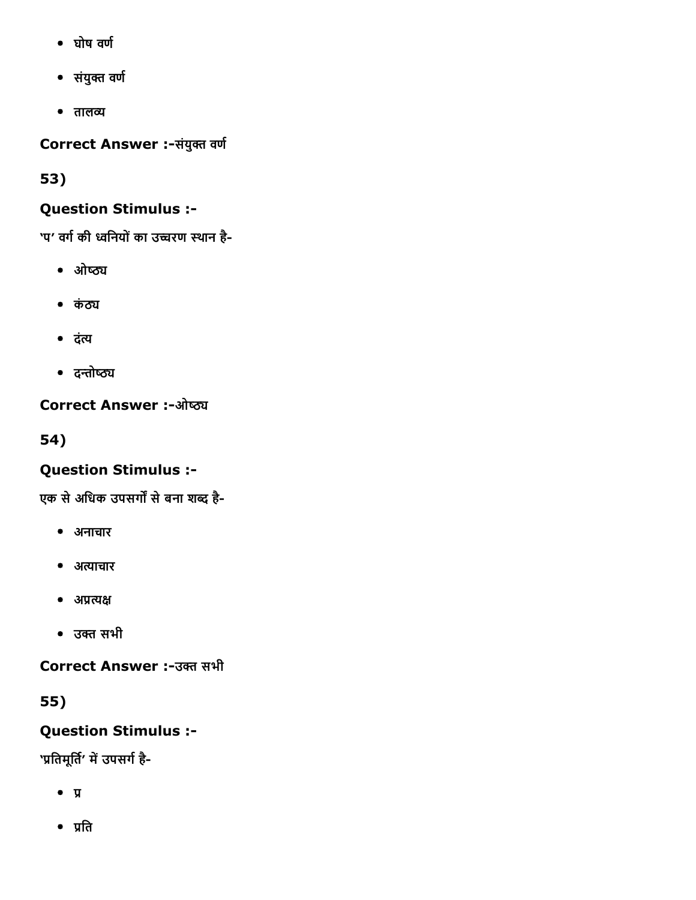- घोष वर्ण
- संयुक्त वर्ण
- तालव्य

**Correct Answer :-**संयुक्त वर्ण

**53)**

**Question Stimulus :-**

'प' वर्ग की ध्वनियों का उच्चरण स्थान है-

- ओष्ठ्य
- कंठ्य
- दंत्य
- दन्तोष्ठ्य

**Correct Answer :-**ओष्ठ्य

**54)**

**Question Stimulus :-**

एक से अधिक उपसर्गों से बना शब्द है-

- अनाचार
- अत्याचार
- अप्रत्यक्ष
- उक्त सभी

**Correct Answer :-**उक्त सभी

**55)**

**Question Stimulus :-**

'प्रतिमूर्ति' में उपसर्ग है-

- प्र
- प्रति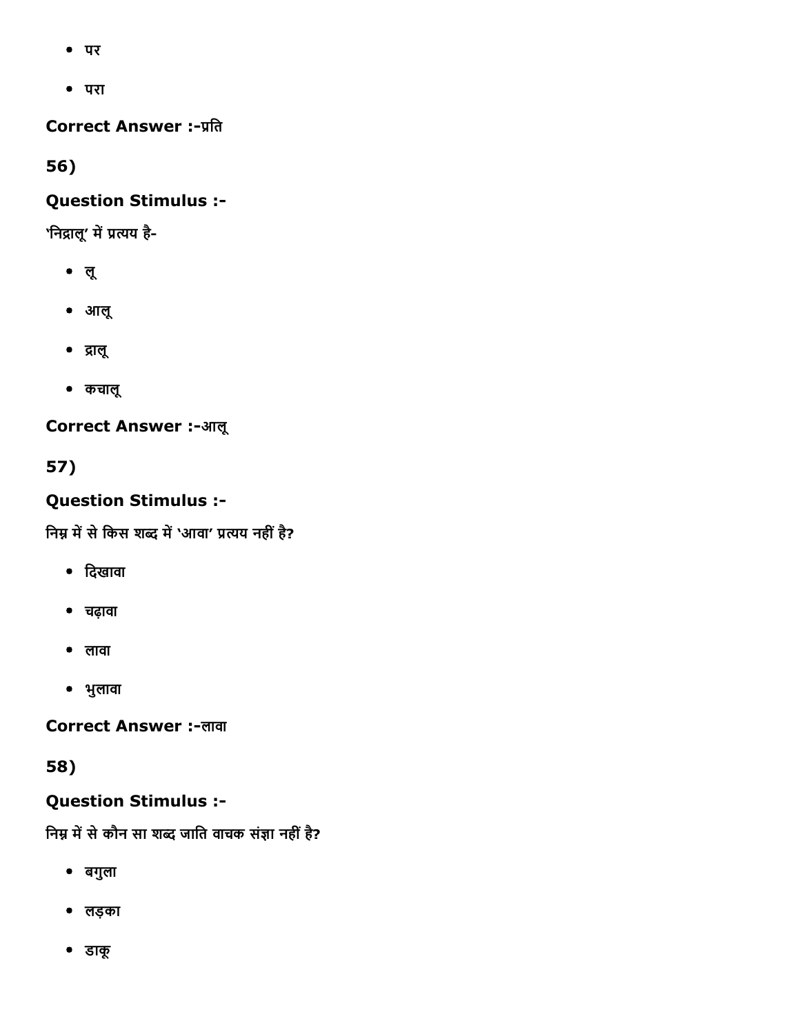- पर
- परा

**Correct Answer :-**प्रति

**56)**

**Question Stimulus :-**

'निद्रालू' में प्रत्यय है-

- लू
- आलू
- द्रालू
- कचालू

**Correct Answer :-**आलू

**57)**

**Question Stimulus :-**

निम्न में से किस शब्द में 'आवा' प्रत्यय नहीं है?

- दिखावा
- चढ़ावा
- लावा
- भुलावा

**Correct Answer :-**लावा

**58)**

**Question Stimulus :-**

निम्न में से कौन सा शब्द जाति वाचक संज्ञा नहीं है?

- बगुला
- लड़का
- डाकू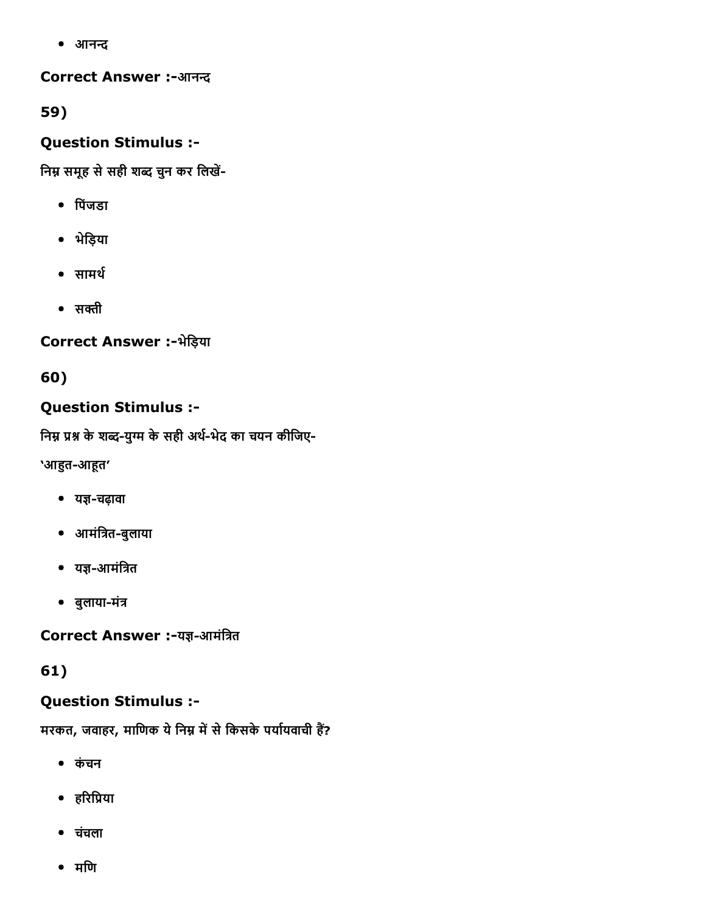- आनन्द

**Correct Answer :-**आनन्द

**59)**

**Question Stimulus :-**

निम्न समूह से सही शब्द चुन कर लिखें-

- पिंजडा
- भेड़िया
- सामर्थ
- सक्ती

**Correct Answer :-**भेड़िया

**60)**

**Question Stimulus :-**

निम्न प्रश्न के शब्द-युग्म के सही अर्थ-भेद का चयन कीजिए-

'आहुत-आहूत'

- यज्ञ-चढ़ावा
- आमंत्रित-बुलाया
- यज्ञ-आमंत्रित
- बुलाया-मंत्र

**Correct Answer :-**यज्ञ-आमंत्रित

**61)**

**Question Stimulus :-**

मरकत, जवाहर, माणिक ये निम्न में से किसके पर्यायवाची हैं?

- कंचन
- हरिप्रिया
- चंचला
- मणि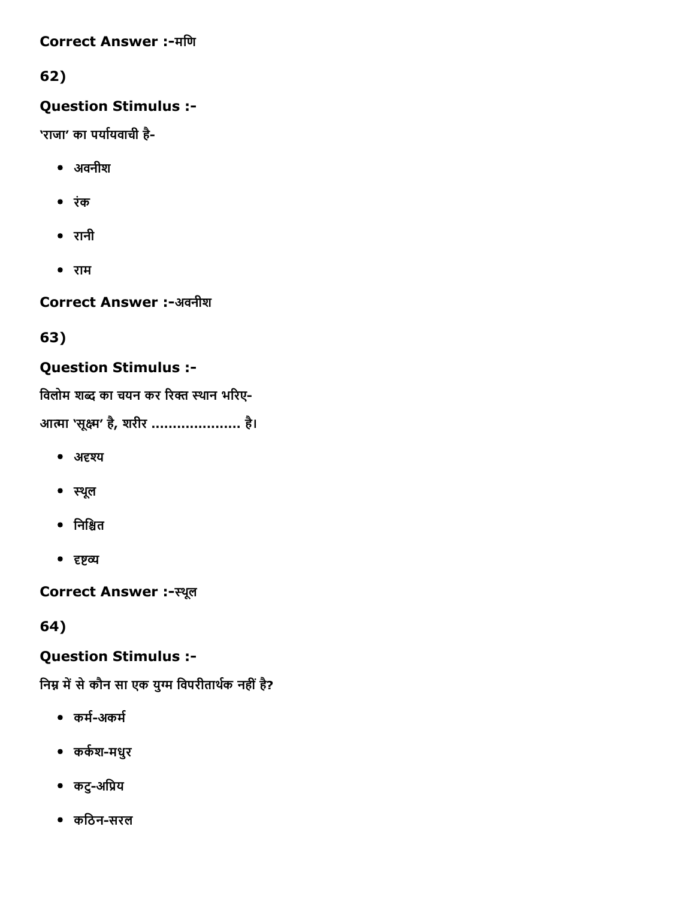**Correct Answer :-**मणि

**62)**

**Question Stimulus :-**

'राजा' का पर्यायवाची है-

- अवनीश
- रंक
- रानी
- राम

**Correct Answer :-**अवनीश

**63)**

**Question Stimulus :-**

विलोम शब्द का चयन कर रिक्त स्थान भरिए-

आत्मा 'सूक्ष्म' है, शरीर ..................... है।

- अदृश्य
- स्थूल
- निश्चित
- दृष्टव्य

**Correct Answer :-**स्थूल

**64)**

**Question Stimulus :-**

निम्न में से कौन सा एक युग्म विपरीतार्थक नहीं है?

- कर्म-अकर्म
- कर्कश-मधुर
- कटु-अप्रिय
- कठिन-सरल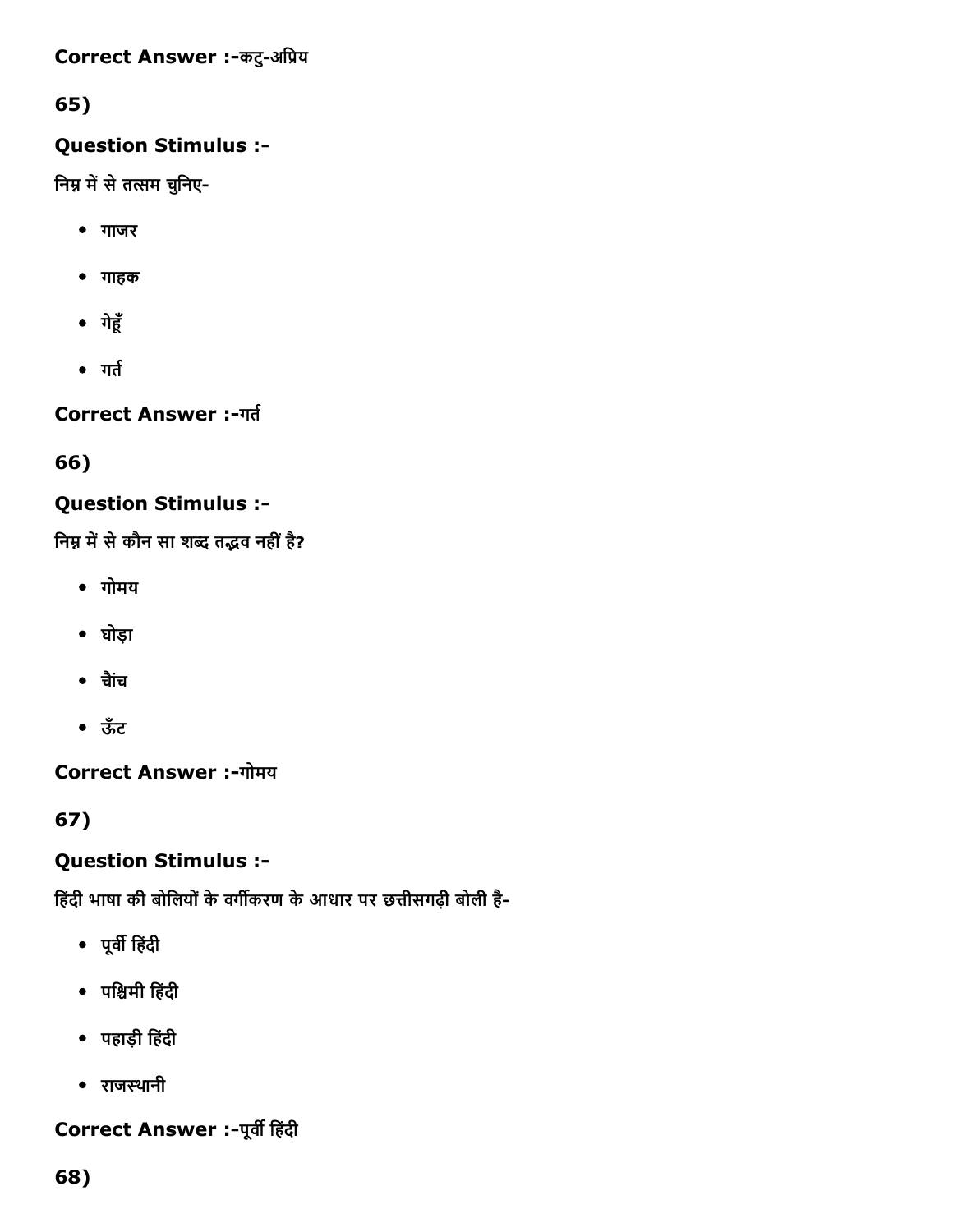**Correct Answer :-**कटु-अप्रिय

**65)**

**Question Stimulus :-**

निम्न में से तत्सम चुनिए-

- गाजर
- गाहक
- गेहूँ
- गर्त

**Correct Answer :-**गर्त

**66)**

**Question Stimulus :-**

निम्न में से कौन सा शब्द तद्भव नहीं है?

- गोमय
- घोड़ा
- चौंच
- ऊँट

**Correct Answer :-**गोमय

**67)**

**Question Stimulus :-**

हिंदी भाषा की बोलियों के वर्गीकरण के आधार पर छत्तीसगढ़ी बोली है-

- पूर्वी हिंदी
- पश्चिमी हिंदी
- पहाड़ी हिंदी
- राजस्थानी

**Correct Answer :-**पूर्वी हिंदी

**68)**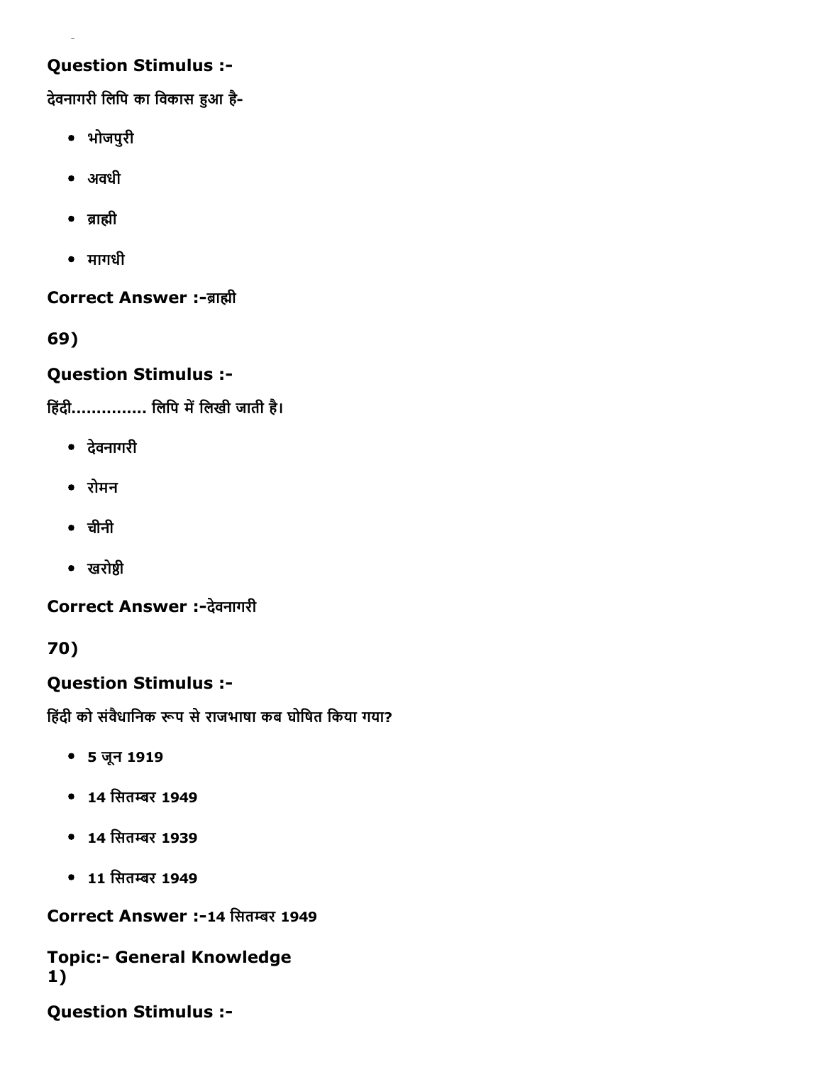**Question Stimulus :-**

देवनागरी लिपि का विकास हुआ है-

- भोजपुरी
- अवधी
- ब्राह्मी
- मागधी

**Correct Answer :-**ब्राह्मी

**69)**

**Question Stimulus :-**

हिंदी.............. लिपि में लिखी जाती है।

- देवनागरी
- रोमन
- चीनी
- खरोष्ठी

**Correct Answer :-**देवनागरी

**70)**

**Question Stimulus :-**

हिंदी को संवैधानिक रूप से राजभाषा कब घोषित किया गया?

- 5 जून 1919
- 14 सितम्बर 1949
- 14 सितम्बर 1939
- 11 सितम्बर 1949

**Correct Answer :-**14 सितम्बर 1949

**Topic:- General Knowledge**

**1)**

**Question Stimulus :-**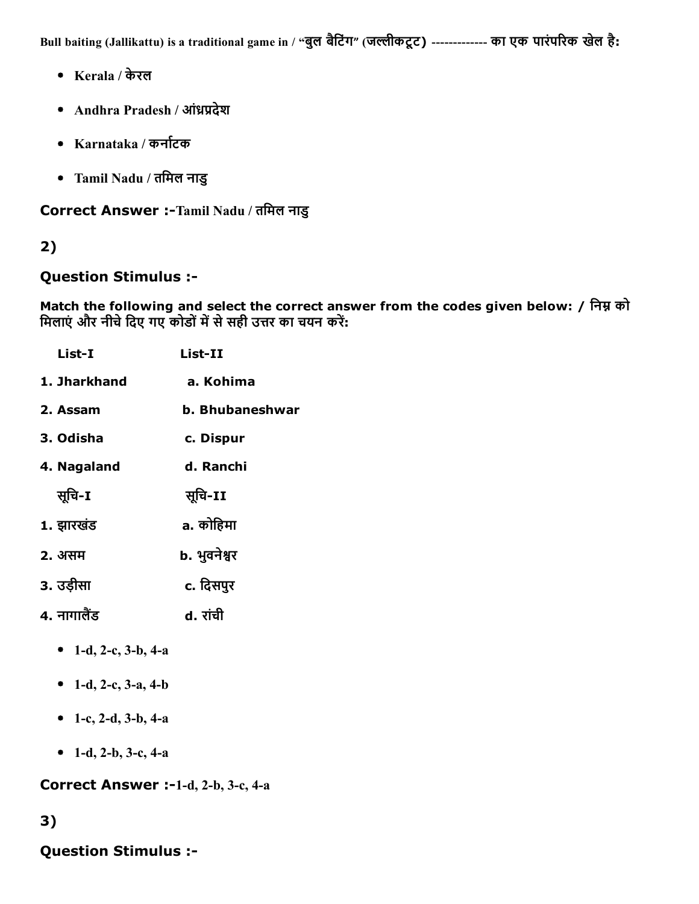Bull baiting (Jallikattu) is a traditional game in / “बुल बैटिंग” (जल्लीकट्टट) ------------- का एक पारंपरिक खेल है:

- Kerala / केरल
- Andhra Pradesh / आंध्रप्रदेश
- Karnataka / कर्नाटक
- Tamil Nadu / तमिल नाडु

**Correct Answer :-**Tamil Nadu / तमिल नाडु

**2)**

**Question Stimulus :-**

**Match the following and select the correct answer from the codes given below: / निम्न को मिलाएं और नीचे दिए गए कोडों में से सही उत्तर का चयन करें:**

| List-I | List-II |
|---|---|
| 1. Jharkhand | a. Kohima |
| 2. Assam | b. Bhubaneshwar |
| 3. Odisha | c. Dispur |
| 4. Nagaland | d. Ranchi |

| सूचि-I | सूचि-II |
|---|---|
| 1. झारखंड | a. कोहिमा |
| 2. असम | b. भुवनेश्वर |
| 3. उड़ीसा | c. दिसपुर |
| 4. नागालैंड | d. रांची |

- 1-d, 2-c, 3-b, 4-a
- 1-d, 2-c, 3-a, 4-b
- 1-c, 2-d, 3-b, 4-a
- 1-d, 2-b, 3-c, 4-a

**Correct Answer :-**1-d, 2-b, 3-c, 4-a

**3)**

**Question Stimulus :-**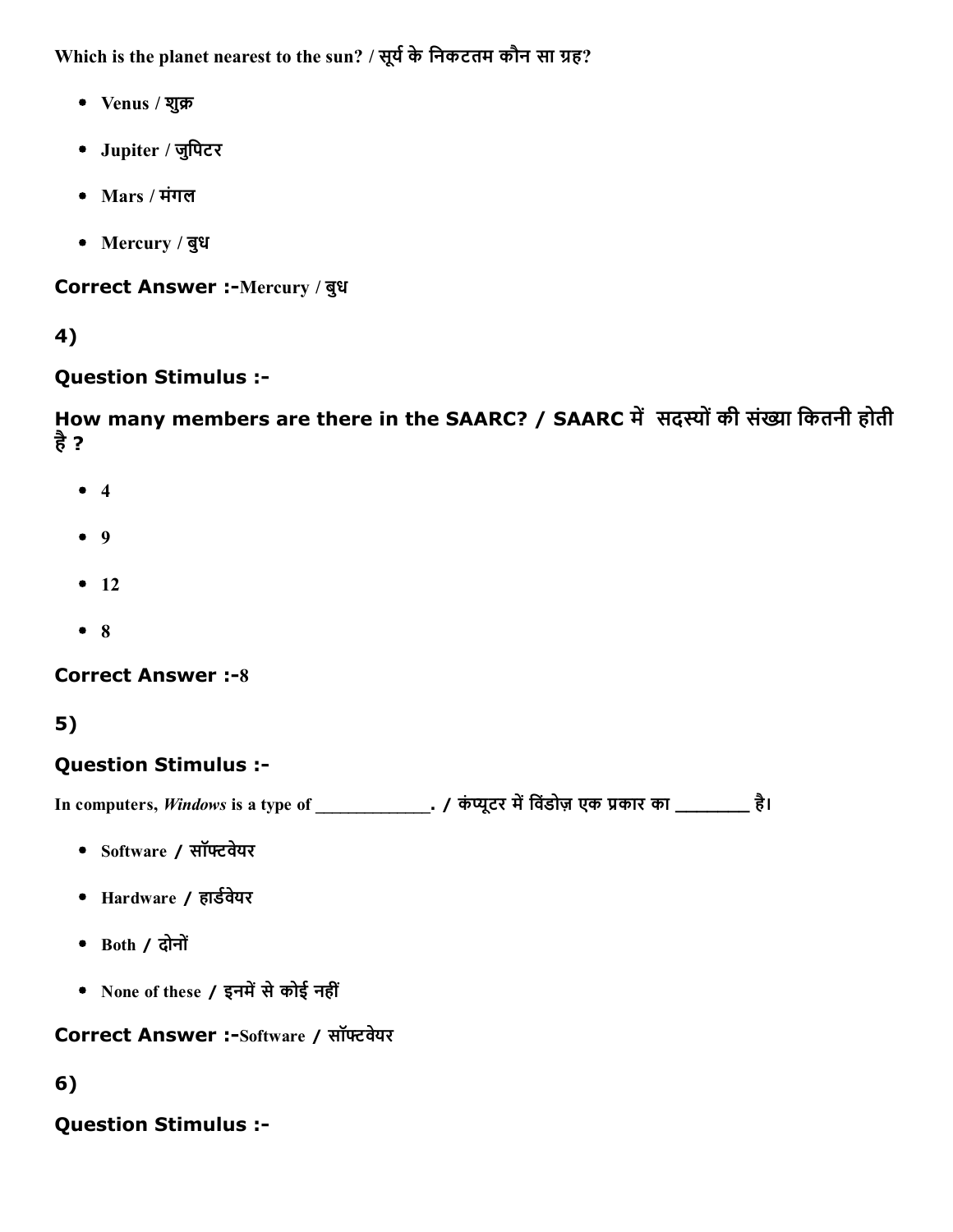Which is the planet nearest to the sun? / सूर्य के निकटतम कौन सा ग्रह?

- Venus / शुक्र
- Jupiter / जुपिटर
- Mars / मंगल
- Mercury / बुध

**Correct Answer :-**Mercury / बुध

**4)**

**Question Stimulus :-**

**How many members are there in the SAARC? / SAARC में सदस्यों की संख्या कितनी होती है ?**

- 4
- 9
- 12
- 8

**Correct Answer :-**8

**5)**

**Question Stimulus :-**

In computers, *Windows* is a type of _____________. / कंप्यूटर में विंडोज़ एक प्रकार का ________ है।

- Software / सॉफ्टवेयर
- Hardware / हार्डवेयर
- Both / दोनों
- None of these / इनमें से कोई नहीं

**Correct Answer :-**Software / सॉफ्टवेयर

**6)**

**Question Stimulus :-**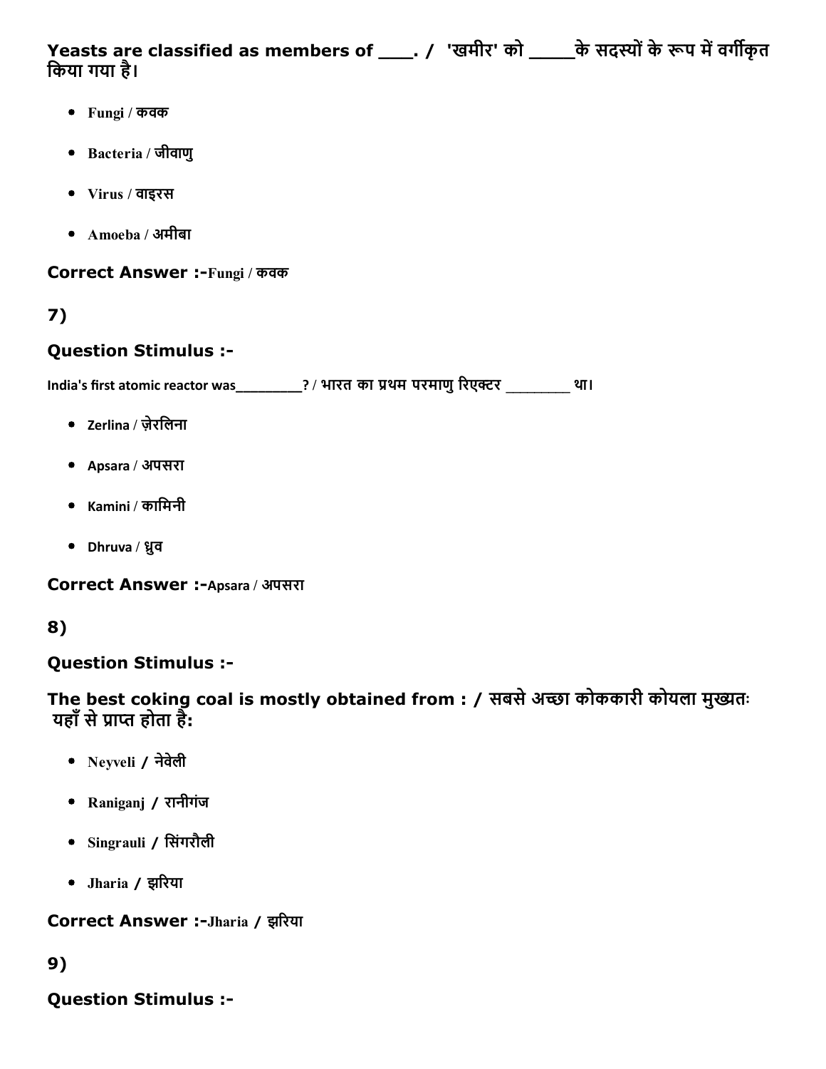**Yeasts are classified as members of ___. /  'खमीर' को _____के सदस्यों के रूप में वर्गीकृत किया गया है।**

- Fungi / कवक
- Bacteria / जीवाणु
- Virus / वाइरस
- Amoeba / अमीबा

**Correct Answer :-**Fungi / कवक

**7)**

**Question Stimulus :-**

India's first atomic reactor was_________? / भारत का प्रथम परमाणु रिएक्टर _________ था।

- Zerlina / ज़ेरलिना
- Apsara / अपसरा
- Kamini / कामिनी
- Dhruva / ध्रुव

**Correct Answer :-**Apsara / अपसरा

**8)**

**Question Stimulus :-**

**The best coking coal is mostly obtained from : / सबसे अच्छा कोककारी कोयला मुख्यतः यहाँ से प्राप्त होता है:**

- Neyveli / नेवेली
- Raniganj / रानीगंज
- Singrauli / सिंगरौली
- Jharia / झरिया

**Correct Answer :-**Jharia / झरिया

**9)**

**Question Stimulus :-**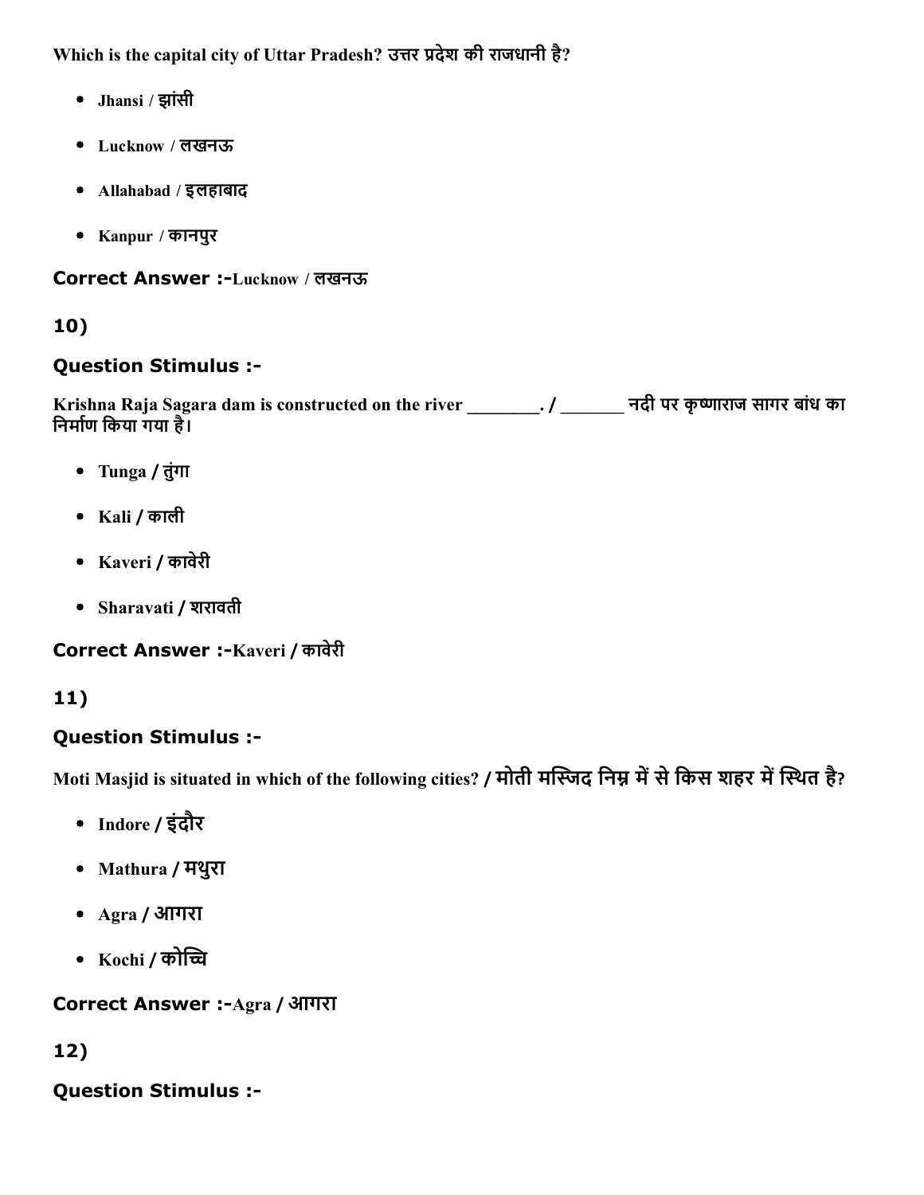**Which is the capital city of Uttar Pradesh? उत्तर प्रदेश की राजधानी है?**

- Jhansi / झांसी
- Lucknow / लखनऊ
- Allahabad / इलाहाबाद
- Kanpur / कानपुर

**Correct Answer :-**Lucknow / लखनऊ

**10)**

**Question Stimulus :-**

**Krishna Raja Sagara dam is constructed on the river ________. / _______ नदी पर कृष्णाराज सागर बांध का निर्माण किया गया है।**

- Tunga / तुंगा
- Kali / काली
- Kaveri / कावेरी
- Sharavati / शरावती

**Correct Answer :-**Kaveri / कावेरी

**11)**

**Question Stimulus :-**

**Moti Masjid is situated in which of the following cities? / मोती मस्जिद निम्न में से किस शहर में स्थित है?**

- Indore / इंदौर
- Mathura / मथुरा
- Agra / आगरा
- Kochi / कोच्चि

**Correct Answer :-**Agra / आगरा

**12)**

**Question Stimulus :-**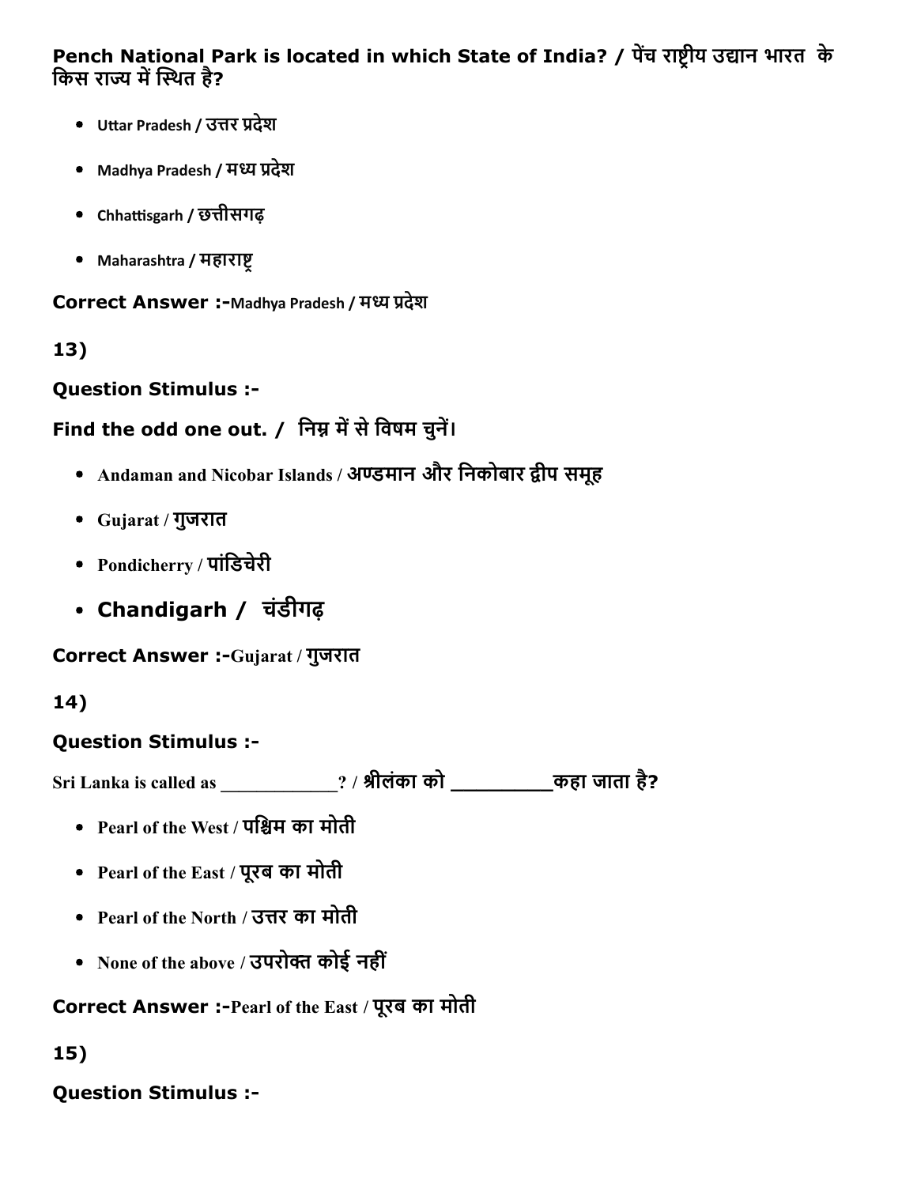**Pench National Park is located in which State of India? / पेंच राष्ट्रीय उद्यान भारत के किस राज्य में स्थित है?**

- Uttar Pradesh / उत्तर प्रदेश
- Madhya Pradesh / मध्य प्रदेश
- Chhattisgarh / छत्तीसगढ़
- Maharashtra / महाराष्ट्र

**Correct Answer :-**Madhya Pradesh / मध्य प्रदेश

**13)**

**Question Stimulus :-**

**Find the odd one out. / निम्न में से विषम चुनें।**

- Andaman and Nicobar Islands / अण्डमान और निकोबार द्वीप समूह
- Gujarat / गुजरात
- Pondicherry / पांडिचेरी
- Chandigarh / चंडीगढ़

**Correct Answer :-**Gujarat / गुजरात

**14)**

**Question Stimulus :-**

Sri Lanka is called as ____________? / श्रीलंका को _________कहा जाता है?

- Pearl of the West / पश्चिम का मोती
- Pearl of the East / पूरब का मोती
- Pearl of the North / उत्तर का मोती
- None of the above / उपरोक्त कोई नहीं

**Correct Answer :-**Pearl of the East / पूरब का मोती

**15)**

**Question Stimulus :-**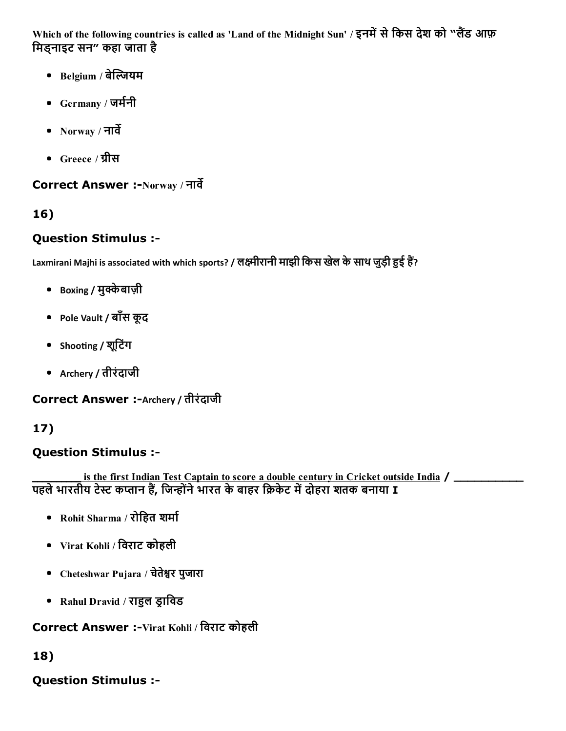Which of the following countries is called as 'Land of the Midnight Sun' / इनमें से किस देश को "लैंड आफ़ मिड्नाइट सन" कहा जाता है

- Belgium / बेल्जियम
- Germany / जर्मनी
- Norway / नार्वे
- Greece / ग्रीस

**Correct Answer :-**Norway / नार्वे

## 16)

### Question Stimulus :-

Laxmirani Majhi is associated with which sports? / लक्ष्मीरानी माझी किस खेल के साथ जुड़ी हुई हैं?

- Boxing / मुक्केबाज़ी
- Pole Vault / बाँस कूद
- Shooting / शूटिंग
- Archery / तीरंदाजी

**Correct Answer :-**Archery / तीरंदाजी

## 17)

### Question Stimulus :-

__________ is the first Indian Test Captain to score a double century in Cricket outside India / ____________ पहले भारतीय टेस्ट कप्तान हैं, जिन्होंने भारत के बाहर क्रिकेट में दोहरा शतक बनाया I

- Rohit Sharma / रोहित शर्मा
- Virat Kohli / विराट कोहली
- Cheteshwar Pujara / चेतेश्वर पुजारा
- Rahul Dravid / राहुल ड्राविड

**Correct Answer :-**Virat Kohli / विराट कोहली

## 18)

### Question Stimulus :-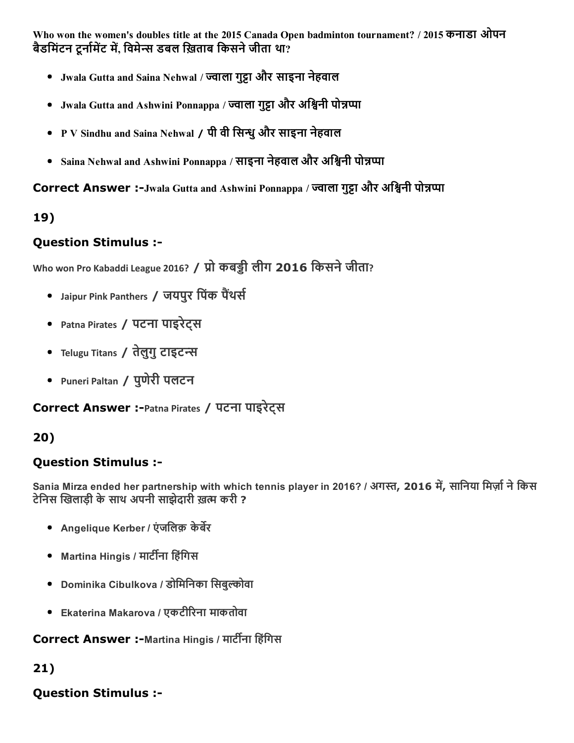Who won the women's doubles title at the 2015 Canada Open badminton tournament? / 2015 कनाडा ओपन बैडमिंटन टूर्नामेंट में, विमेन्स डबल ख़िताब किसने जीता था?

- Jwala Gutta and Saina Nehwal / ज्वाला गुट्टा और साइना नेहवाल
- Jwala Gutta and Ashwini Ponnappa / ज्वाला गुट्टा और अश्विनी पोन्नप्पा
- P V Sindhu and Saina Nehwal / पी वी सिन्धु और साइना नेहवाल
- Saina Nehwal and Ashwini Ponnappa / साइना नेहवाल और अश्विनी पोन्नप्पा

**Correct Answer :-**Jwala Gutta and Ashwini Ponnappa / ज्वाला गुट्टा और अश्विनी पोन्नप्पा

**19)**

**Question Stimulus :-**

Who won Pro Kabaddi League 2016? / प्रो कबड्डी लीग 2016 किसने जीता?

- Jaipur Pink Panthers / जयपुर पिंक पैंथर्स
- Patna Pirates / पटना पाइरेट्स
- Telugu Titans / तेलुगु टाइटन्स
- Puneri Paltan / पुणेरी पलटन

**Correct Answer :-**Patna Pirates / पटना पाइरेट्स

**20)**

**Question Stimulus :-**

Sania Mirza ended her partnership with which tennis player in 2016? / अगस्त, 2016 में, सानिया मिर्ज़ा ने किस टेनिस खिलाड़ी के साथ अपनी साझेदारी ख़त्म करी ?

- Angelique Kerber / एंजलिक़ केर्बेर
- Martina Hingis / मार्टीना हिंगिस
- Dominika Cibulkova / डोमिनिका सिबुल्कोवा
- Ekaterina Makarova / एकटीरिना माकतोवा

**Correct Answer :-**Martina Hingis / मार्टीना हिंगिस

**21)**

**Question Stimulus :-**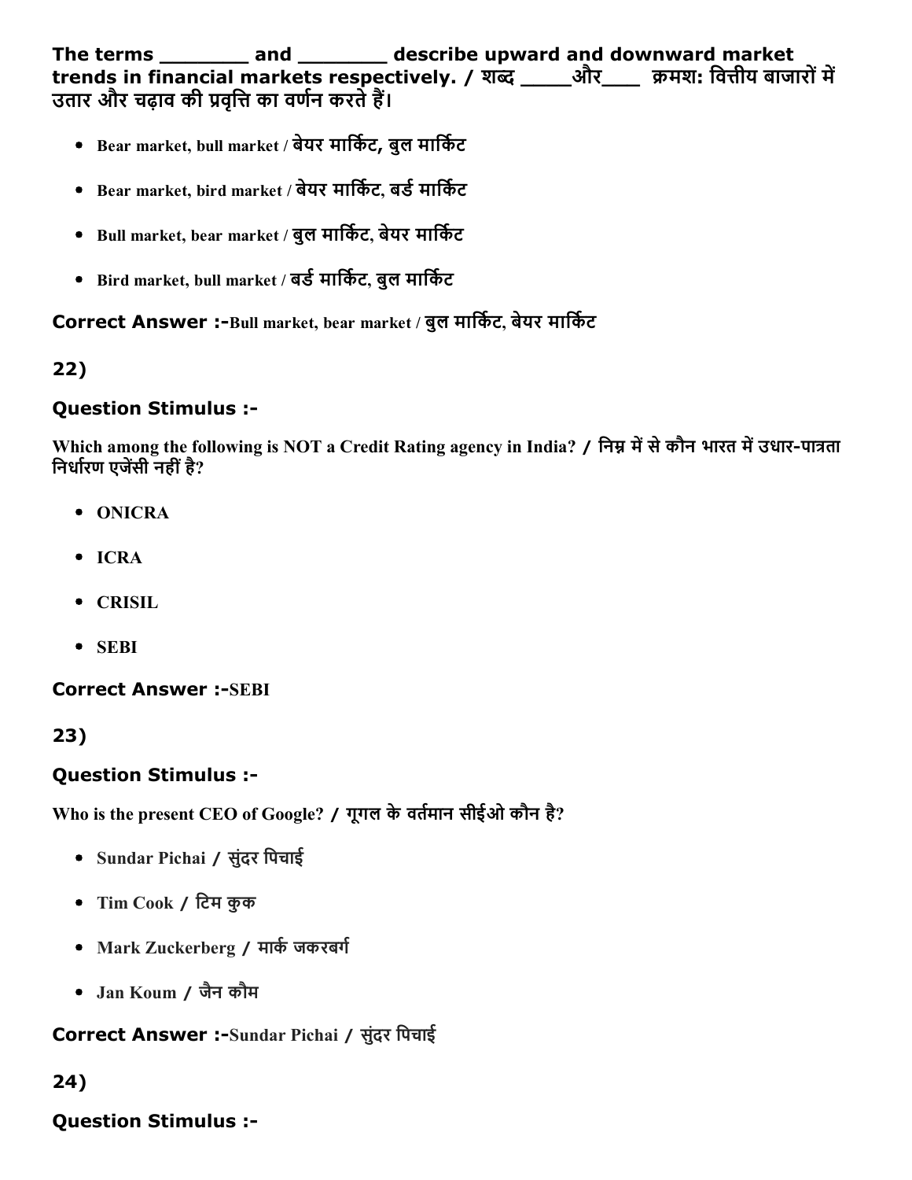**The terms ________ and ________ describe upward and downward market trends in financial markets respectively. / शब्द _____और____ क्रमशः वित्तीय बाजारों में उतार और चढ़ाव की प्रवृत्ति का वर्णन करते हैं।**

- Bear market, bull market / बेयर मार्किट, बुल मार्किट
- Bear market, bird market / बेयर मार्किट, बर्ड मार्किट
- Bull market, bear market / बुल मार्किट, बेयर मार्किट
- Bird market, bull market / बर्ड मार्किट, बुल मार्किट

**Correct Answer :-**Bull market, bear market / बुल मार्किट, बेयर मार्किट

**22)**

### Question Stimulus :-

Which among the following is NOT a Credit Rating agency in India? / निम्न में से कौन भारत में उधार-पात्रता निर्धारण एजेंसी नहीं है?

- ONICRA
- ICRA
- CRISIL
- SEBI

**Correct Answer :-**SEBI

**23)**

### Question Stimulus :-

Who is the present CEO of Google? / गूगल के वर्तमान सीईओ कौन है?

- Sundar Pichai / सुंदर पिचाई
- Tim Cook / टिम कुक
- Mark Zuckerberg / मार्क जकरबर्ग
- Jan Koum / जैन कौम

**Correct Answer :-**Sundar Pichai / सुंदर पिचाई

**24)**

### Question Stimulus :-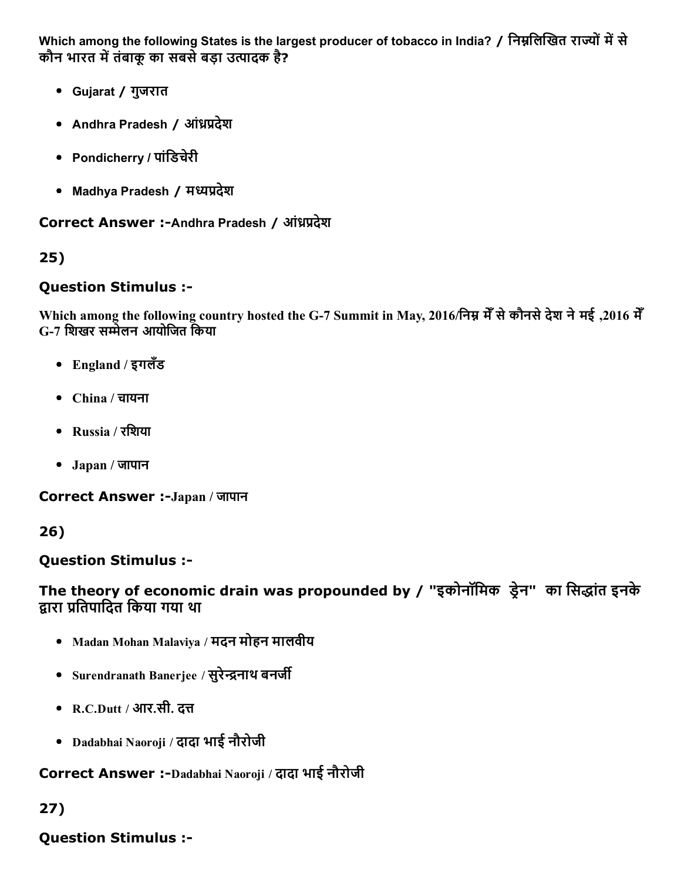**Which among the following States is the largest producer of tobacco in India? / निम्नलिखित राज्यों में से कौन भारत में तंबाकू का सबसे बड़ा उत्पादक है?**

- Gujarat / गुजरात
- Andhra Pradesh / आंध्रप्रदेश
- Pondicherry / पांडिचेरी
- Madhya Pradesh / मध्यप्रदेश

**Correct Answer :-**Andhra Pradesh / आंध्रप्रदेश

**25)**

**Question Stimulus :-**

Which among the following country hosted the G-7 Summit in May, 2016/निम्न मेँ से कौनसे देश ने मई ,2016 मेँ G-7 शिखर सम्मेलन आयोजित किया

- England / इगलँड
- China / चायना
- Russia / रशिया
- Japan / जापान

**Correct Answer :-**Japan / जापान

**26)**

**Question Stimulus :-**

**The theory of economic drain was propounded by / "इकोनॉमिक ड्रेन" का सिद्धांत इनके द्वारा प्रतिपादित किया गया था**

- Madan Mohan Malaviya / मदन मोहन मालवीय
- Surendranath Banerjee / सुरेन्द्रनाथ बनर्जी
- R.C.Dutt / आर.सी. दत्त
- Dadabhai Naoroji / दादा भाई नौरोजी

**Correct Answer :-**Dadabhai Naoroji / दादा भाई नौरोजी

**27)**

**Question Stimulus :-**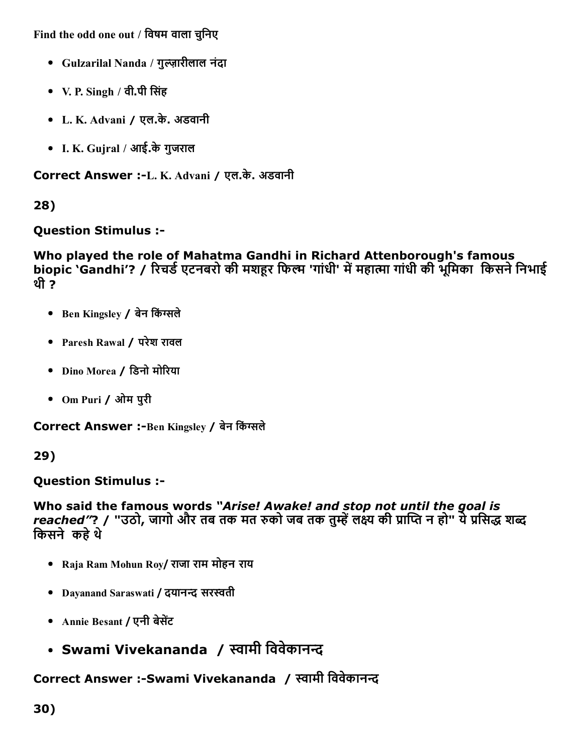Find the odd one out / विषम वाला चुनिए

- Gulzarilal Nanda / गुल्ज़ारीलाल नंदा
- V. P. Singh / वी.पी सिंह
- L. K. Advani / एल.के. अडवानी
- I. K. Gujral / आई.के गुजराल

**Correct Answer :-**L. K. Advani / एल.के. अडवानी

**28)**

**Question Stimulus :-**

**Who played the role of Mahatma Gandhi in Richard Attenborough's famous biopic 'Gandhi'? / रिचर्ड एटनबरो की मशहूर फिल्म 'गांधी' में महात्मा गांधी की भूमिका किसने निभाई थी ?**

- Ben Kingsley / बेन किंग्सले
- Paresh Rawal / परेश रावल
- Dino Morea / डिनो मोरिया
- Om Puri / ओम पुरी

**Correct Answer :-**Ben Kingsley / बेन किंग्सले

**29)**

**Question Stimulus :-**

**Who said the famous words *"Arise! Awake! and stop not until the goal is reached"*? / "उठो, जागो और तब तक मत रुको जब तक तुम्हें लक्ष्य की प्राप्ति न हो" ये प्रसिद्ध शब्द किसने कहे थे**

- Raja Ram Mohun Roy/ राजा राम मोहन राय
- Dayanand Saraswati / दयानन्द सरस्वती
- Annie Besant / एनी बेसेंट
- Swami Vivekananda / स्वामी विवेकानन्द

**Correct Answer :-Swami Vivekananda / स्वामी विवेकानन्द**

**30)**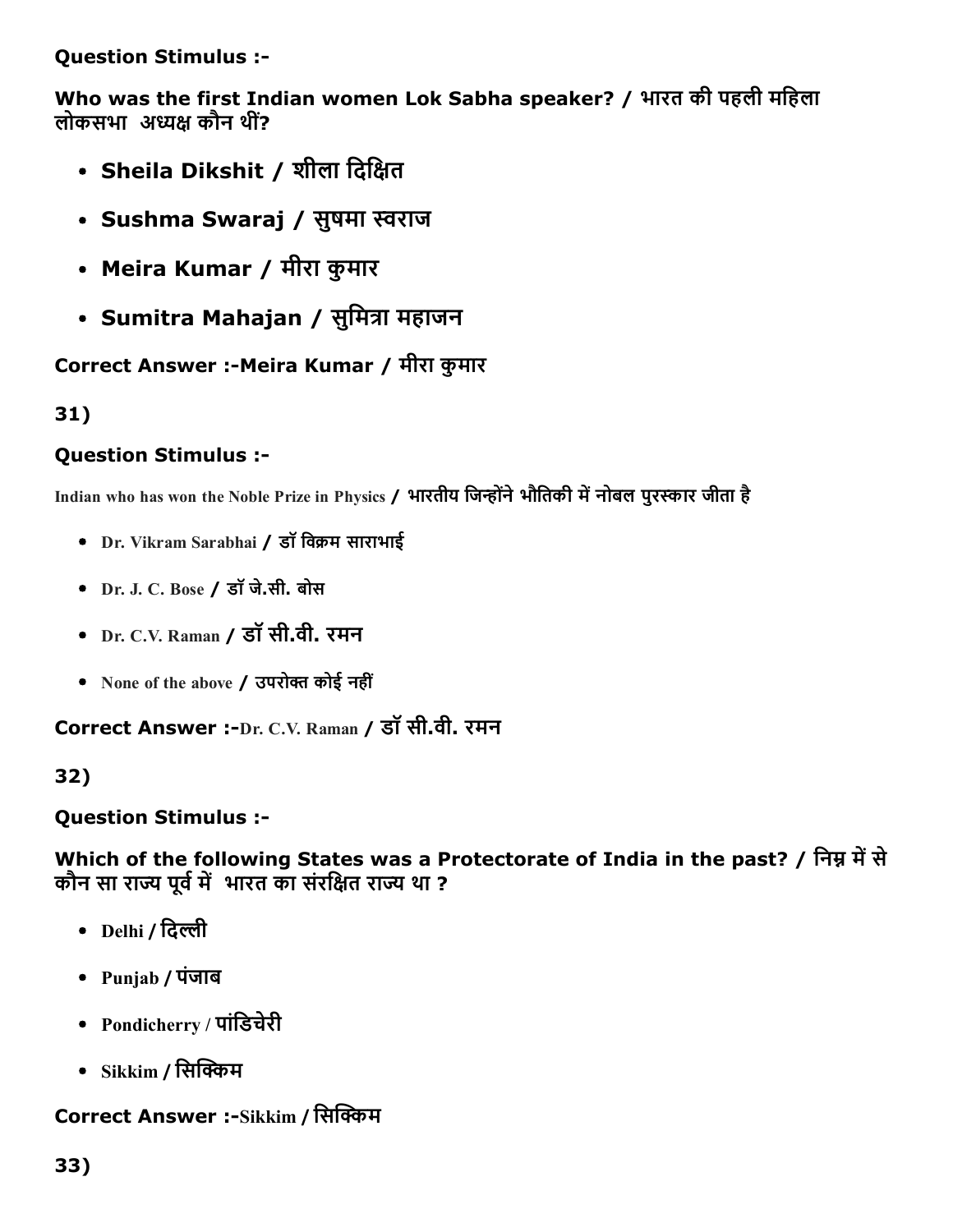**Question Stimulus :-**

**Who was the first Indian women Lok Sabha speaker? / भारत की पहली महिला लोकसभा अध्यक्ष कौन थीं?**

- **Sheila Dikshit / शीला दिक्षित**
- **Sushma Swaraj / सुषमा स्वराज**
- **Meira Kumar / मीरा कुमार**
- **Sumitra Mahajan / सुमित्रा महाजन**

**Correct Answer :-Meira Kumar / मीरा कुमार**

**31)**

**Question Stimulus :-**

**Indian who has won the Noble Prize in Physics / भारतीय जिन्होंने भौतिकी में नोबल पुरस्कार जीता है**

- Dr. Vikram Sarabhai / डॉ विक्रम साराभाई
- Dr. J. C. Bose / डॉ जे.सी. बोस
- Dr. C.V. Raman / डॉ सी.वी. रमन
- None of the above / उपरोक्त कोई नहीं

**Correct Answer :-**Dr. C.V. Raman / डॉ सी.वी. रमन

**32)**

**Question Stimulus :-**

**Which of the following States was a Protectorate of India in the past? / निम्न में से कौन सा राज्य पूर्व में भारत का संरक्षित राज्य था ?**

- Delhi / दिल्ली
- Punjab / पंजाब
- Pondicherry / पांडिचेरी
- Sikkim / सिक्किम

**Correct Answer :-**Sikkim / सिक्किम

**33)**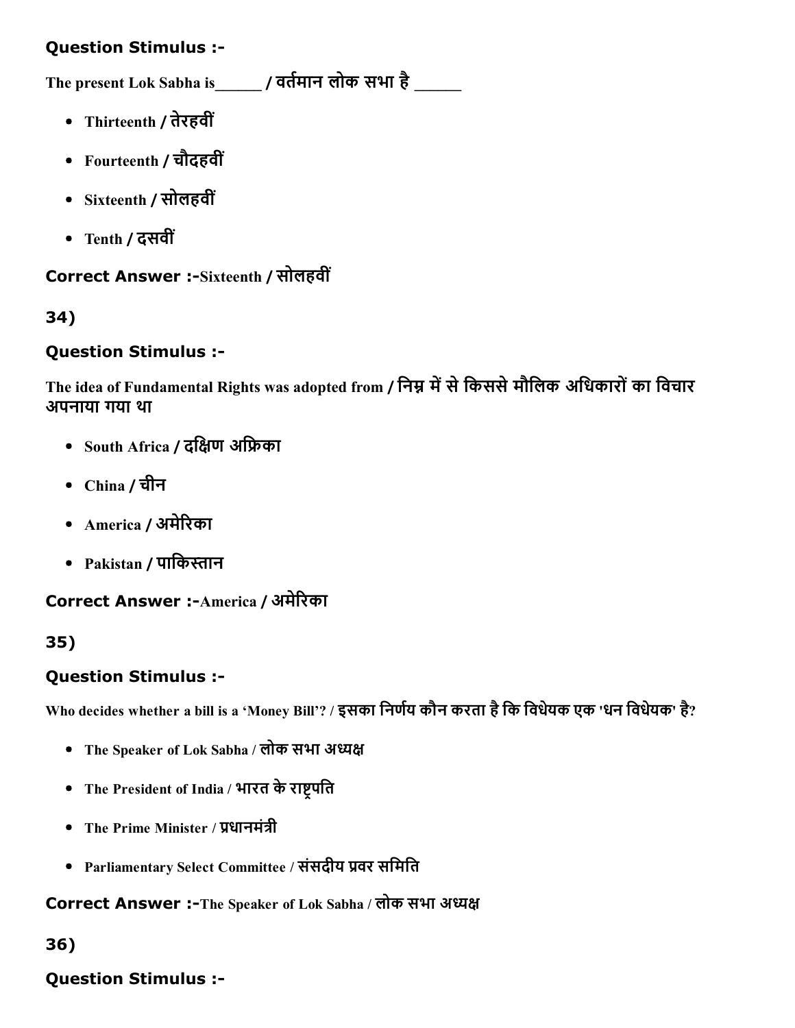### Question Stimulus :-

The present Lok Sabha is______ / वर्तमान लोक सभा है ______

- Thirteenth / तेरहवीं
- Fourteenth / चौदहवीं
- Sixteenth / सोलहवीं
- Tenth / दसवीं

**Correct Answer :-**Sixteenth / सोलहवीं

**34)**

### Question Stimulus :-

The idea of Fundamental Rights was adopted from / निम्न में से किससे मौलिक अधिकारों का विचार अपनाया गया था

- South Africa / दक्षिण अफ्रिका
- China / चीन
- America / अमेरिका
- Pakistan / पाकिस्तान

**Correct Answer :-**America / अमेरिका

**35)**

### Question Stimulus :-

Who decides whether a bill is a 'Money Bill'? / इसका निर्णय कौन करता है कि विधेयक एक 'धन विधेयक' है?

- The Speaker of Lok Sabha / लोक सभा अध्यक्ष
- The President of India / भारत के राष्ट्रपति
- The Prime Minister / प्रधानमंत्री
- Parliamentary Select Committee / संसदीय प्रवर समिति

**Correct Answer :-**The Speaker of Lok Sabha / लोक सभा अध्यक्ष

**36)**

### Question Stimulus :-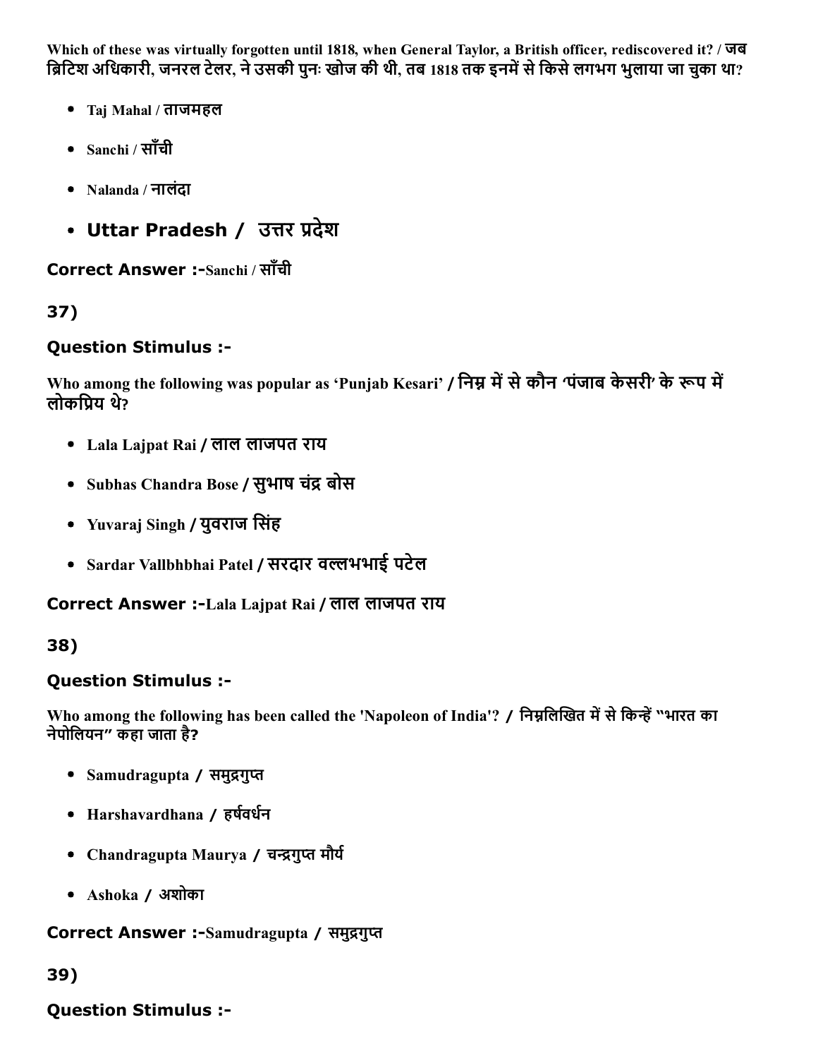Which of these was virtually forgotten until 1818, when General Taylor, a British officer, rediscovered it? / जब ब्रिटिश अधिकारी, जनरल टेलर, ने उसकी पुनः खोज की थी, तब 1818 तक इनमें से किसे लगभग भुलाया जा चुका था?

- Taj Mahal / ताजमहल
- Sanchi / साँची
- Nalanda / नालंदा
- Uttar Pradesh / उत्तर प्रदेश

**Correct Answer :-**Sanchi / साँची

**37)**

**Question Stimulus :-**

Who among the following was popular as 'Punjab Kesari' / निम्न में से कौन 'पंजाब केसरी' के रूप में लोकप्रिय थे?

- Lala Lajpat Rai / लाल लाजपत राय
- Subhas Chandra Bose / सुभाष चंद्र बोस
- Yuvaraj Singh / युवराज सिंह
- Sardar Vallbhbhai Patel / सरदार वल्लभभाई पटेल

**Correct Answer :-**Lala Lajpat Rai / लाल लाजपत राय

**38)**

**Question Stimulus :-**

Who among the following has been called the 'Napoleon of India'? / निम्नलिखित में से किन्हें "भारत का नेपोलियन" कहा जाता है?

- Samudragupta / समुद्रगुप्त
- Harshavardhana / हर्षवर्धन
- Chandragupta Maurya / चन्द्रगुप्त मौर्य
- Ashoka / अशोका

**Correct Answer :-**Samudragupta / समुद्रगुप्त

**39)**

**Question Stimulus :-**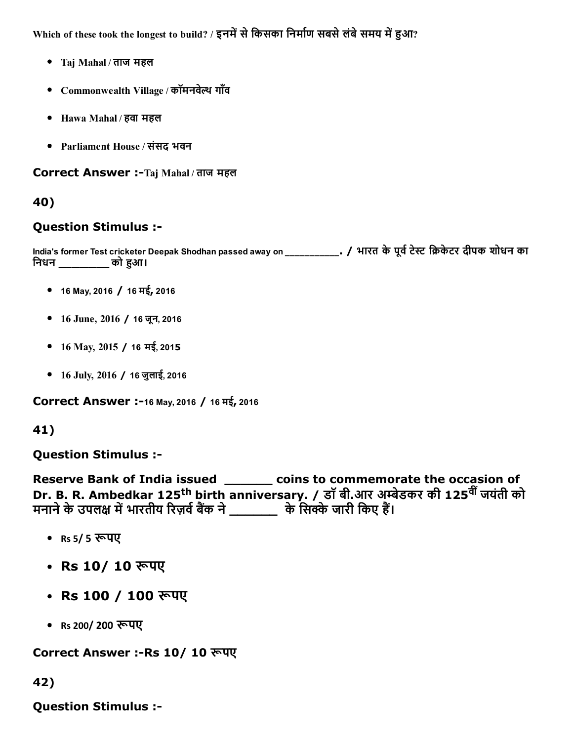Which of these took the longest to build? / इनमें से किसका निर्माण सबसे लंबे समय में हुआ?

- Taj Mahal / ताज महल
- Commonwealth Village / कॉमनवेल्थ गाँव
- Hawa Mahal / हवा महल
- Parliament House / संसद भवन

**Correct Answer :-**Taj Mahal / ताज महल

**40)**

**Question Stimulus :-**

India's former Test cricketer Deepak Shodhan passed away on ___________. / भारत के पूर्व टेस्ट क्रिकेटर दीपक शोधन का निधन _________ को हुआ।

- 16 May, 2016 / 16 मई, 2016
- 16 June, 2016 / 16 जून, 2016
- 16 May, 2015 / 16 मई, 2015
- 16 July, 2016 / 16 जुलाई, 2016

**Correct Answer :-**16 May, 2016 / 16 मई, 2016

**41)**

**Question Stimulus :-**

**Reserve Bank of India issued ______ coins to commemorate the occasion of Dr. B. R. Ambedkar 125th birth anniversary. / डॉ बी.आर अम्बेडकर की 125वीं जयंती को मनाने के उपलक्ष में भारतीय रिज़र्व बैंक ने _______ के सिक्के जारी किए हैं।**

- Rs 5/ 5 रूपए
- **Rs 10/ 10 रूपए**
- **Rs 100 / 100 रूपए**
- Rs 200/ 200 रूपए

**Correct Answer :-**Rs 10/ 10 रूपए

**42)**

**Question Stimulus :-**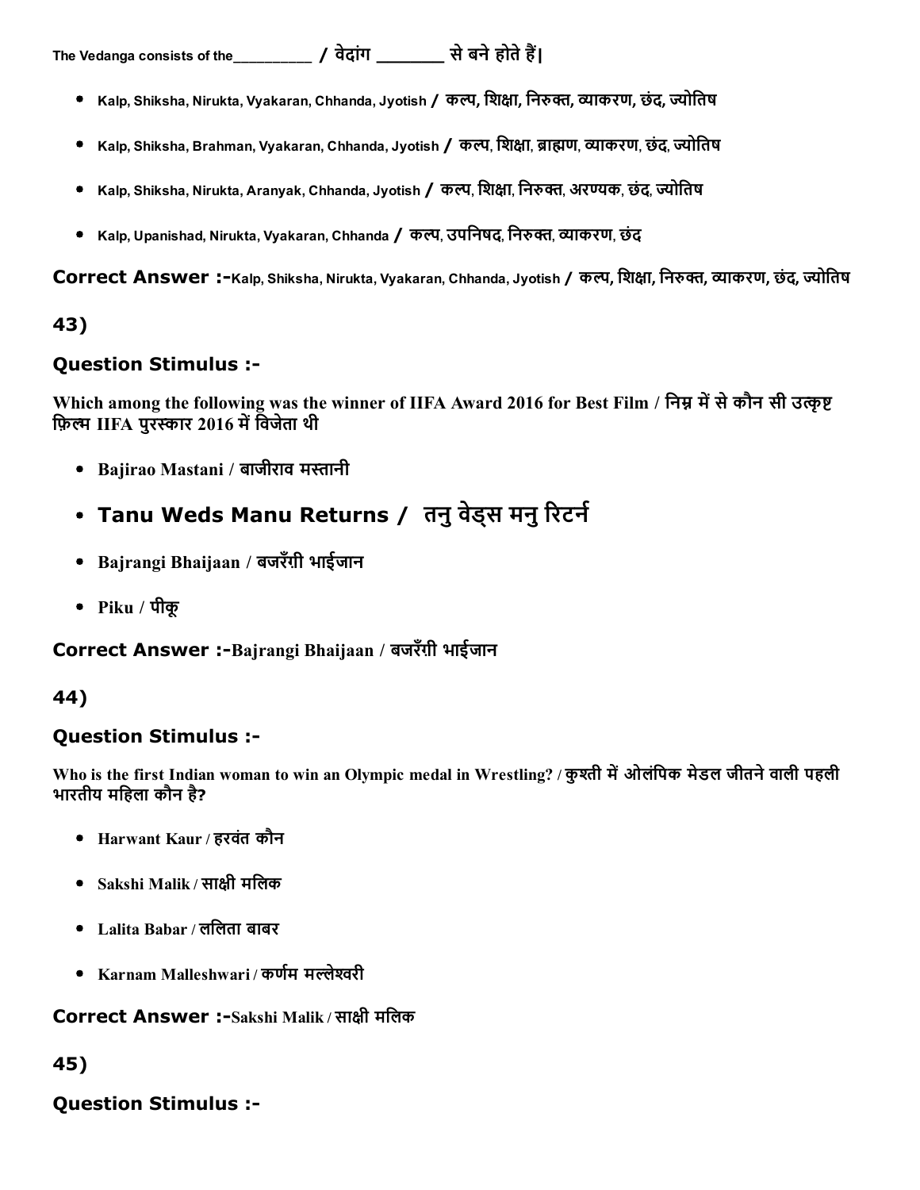The Vedanga consists of the__________ / वेदांग _______ से बने होते हैं|

- Kalp, Shiksha, Nirukta, Vyakaran, Chhanda, Jyotish / कल्प, शिक्षा, निरुक्त, व्याकरण, छंद, ज्योतिष
- Kalp, Shiksha, Brahman, Vyakaran, Chhanda, Jyotish / कल्प, शिक्षा, ब्राह्मण, व्याकरण, छंद, ज्योतिष
- Kalp, Shiksha, Nirukta, Aranyak, Chhanda, Jyotish / कल्प, शिक्षा, निरुक्त, अरण्यक, छंद, ज्योतिष
- Kalp, Upanishad, Nirukta, Vyakaran, Chhanda / कल्प, उपनिषद, निरुक्त, व्याकरण, छंद

**Correct Answer :-**Kalp, Shiksha, Nirukta, Vyakaran, Chhanda, Jyotish / कल्प, शिक्षा, निरुक्त, व्याकरण, छंद, ज्योतिष

## 43)

### Question Stimulus :-

Which among the following was the winner of IIFA Award 2016 for Best Film / निम्न में से कौन सी उत्कृष्ट फ़िल्म IIFA पुरस्कार 2016 में विजेता थी

- Bajirao Mastani / बाजीराव मस्तानी
- Tanu Weds Manu Returns / तनु वेड्स मनु रिटर्न
- Bajrangi Bhaijaan / बजरँग़ी भाईजान
- Piku / पीकू

**Correct Answer :-**Bajrangi Bhaijaan / बजरँग़ी भाईजान

## 44)

### Question Stimulus :-

Who is the first Indian woman to win an Olympic medal in Wrestling? / कुश्ती में ओलंपिक मेडल जीतने वाली पहली भारतीय महिला कौन है?

- Harwant Kaur / हरवंत कौन
- Sakshi Malik / साक्षी मलिक
- Lalita Babar / ललिता बाबर
- Karnam Malleshwari / कर्णम मल्लेश्वरी

**Correct Answer :-**Sakshi Malik / साक्षी मलिक

## 45)

### Question Stimulus :-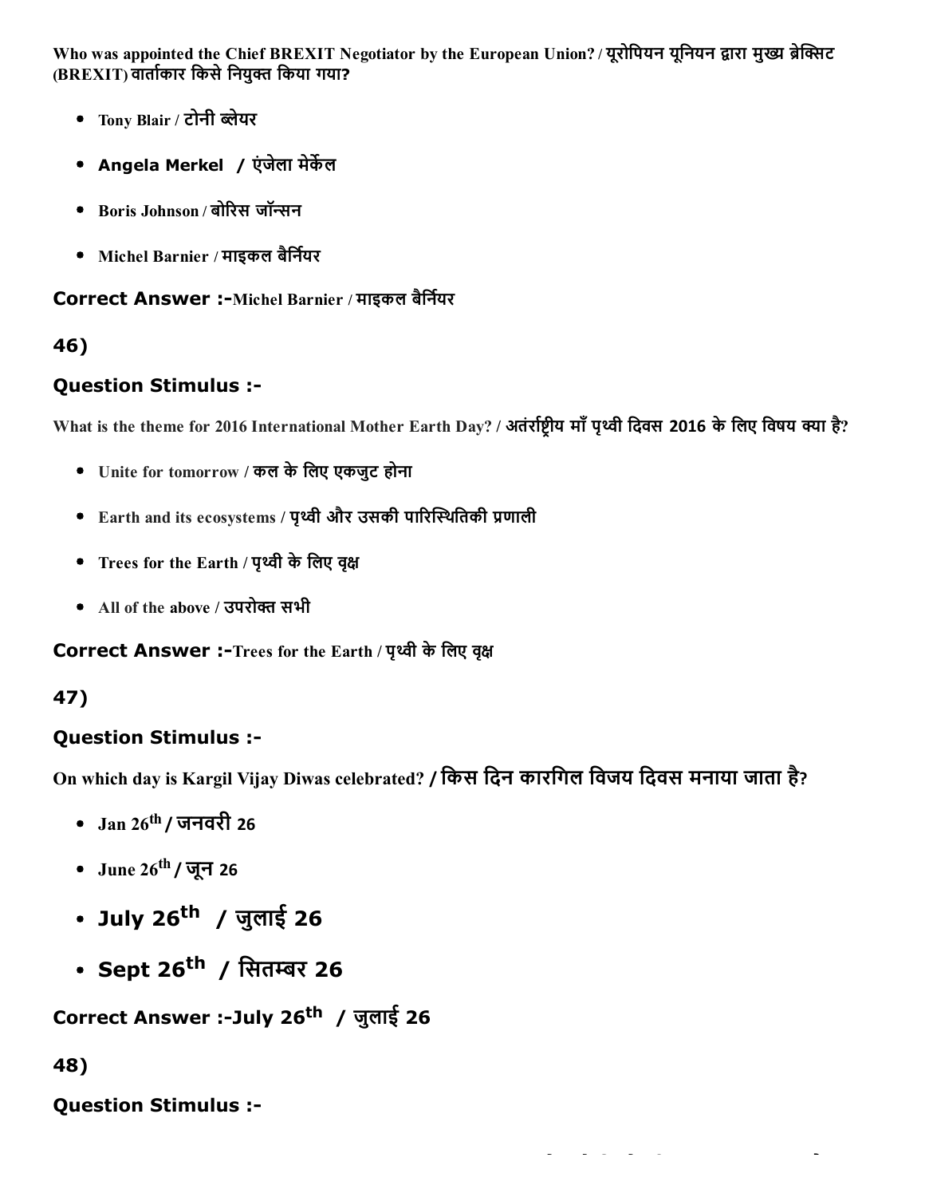Who was appointed the Chief BREXIT Negotiator by the European Union? / यूरोपियन यूनियन द्वारा मुख्य ब्रेक्सिट (BREXIT) वार्ताकार किसे नियुक्त किया गया?

- Tony Blair / टोनी ब्लेयर
- Angela Merkel / एंजेला मेर्केल
- Boris Johnson / बोरिस जॉन्सन
- Michel Barnier / माइकल बैर्नियर

**Correct Answer :-**Michel Barnier / माइकल बैर्नियर

## 46)

### Question Stimulus :-

What is the theme for 2016 International Mother Earth Day? / अतंर्राष्ट्रीय माँ पृथ्वी दिवस 2016 के लिए विषय क्या है?

- Unite for tomorrow / कल के लिए एकजुट होना
- Earth and its ecosystems / पृथ्वी और उसकी पारिस्थितिकी प्रणाली
- Trees for the Earth / पृथ्वी के लिए वृक्ष
- All of the above / उपरोक्त सभी

**Correct Answer :-**Trees for the Earth / पृथ्वी के लिए वृक्ष

## 47)

### Question Stimulus :-

On which day is Kargil Vijay Diwas celebrated? / किस दिन कारगिल विजय दिवस मनाया जाता है?

- Jan 26th / जनवरी 26
- June 26th / जून 26
- July 26th / जुलाई 26
- Sept 26th / सितम्बर 26

**Correct Answer :-**July 26th / जुलाई 26

## 48)

### Question Stimulus :-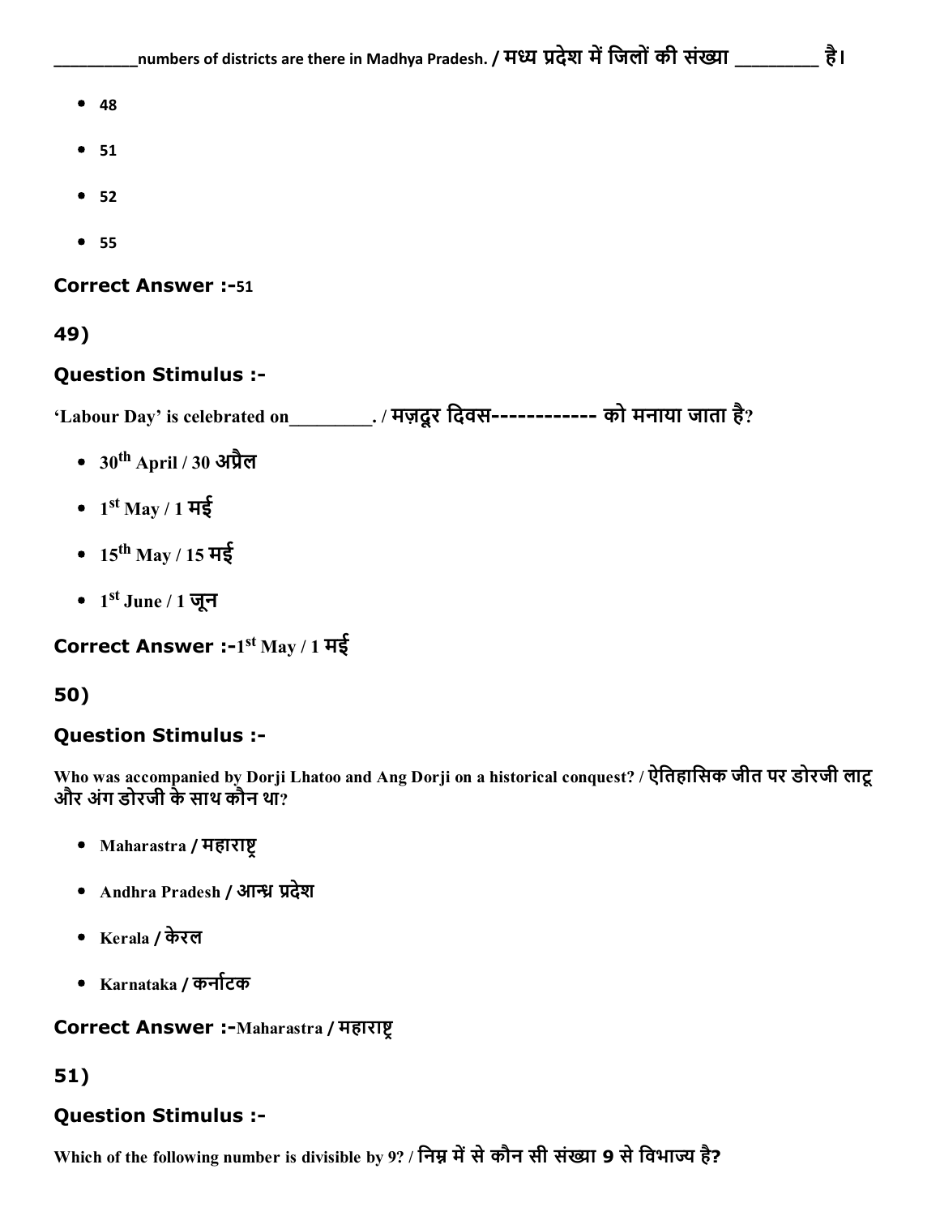_________numbers of districts are there in Madhya Pradesh. / मध्य प्रदेश में जिलों की संख्या ________ है।

- 48
- 51
- 52
- 55

**Correct Answer :-**51

## 49)

### Question Stimulus :-

**'Labour Day' is celebrated on_________. / मज़दूर दिवस------------ को मनाया जाता है?**

- $30^{th}$ April / 30 अप्रैल
- $1^{st}$ May / 1 मई
- $15^{th}$ May / 15 मई
- $1^{st}$ June / 1 जून

**Correct Answer :-**$1^{st}$ May / 1 मई

## 50)

### Question Stimulus :-

**Who was accompanied by Dorji Lhatoo and Ang Dorji on a historical conquest? / ऐतिहासिक जीत पर डोरजी लाटू और अंग डोरजी के साथ कौन था?**

- Maharastra / महाराष्ट्र
- Andhra Pradesh / आन्ध्र प्रदेश
- Kerala / केरल
- Karnataka / कर्नाटक

**Correct Answer :-**Maharastra / महाराष्ट्र

## 51)

### Question Stimulus :-

**Which of the following number is divisible by 9? / निम्न में से कौन सी संख्या 9 से विभाज्य है?**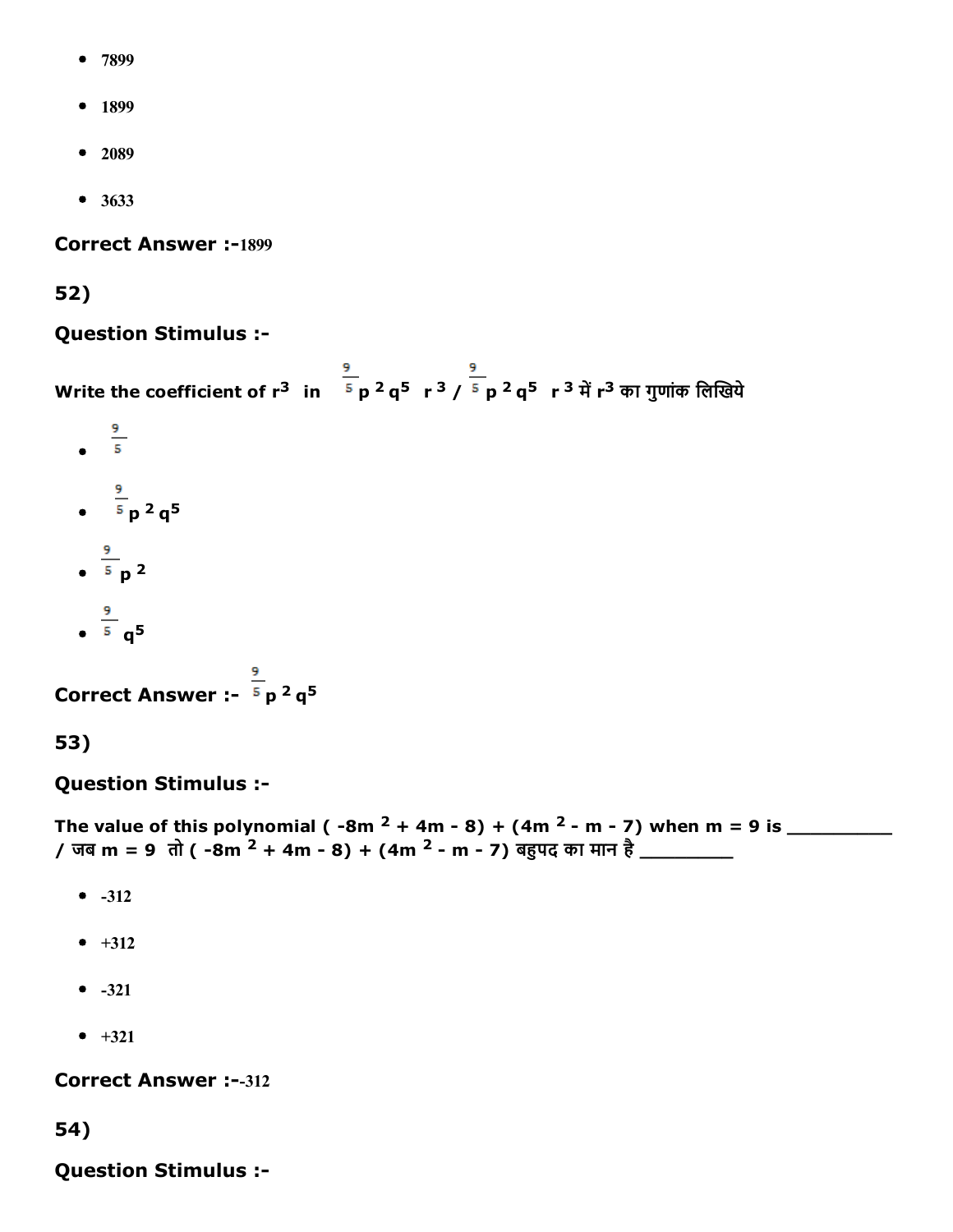- 7899
- 1899
- 2089
- 3633

**Correct Answer :-**1899

**52)**

**Question Stimulus :-**

**Write the coefficient of $r^3$ in $\frac{9}{5}p^2q^5\ r^3$ / $\frac{9}{5}p^2q^5\ r^3$ में $r^3$ का गुणांक लिखिये**

- $\frac{9}{5}$
- $\frac{9}{5}p^2q^5$
- $\frac{9}{5}p^2$
- $\frac{9}{5}q^5$

**Correct Answer :-** $\frac{9}{5}p^2q^5$

**53)**

**Question Stimulus :-**

**The value of this polynomial $(-8m^2 + 4m - 8) + (4m^2 - m - 7)$ when m = 9 is __________ / जब m = 9 तो $(-8m^2 + 4m - 8) + (4m^2 - m - 7)$ बहुपद का मान है _________**

- -312
- +312
- -321
- +321

**Correct Answer :-**-312

**54)**

**Question Stimulus :-**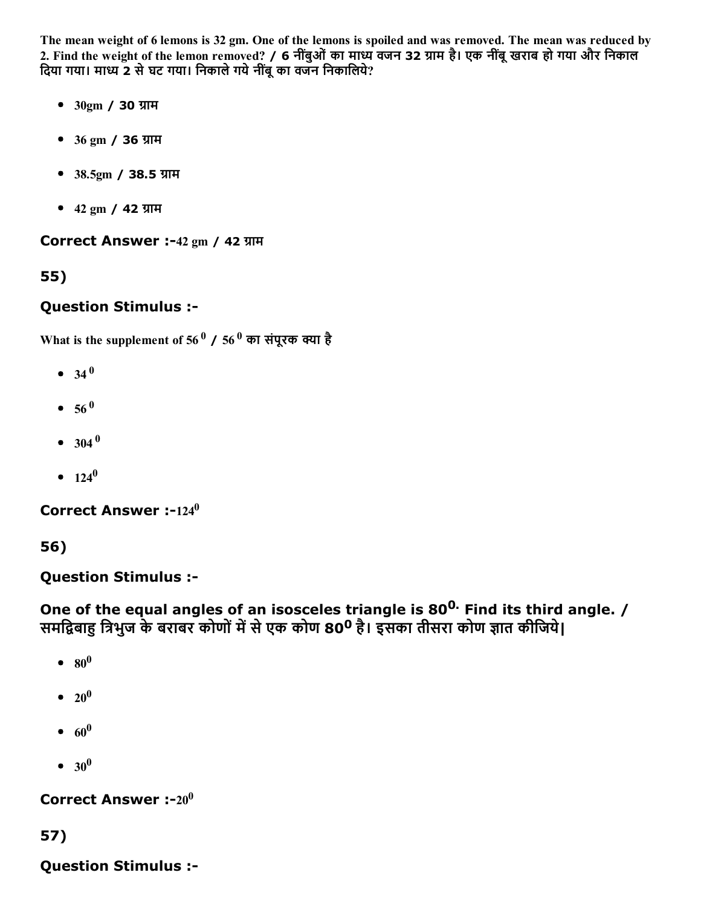The mean weight of 6 lemons is 32 gm. One of the lemons is spoiled and was removed. The mean was reduced by 2. Find the weight of the lemon removed? / 6 नींबुओं का माध्य वजन 32 ग्राम है। एक नींबू खराब हो गया और निकाल दिया गया। माध्य 2 से घट गया। निकाले गये नींबू का वजन निकालिये?

- 30gm / 30 ग्राम
- 36 gm / 36 ग्राम
- 38.5gm / 38.5 ग्राम
- 42 gm / 42 ग्राम

**Correct Answer :-**42 gm / 42 ग्राम

## 55)

### Question Stimulus :-

What is the supplement of $56^0$ / $56^0$ का संपूरक क्या है

- $34^0$
- $56^0$
- $304^0$
- $124^0$

**Correct Answer :-**$124^0$

## 56)

### Question Stimulus :-

**One of the equal angles of an isosceles triangle is $80^0$. Find its third angle. / समद्विबाहु त्रिभुज के बराबर कोणों में से एक कोण $80^0$ है। इसका तीसरा कोण ज्ञात कीजिये|**

- $80^0$
- $20^0$
- $60^0$
- $30^0$

**Correct Answer :-**$20^0$

## 57)

### Question Stimulus :-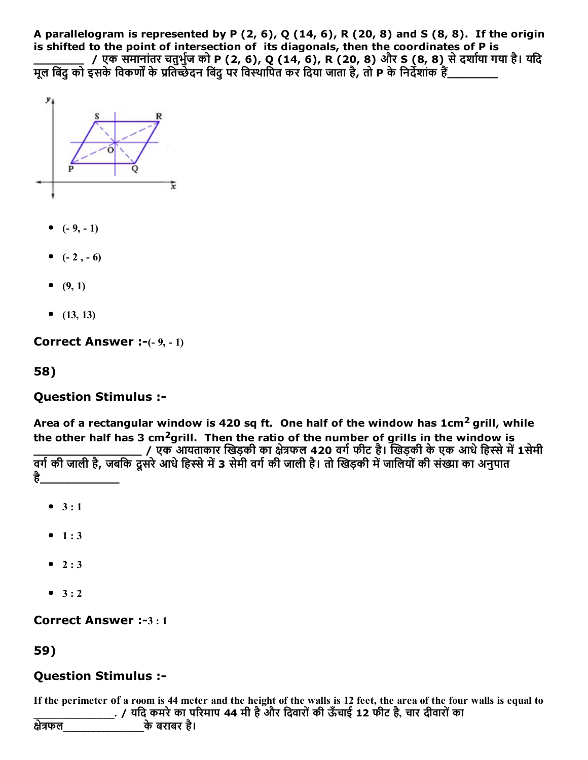A parallelogram is represented by P (2, 6), Q (14, 6), R (20, 8) and S (8, 8). If the origin is shifted to the point of intersection of its diagonals, then the coordinates of P is ________ / एक समानांतर चतुर्भुज को P (2, 6), Q (14, 6), R (20, 8) और S (8, 8) से दर्शाया गया है। यदि मूल बिंदु को इसके विकर्णों के प्रतिच्छेदन बिंदु पर विस्थापित कर दिया जाता है, तो P के निर्देशांक हैं________

- (- 9, - 1)
- (- 2 , - 6)
- (9, 1)
- (13, 13)

**Correct Answer :-**(- 9, - 1)

## 58)

**Question Stimulus :-**

**Area of a rectangular window is 420 sq ft. One half of the window has 1cm$^2$ grill, while the other half has 3 cm$^2$grill. Then the ratio of the number of grills in the window is ________________ / एक आयताकार खिड़की का क्षेत्रफल 420 वर्ग फीट है। खिड़की के एक आधे हिस्से में 1सेमी वर्ग की जाली है, जबकि दूसरे आधे हिस्से में 3 सेमी वर्ग की जाली है। तो खिड़की में जालियों की संख्या का अनुपात है____________**

- 3 : 1
- 1 : 3
- 2 : 3
- 3 : 2

**Correct Answer :-**3 : 1

## 59)

**Question Stimulus :-**

If the perimeter of a room is 44 meter and the height of the walls is 12 feet, the area of the four walls is equal to ______________. / यदि कमरे का परिमाप 44 मी है और दिवारों की ऊँचाई 12 फीट है, चार दीवारों का क्षेत्रफल______________के बराबर है।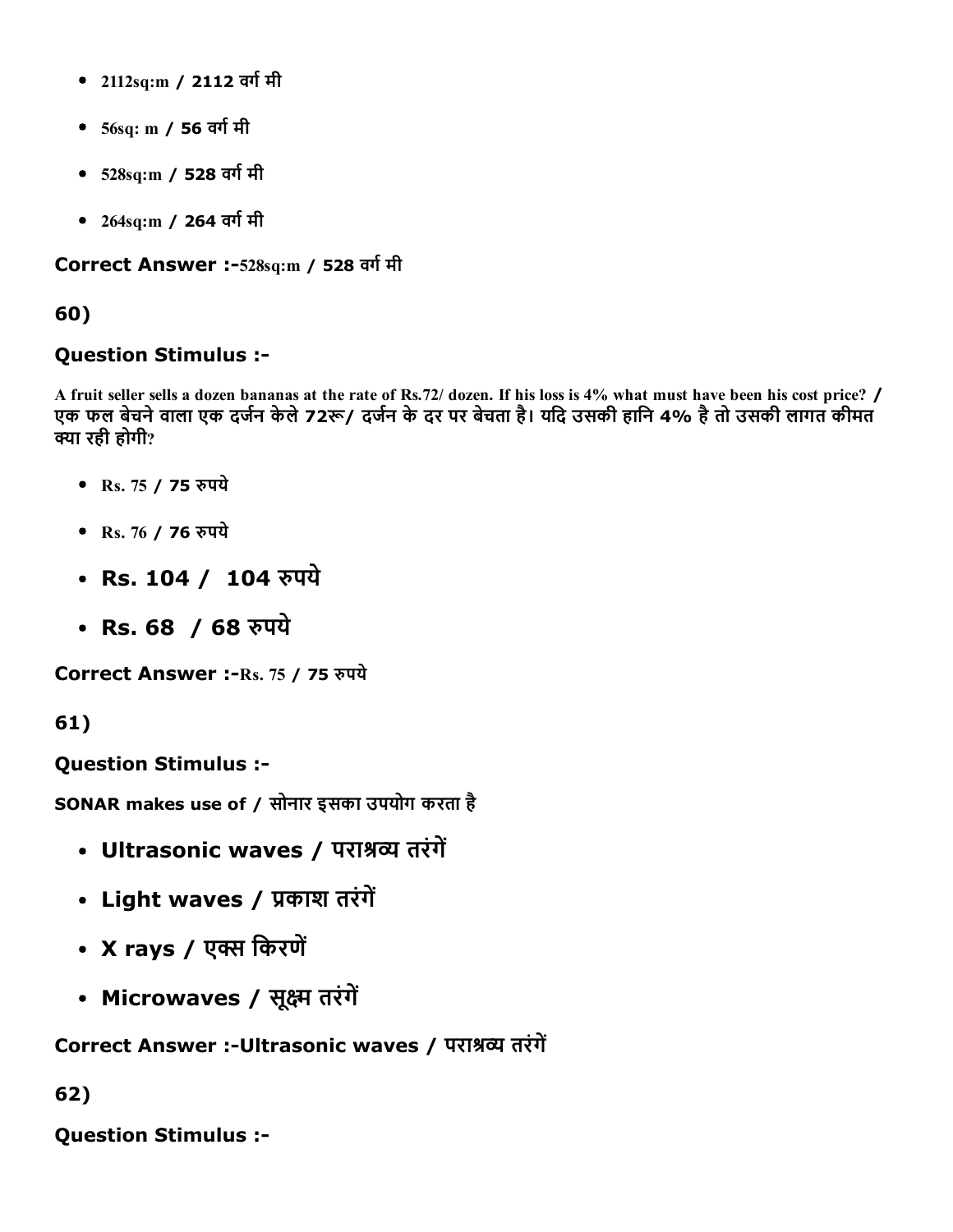- 2112sq:m / 2112 वर्ग मी
- 56sq: m / 56 वर्ग मी
- 528sq:m / 528 वर्ग मी
- 264sq:m / 264 वर्ग मी

**Correct Answer :-**528sq:m / 528 वर्ग मी

**60)**

**Question Stimulus :-**

**A fruit seller sells a dozen bananas at the rate of Rs.72/ dozen. If his loss is 4% what must have been his cost price? / एक फल बेचने वाला एक दर्जन केले 72रू/ दर्जन के दर पर बेचता है। यदि उसकी हानि 4% है तो उसकी लागत कीमत क्या रही होगी?**

- Rs. 75 / 75 रुपये
- Rs. 76 / 76 रुपये
- Rs. 104 / 104 रुपये
- Rs. 68 / 68 रुपये

**Correct Answer :-**Rs. 75 / 75 रुपये

**61)**

**Question Stimulus :-**

**SONAR makes use of / सोनार इसका उपयोग करता है**

- Ultrasonic waves / पराश्रव्य तरंगें
- Light waves / प्रकाश तरंगें
- X rays / एक्स किरणें
- Microwaves / सूक्ष्म तरंगें

**Correct Answer :-**Ultrasonic waves / पराश्रव्य तरंगें

**62)**

**Question Stimulus :-**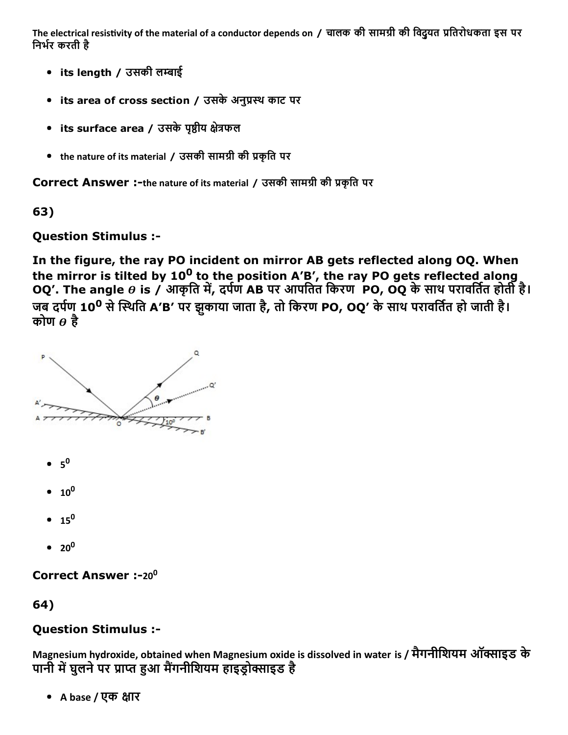The electrical resistivity of the material of a conductor depends on / चालक की सामग्री की विद्युत प्रतिरोधकता इस पर निर्भर करती है

- **its length / उसकी लम्बाई**
- **its area of cross section / उसके अनुप्रस्थ काट पर**
- **its surface area / उसके पृष्ठीय क्षेत्रफल**
- the nature of its material / उसकी सामग्री की प्रकृति पर

**Correct Answer :-**the nature of its material / उसकी सामग्री की प्रकृति पर

**63)**

**Question Stimulus :-**

**In the figure, the ray PO incident on mirror AB gets reflected along OQ. When the mirror is tilted by $10^0$ to the position A'B', the ray PO gets reflected along OQ'. The angle $\theta$ is / आकृति में, दर्पण AB पर आपतित किरण PO, OQ के साथ परावर्तित होती है। जब दर्पण $10^0$ से स्थिति A'B' पर झुकाया जाता है, तो किरण PO, OQ' के साथ परावर्तित हो जाती है। कोण $\theta$ है**

- $5^0$
- $10^0$
- $15^0$
- $20^0$

**Correct Answer :-**$20^0$

**64)**

**Question Stimulus :-**

Magnesium hydroxide, obtained when Magnesium oxide is dissolved in water is / मैगनीशियम ऑक्साइड के पानी में घुलने पर प्राप्त हुआ मैंगनीशियम हाइड्रोक्साइड है

- A base / एक क्षार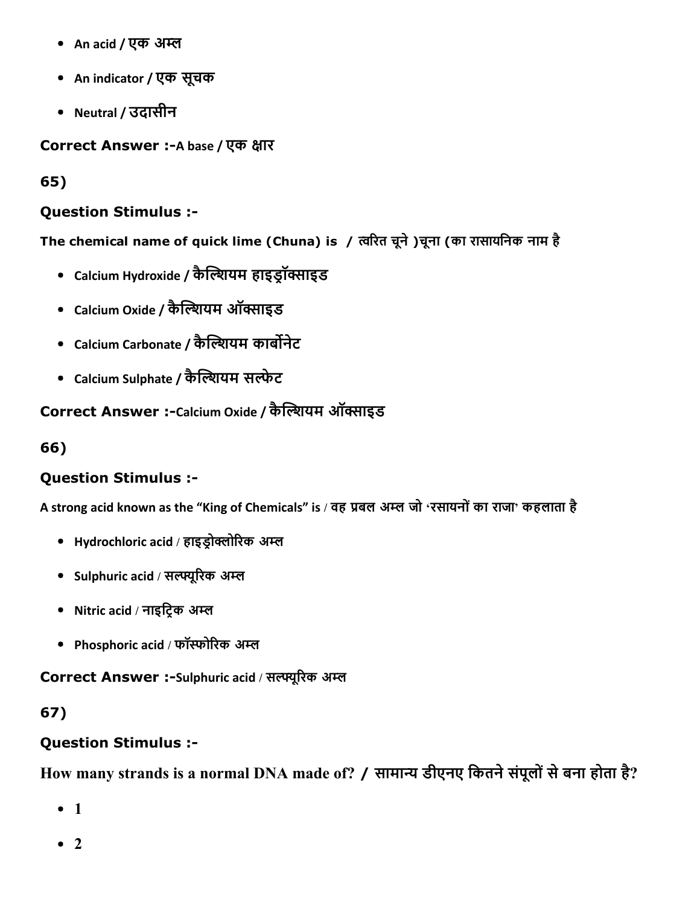- An acid / एक अम्ल
- An indicator / एक सूचक
- Neutral / उदासीन

**Correct Answer :-**A base / एक क्षार

65)

**Question Stimulus :-**

**The chemical name of quick lime (Chuna) is / त्वरित चूने )चूना (का रासायनिक नाम है**

- Calcium Hydroxide / कैल्शियम हाइड्रॉक्साइड
- Calcium Oxide / कैल्शियम ऑक्साइड
- Calcium Carbonate / कैल्शियम कार्बोनेट
- Calcium Sulphate / कैल्शियम सल्फेट

**Correct Answer :-**Calcium Oxide / कैल्शियम ऑक्साइड

66)

**Question Stimulus :-**

**A strong acid known as the "King of Chemicals" is / वह प्रबल अम्ल जो 'रसायनों का राजा' कहलाता है**

- Hydrochloric acid / हाइड्रोक्लोरिक अम्ल
- Sulphuric acid / सल्फ्यूरिक अम्ल
- Nitric acid / नाइट्रिक अम्ल
- Phosphoric acid / फॉस्फोरिक अम्ल

**Correct Answer :-**Sulphuric acid / सल्फ्यूरिक अम्ल

67)

**Question Stimulus :-**

**How many strands is a normal DNA made of? / सामान्य डीएनए कितने संपूलों से बना होता है?**

- 1
- 2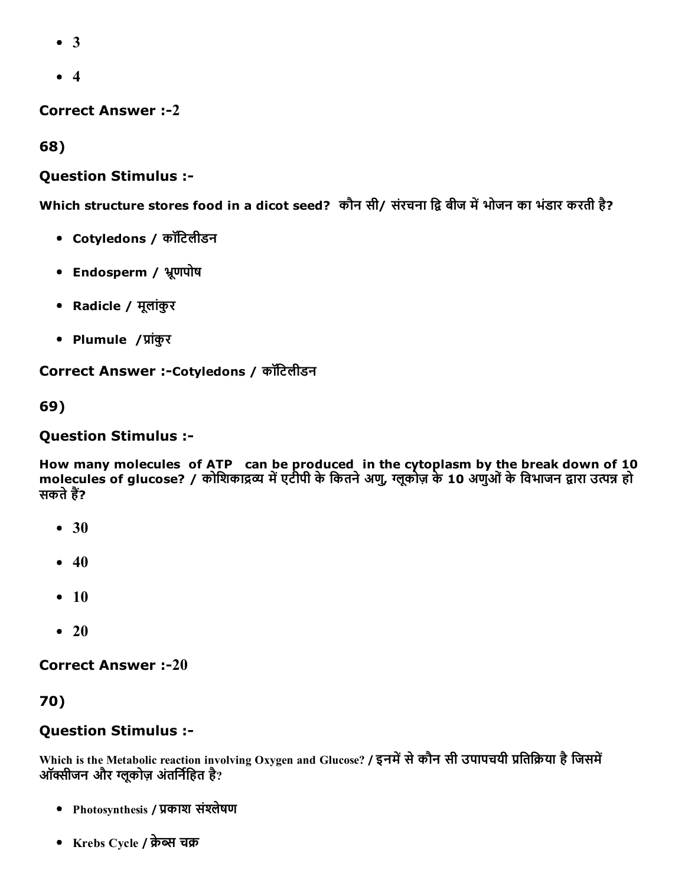- 3
- 4

**Correct Answer :-2**

**68)**

**Question Stimulus :-**

**Which structure stores food in a dicot seed? कौन सी/ संरचना द्वि बीज में भोजन का भंडार करती है?**

- **Cotyledons / कॉटिलीडन**
- **Endosperm / भ्रूणपोष**
- **Radicle / मूलांकुर**
- **Plumule /प्रांकुर**

**Correct Answer :-Cotyledons / कॉटिलीडन**

**69)**

**Question Stimulus :-**

**How many molecules of ATP can be produced in the cytoplasm by the break down of 10 molecules of glucose? / कोशिकाद्रव्य में एटीपी के कितने अणु, ग्लूकोज़ के 10 अणुओं के विभाजन द्वारा उत्पन्न हो सकते हैं?**

- 30
- 40
- 10
- 20

**Correct Answer :-20**

**70)**

**Question Stimulus :-**

**Which is the Metabolic reaction involving Oxygen and Glucose? / इनमें से कौन सी उपापचयी प्रतिक्रिया है जिसमें ऑक्सीजन और ग्लूकोज़ अंतर्निहित है?**

- Photosynthesis / प्रकाश संश्लेषण
- Krebs Cycle / क्रेब्स चक्र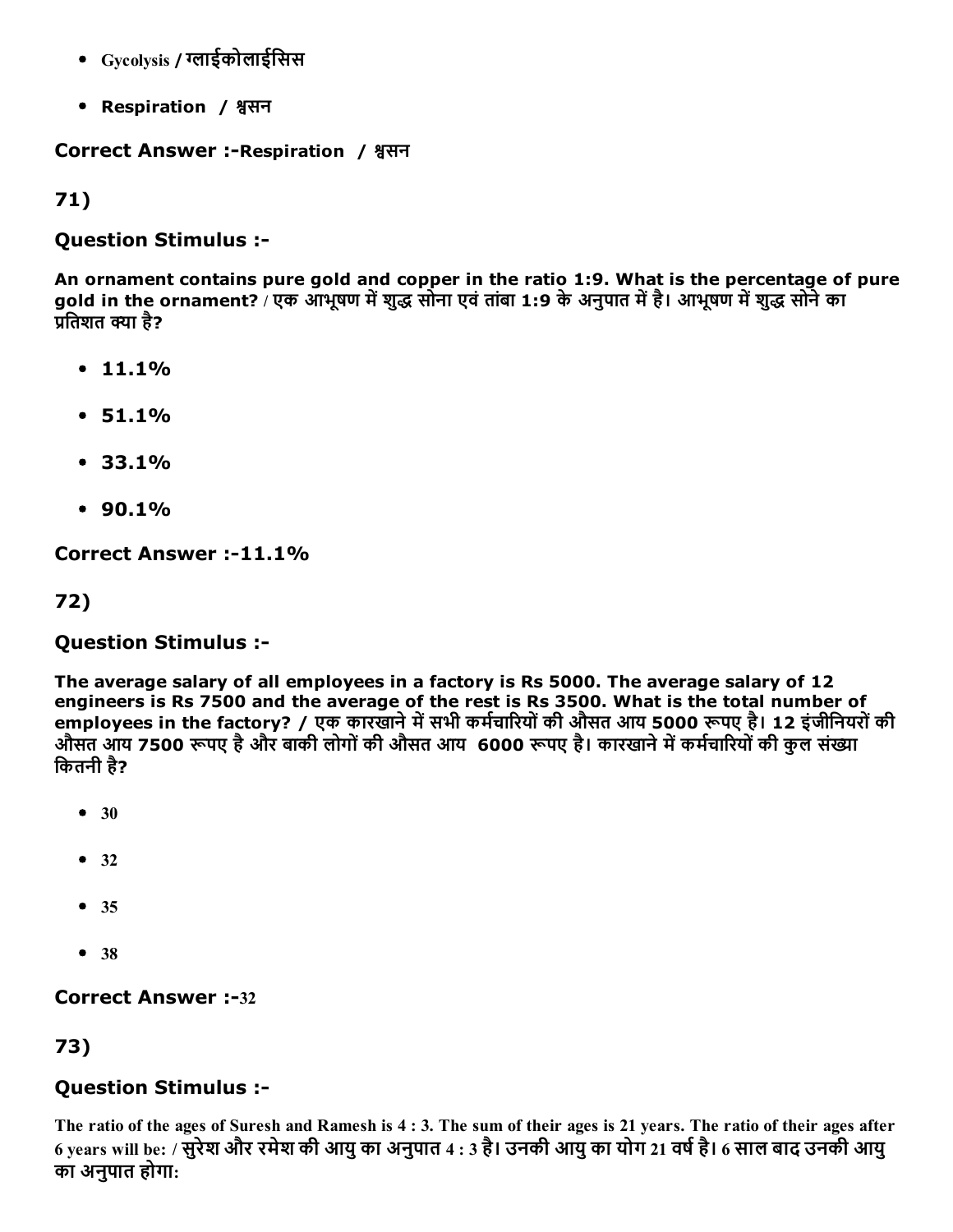- Gycolysis / ग्लाईकोलाईसिस
- **Respiration / श्वसन**

**Correct Answer :-Respiration / श्वसन**

**71)**

**Question Stimulus :-**

**An ornament contains pure gold and copper in the ratio 1:9. What is the percentage of pure gold in the ornament? / एक आभूषण में शुद्ध सोना एवं तांबा 1:9 के अनुपात में है। आभूषण में शुद्ध सोने का प्रतिशत क्या है?**

- **11.1%**
- **51.1%**
- **33.1%**
- **90.1%**

**Correct Answer :-11.1%**

**72)**

**Question Stimulus :-**

**The average salary of all employees in a factory is Rs 5000. The average salary of 12 engineers is Rs 7500 and the average of the rest is Rs 3500. What is the total number of employees in the factory? / एक कारखाने में सभी कर्मचारियों की औसत आय 5000 रूपए है। 12 इंजीनियरों की औसत आय 7500 रूपए है और बाकी लोगों की औसत आय 6000 रूपए है। कारखाने में कर्मचारियों की कुल संख्या कितनी है?**

- 30
- 32
- 35
- 38

**Correct Answer :-32**

**73)**

**Question Stimulus :-**

**The ratio of the ages of Suresh and Ramesh is 4 : 3. The sum of their ages is 21 years. The ratio of their ages after 6 years will be: / सुरेश और रमेश की आयु का अनुपात 4 : 3 है। उनकी आयु का योग 21 वर्ष है। 6 साल बाद उनकी आयु का अनुपात होगा:**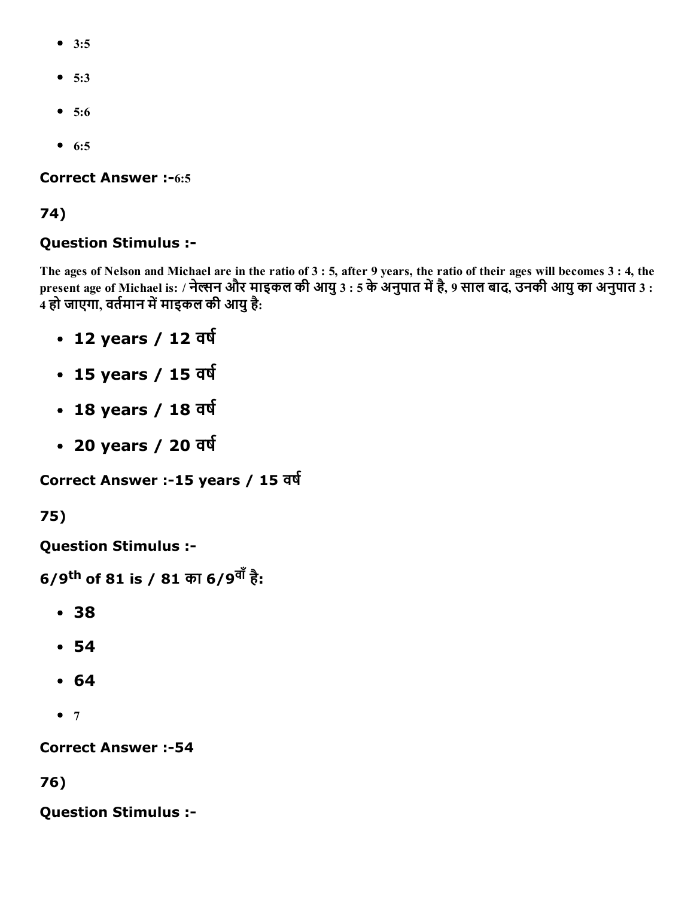- 3:5
- 5:3
- 5:6
- 6:5

**Correct Answer :-**6:5

**74)**

**Question Stimulus :-**

The ages of Nelson and Michael are in the ratio of 3 : 5, after 9 years, the ratio of their ages will becomes 3 : 4, the present age of Michael is: / नेल्सन और माइकल की आयु 3 : 5 के अनुपात में है, 9 साल बाद, उनकी आयु का अनुपात 3 : 4 हो जाएगा, वर्तमान में माइकल की आयु है:

- **12 years / 12 वर्ष**
- **15 years / 15 वर्ष**
- **18 years / 18 वर्ष**
- **20 years / 20 वर्ष**

**Correct Answer :-15 years / 15 वर्ष**

**75)**

**Question Stimulus :-**

**6/9$^{th}$ of 81 is / 81 का 6/9वाँ है:**

- **38**
- **54**
- **64**
- 7

**Correct Answer :-54**

**76)**

**Question Stimulus :-**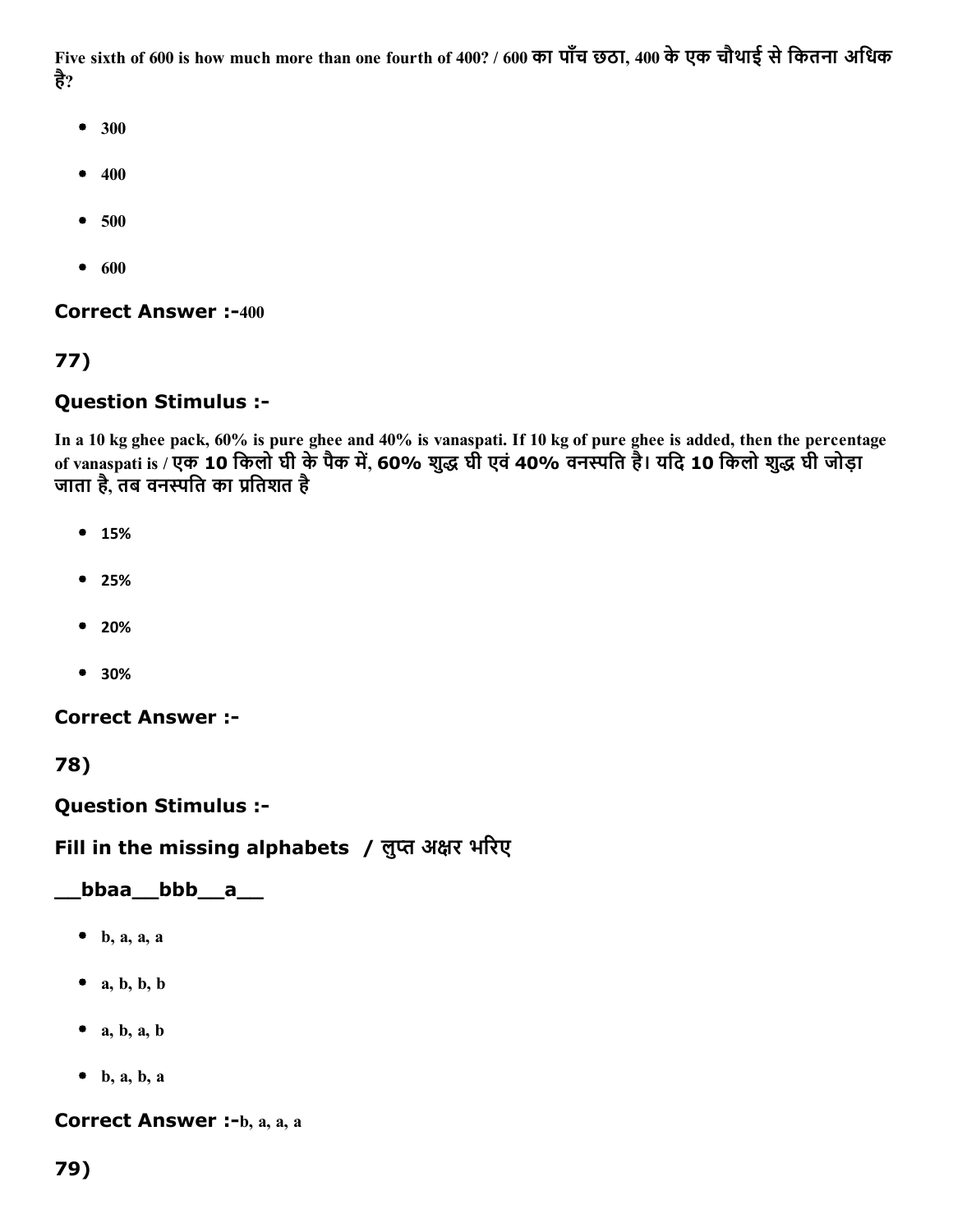Five sixth of 600 is how much more than one fourth of 400? / 600 का पाँच छठा, 400 के एक चौथाई से कितना अधिक है?

- 300
- 400
- 500
- 600

**Correct Answer :-**400

## 77)

### Question Stimulus :-

In a 10 kg ghee pack, 60% is pure ghee and 40% is vanaspati. If 10 kg of pure ghee is added, then the percentage of vanaspati is / एक 10 किलो घी के पैक में, 60% शुद्ध घी एवं 40% वनस्पति है। यदि 10 किलो शुद्ध घी जोड़ा जाता है, तब वनस्पति का प्रतिशत है

- 15%
- 25%
- 20%
- 30%

**Correct Answer :-**

## 78)

### Question Stimulus :-

### Fill in the missing alphabets / लुप्त अक्षर भरिए

### __bbaa__bbb__a__

- b, a, a, a
- a, b, b, b
- a, b, a, b
- b, a, b, a

**Correct Answer :-**b, a, a, a

## 79)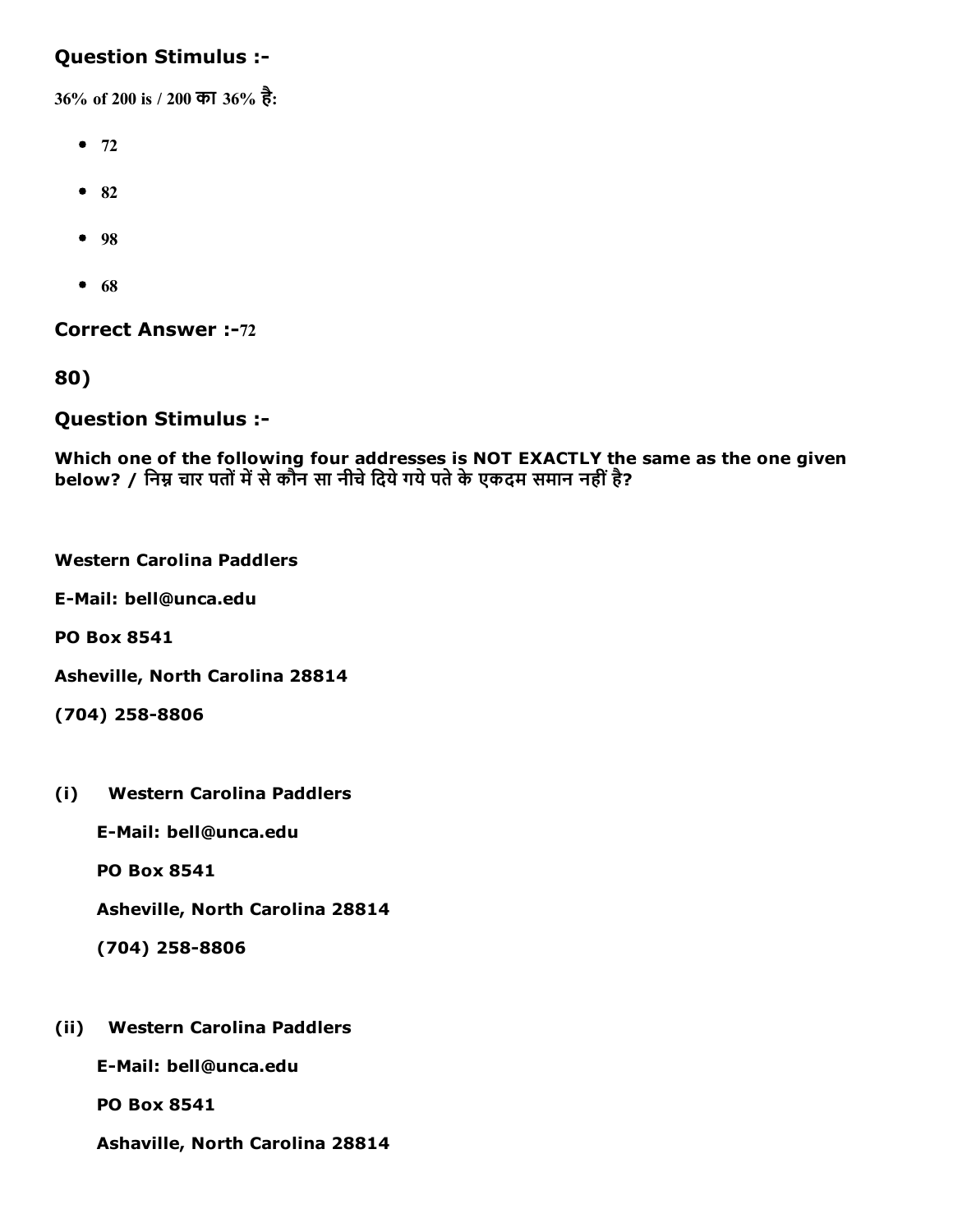## Question Stimulus :-

36% of 200 is / 200 का 36% है:

- 72
- 82
- 98
- 68

**Correct Answer :-**72

## 80)

## Question Stimulus :-

**Which one of the following four addresses is NOT EXACTLY the same as the one given below? / निम्न चार पतों में से कौन सा नीचे दिये गये पते के एकदम समान नहीं है?**

**Western Carolina Paddlers**

**E-Mail: bell@unca.edu**

**PO Box 8541**

**Asheville, North Carolina 28814**

**(704) 258-8806**

**(i) Western Carolina Paddlers**

**E-Mail: bell@unca.edu**

**PO Box 8541**

**Asheville, North Carolina 28814**

**(704) 258-8806**

**(ii) Western Carolina Paddlers**

**E-Mail: bell@unca.edu**

**PO Box 8541**

**Ashaville, North Carolina 28814**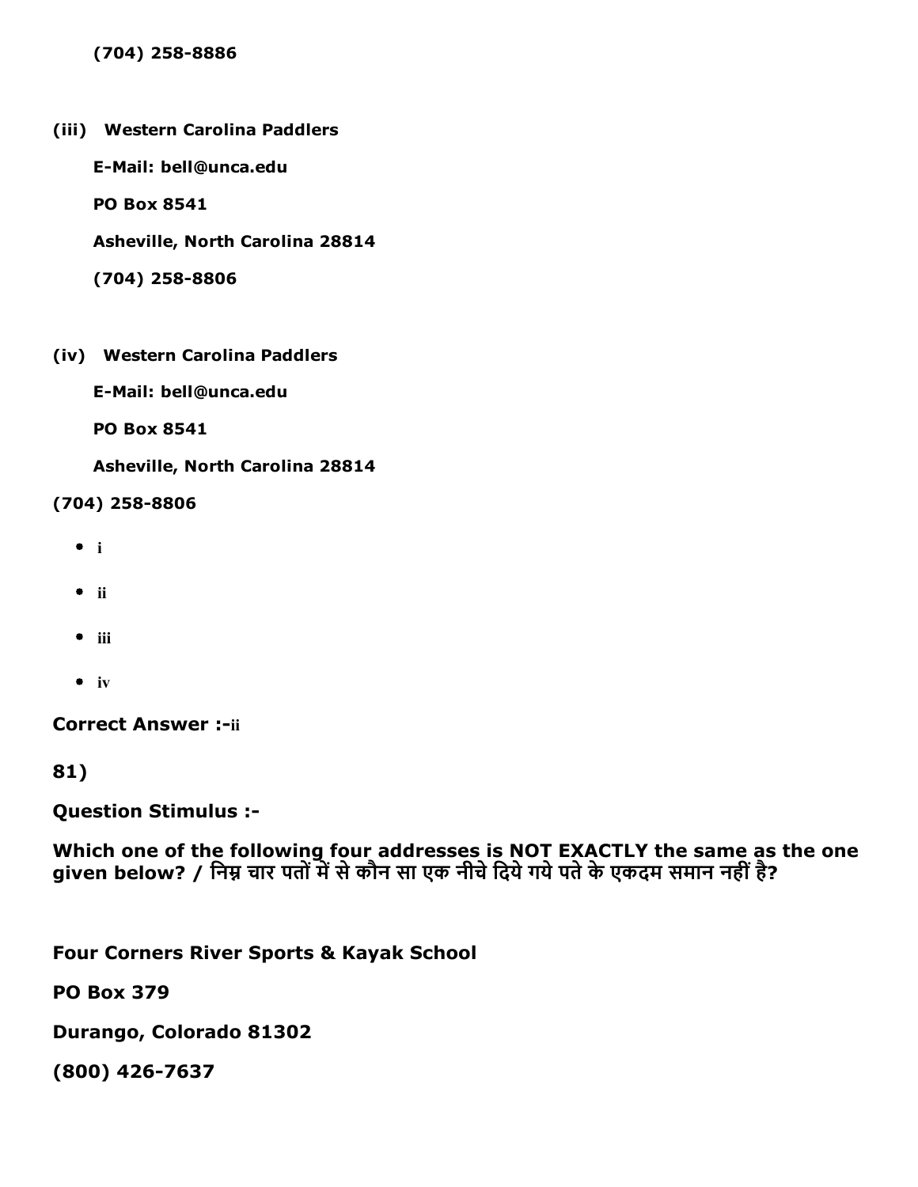(704) 258-8886

(iii) **Western Carolina Paddlers**

**E-Mail: bell@unca.edu**

**PO Box 8541**

**Asheville, North Carolina 28814**

**(704) 258-8806**

(iv) **Western Carolina Paddlers**

**E-Mail: bell@unca.edu**

**PO Box 8541**

**Asheville, North Carolina 28814**

**(704) 258-8806**

- i
- ii
- iii
- iv

**Correct Answer :-**ii

**81)**

**Question Stimulus :-**

**Which one of the following four addresses is NOT EXACTLY the same as the one given below? / निम्न चार पतों में से कौन सा एक नीचे दिये गये पते के एकदम समान नहीं है?**

**Four Corners River Sports & Kayak School**

**PO Box 379**

**Durango, Colorado 81302**

**(800) 426-7637**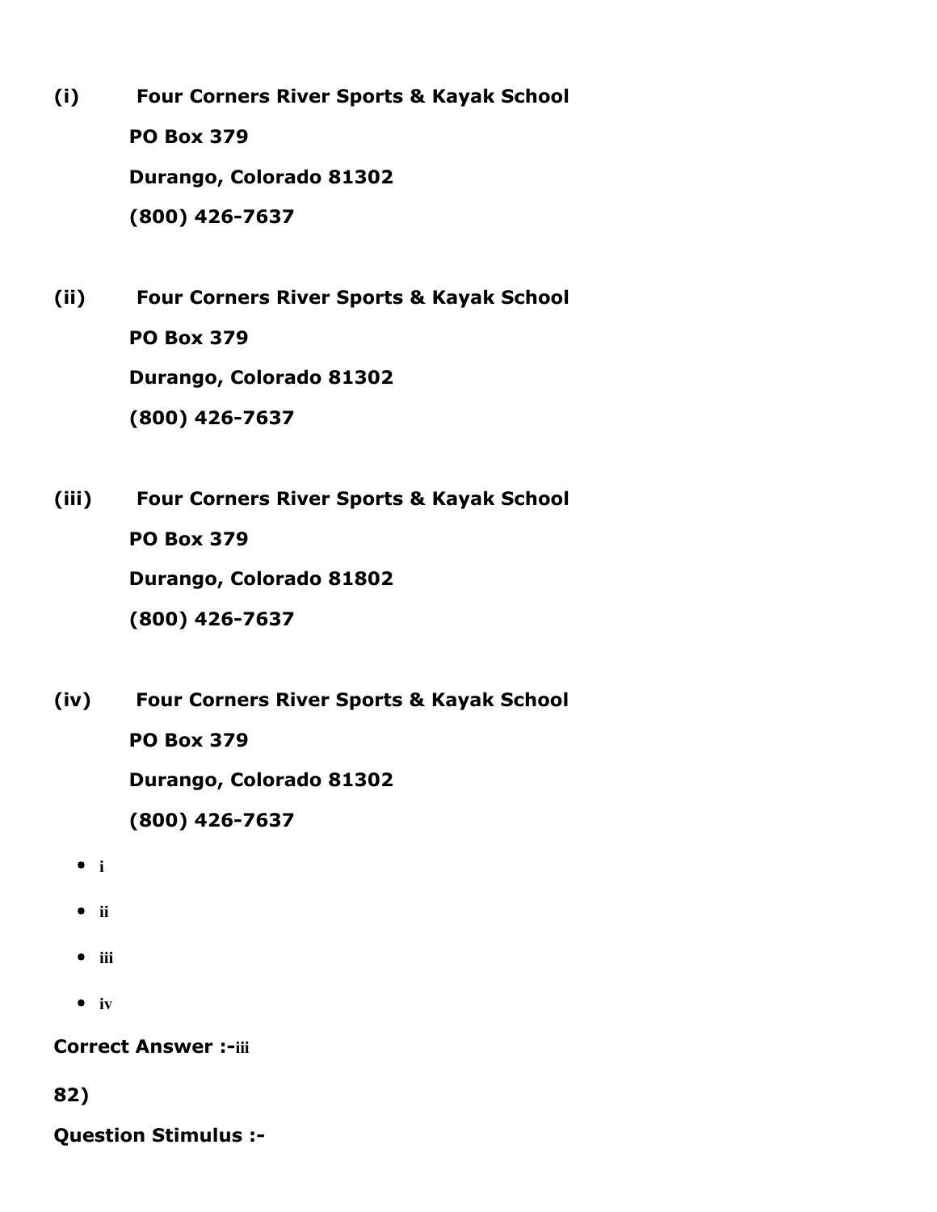**(i)** **Four Corners River Sports & Kayak School**

**PO Box 379**

**Durango, Colorado 81302**

**(800) 426-7637**

**(ii)** **Four Corners River Sports & Kayak School**

**PO Box 379**

**Durango, Colorado 81302**

**(800) 426-7637**

**(iii)** **Four Corners River Sports & Kayak School**

**PO Box 379**

**Durango, Colorado 81802**

**(800) 426-7637**

**(iv)** **Four Corners River Sports & Kayak School**

**PO Box 379**

**Durango, Colorado 81302**

**(800) 426-7637**

- **i**
- **ii**
- **iii**
- **iv**

**Correct Answer :-iii**

**82)**

**Question Stimulus :-**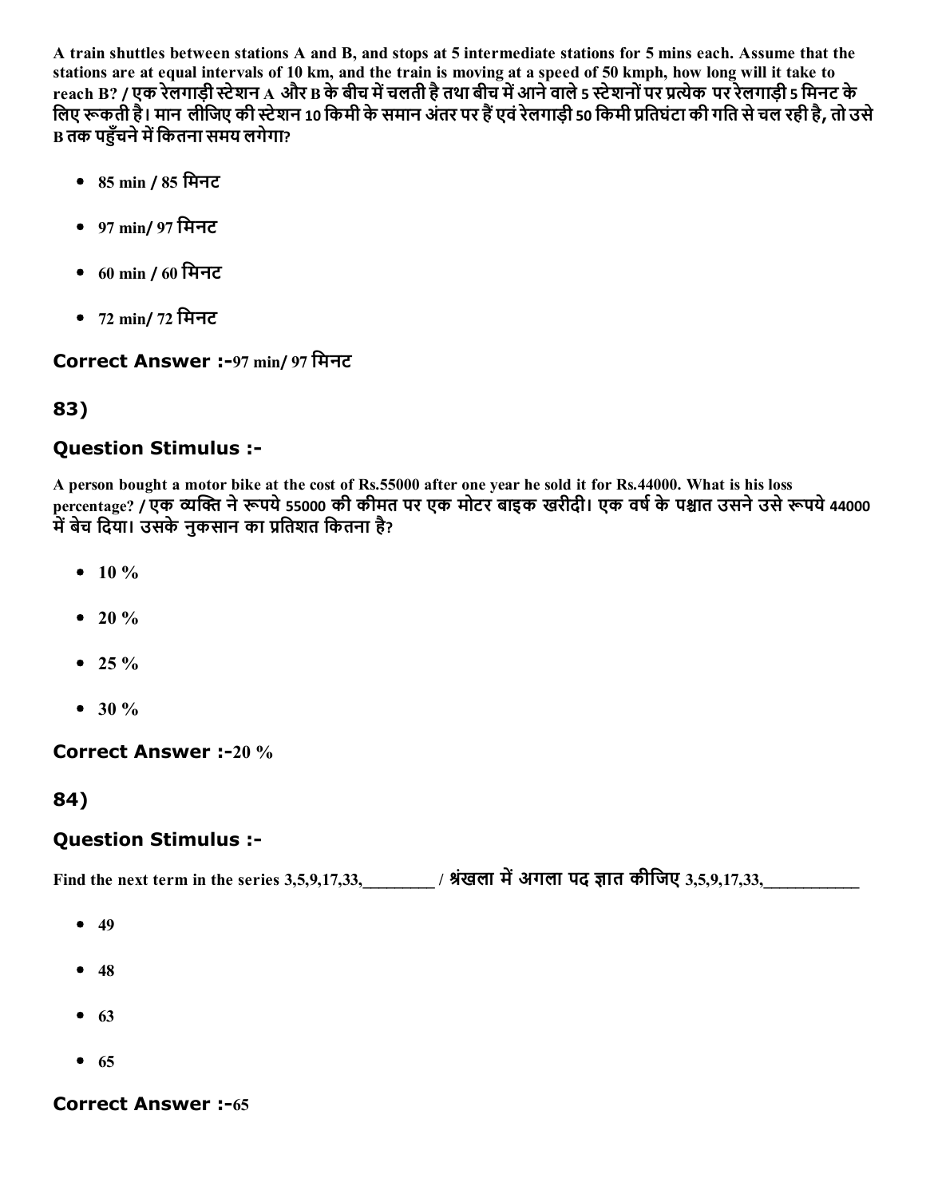A train shuttles between stations A and B, and stops at 5 intermediate stations for 5 mins each. Assume that the stations are at equal intervals of 10 km, and the train is moving at a speed of 50 kmph, how long will it take to reach B? / एक रेलगाड़ी स्टेशन A और B के बीच में चलती है तथा बीच में आने वाले 5 स्टेशनों पर प्रत्येक पर रेलगाड़ी 5 मिनट के लिए रूकती है। मान लीजिए की स्टेशन 10 किमी के समान अंतर पर हैं एवं रेलगाड़ी 50 किमी प्रतिघंटा की गति से चल रही है, तो उसे B तक पहुँचने में कितना समय लगेगा?

- 85 min / 85 मिनट
- 97 min/ 97 मिनट
- 60 min / 60 मिनट
- 72 min/ 72 मिनट

**Correct Answer :-**97 min/ 97 मिनट

## 83)

### Question Stimulus :-

A person bought a motor bike at the cost of Rs.55000 after one year he sold it for Rs.44000. What is his loss percentage? / एक व्यक्ति ने रूपये 55000 की कीमत पर एक मोटर बाइक खरीदी। एक वर्ष के पश्चात उसने उसे रूपये 44000 में बेच दिया। उसके नुकसान का प्रतिशत कितना है?

- 10 %
- 20 %
- 25 %
- 30 %

**Correct Answer :-**20 %

## 84)

### Question Stimulus :-

Find the next term in the series 3,5,9,17,33,________ / श्रंखला में अगला पद ज्ञात कीजिए 3,5,9,17,33,___________

- 49
- 48
- 63
- 65

**Correct Answer :-**65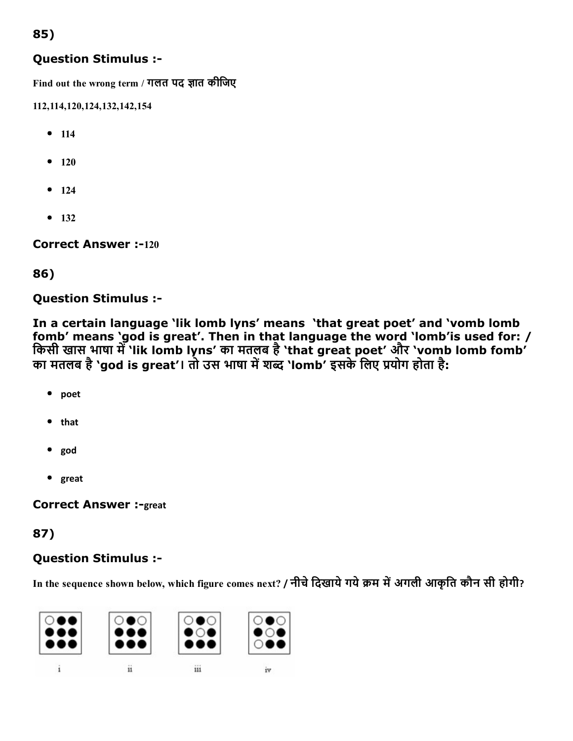85)

### Question Stimulus :-

Find out the wrong term / गलत पद ज्ञात कीजिए

112,114,120,124,132,142,154

- 114
- 120
- 124
- 132

**Correct Answer :-**120

86)

### Question Stimulus :-

**In a certain language 'lik lomb lyns' means 'that great poet' and 'vomb lomb fomb' means 'god is great'. Then in that language the word 'lomb'is used for: / किसी खास भाषा में 'lik lomb lyns' का मतलब है 'that great poet' और 'vomb lomb fomb' का मतलब है 'god is great'। तो उस भाषा में शब्द 'lomb' इसके लिए प्रयोग होता है:**

- poet
- that
- god
- great

**Correct Answer :-**great

87)

### Question Stimulus :-

In the sequence shown below, which figure comes next? / नीचे दिखाये गये क्रम में अगली आकृति कौन सी होगी?

i ii iii iv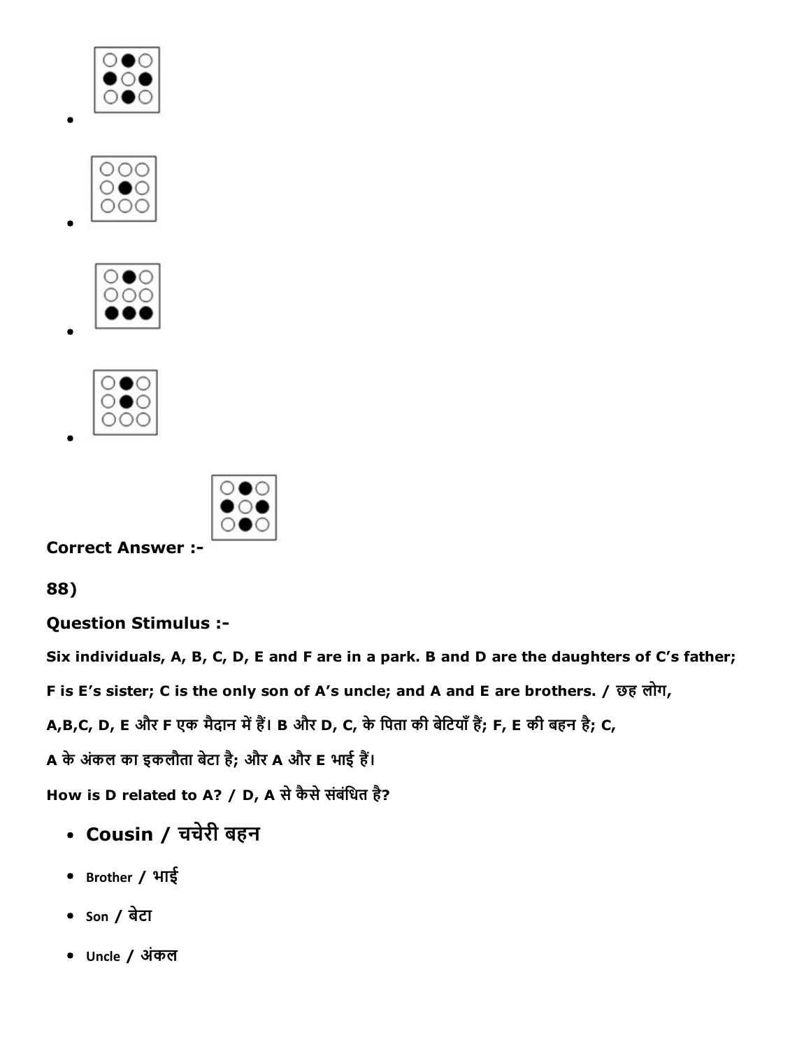- 
- 
- 
- 

**Correct Answer :-**

**88)**

**Question Stimulus :-**

**Six individuals, A, B, C, D, E and F are in a park. B and D are the daughters of C's father; F is E's sister; C is the only son of A's uncle; and A and E are brothers. / छह लोग, A,B,C, D, E और F एक मैदान में हैं। B और D, C, के पिता की बेटियाँ हैं; F, E की बहन है; C, A के अंकल का इकलौता बेटा है; और A और E भाई हैं।**

**How is D related to A? / D, A से कैसे संबंधित है?**

- **Cousin / चचेरी बहन**
- Brother / भाई
- Son / बेटा
- Uncle / अंकल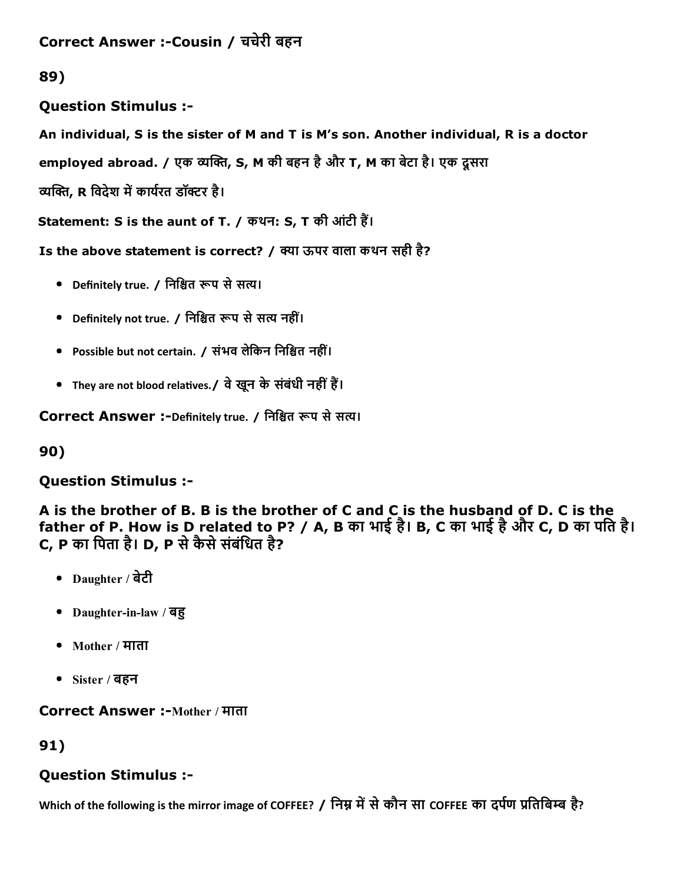**Correct Answer :-Cousin / चचेरी बहन**

**89)**

**Question Stimulus :-**

**An individual, S is the sister of M and T is M's son. Another individual, R is a doctor employed abroad. / एक व्यक्ति, S, M की बहन है और T, M का बेटा है। एक दूसरा व्यक्ति, R विदेश में कार्यरत डॉक्टर है।**

**Statement: S is the aunt of T. / कथन: S, T की आंटी हैं।**

**Is the above statement is correct? / क्या ऊपर वाला कथन सही है?**

- Definitely true. / निश्चित रूप से सत्य।
- Definitely not true. / निश्चित रूप से सत्य नहीं।
- Possible but not certain. / संभव लेकिन निश्चित नहीं।
- They are not blood relatives./ वे खून के संबंधी नहीं हैं।

**Correct Answer :-Definitely true. / निश्चित रूप से सत्य।**

**90)**

**Question Stimulus :-**

**A is the brother of B. B is the brother of C and C is the husband of D. C is the father of P. How is D related to P? / A, B का भाई है। B, C का भाई है और C, D का पति है। C, P का पिता है। D, P से कैसे संबंधित है?**

- Daughter / बेटी
- Daughter-in-law / बहु
- Mother / माता
- Sister / बहन

**Correct Answer :-Mother / माता**

**91)**

**Question Stimulus :-**

**Which of the following is the mirror image of COFFEE? / निम्न में से कौन सा COFFEE का दर्पण प्रतिबिम्ब है?**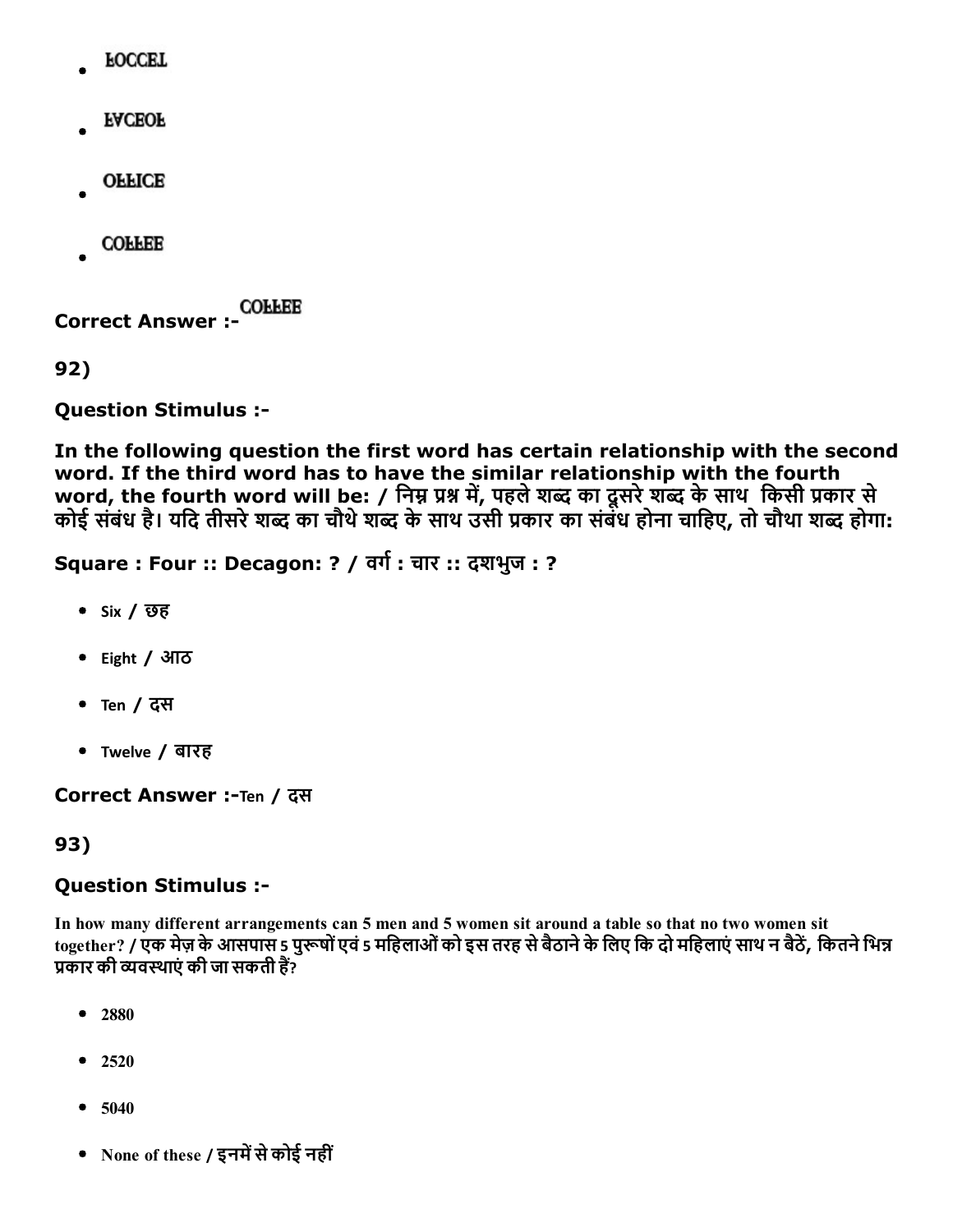- ꟻOCCEL
- ꟻACEOꟻ
- OꟻꟻICE
- COꟻꟻEE

**Correct Answer :-** COꟻꟻEE

**92)**

**Question Stimulus :-**

**In the following question the first word has certain relationship with the second word. If the third word has to have the similar relationship with the fourth word, the fourth word will be: / निम्न प्रश्न में, पहले शब्द का दूसरे शब्द के साथ किसी प्रकार से कोई संबंध है। यदि तीसरे शब्द का चौथे शब्द के साथ उसी प्रकार का संबंध होना चाहिए, तो चौथा शब्द होगा:**

**Square : Four :: Decagon: ? / वर्ग : चार :: दशभुज : ?**

- Six / छह
- Eight / आठ
- Ten / दस
- Twelve / बारह

**Correct Answer :-**Ten / दस

**93)**

**Question Stimulus :-**

In how many different arrangements can 5 men and 5 women sit around a table so that no two women sit together? / एक मेज़ के आसपास 5 पुरूषों एवं 5 महिलाओं को इस तरह से बैठाने के लिए कि दो महिलाएं साथ न बैठें, कितने भिन्न प्रकार की व्यवस्थाएं की जा सकती हैं?

- 2880
- 2520
- 5040
- None of these / इनमें से कोई नहीं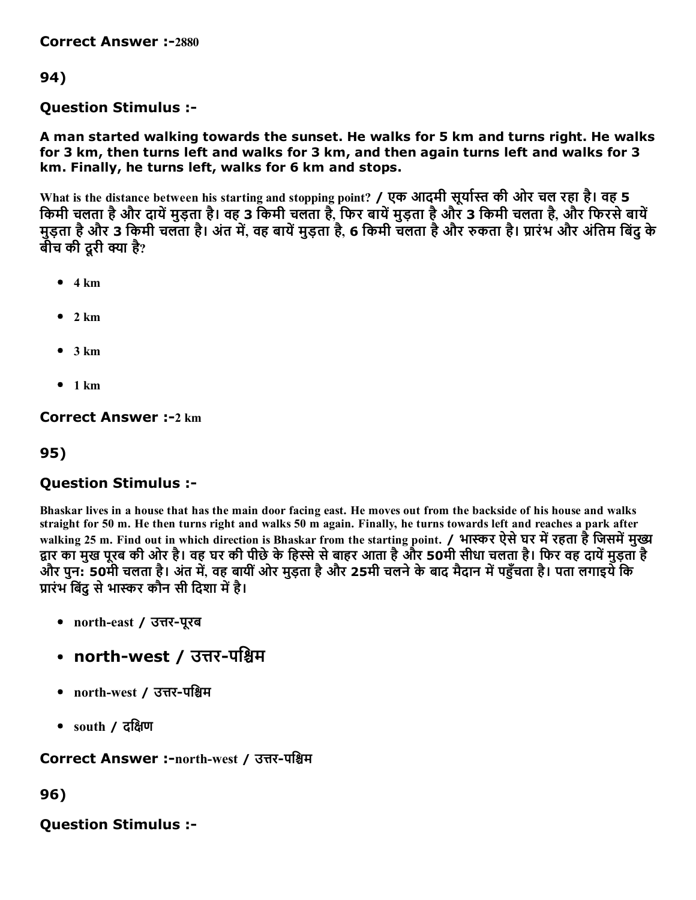**Correct Answer :-**2880

94)

**Question Stimulus :-**

**A man started walking towards the sunset. He walks for 5 km and turns right. He walks for 3 km, then turns left and walks for 3 km, and then again turns left and walks for 3 km. Finally, he turns left, walks for 6 km and stops.**

**What is the distance between his starting and stopping point? / एक आदमी सूर्यास्त की ओर चल रहा है। वह 5 किमी चलता है और दायें मुड़ता है। वह 3 किमी चलता है, फिर बायें मुड़ता है और 3 किमी चलता है, और फिरसे बायें मुड़ता है और 3 किमी चलता है। अंत में, वह बायें मुड़ता है, 6 किमी चलता है और रुकता है। प्रारंभ और अंतिम बिंदु के बीच की दूरी क्या है?**

- 4 km
- 2 km
- 3 km
- 1 km

**Correct Answer :-**2 km

95)

**Question Stimulus :-**

**Bhaskar lives in a house that has the main door facing east. He moves out from the backside of his house and walks straight for 50 m. He then turns right and walks 50 m again. Finally, he turns towards left and reaches a park after walking 25 m. Find out in which direction is Bhaskar from the starting point. / भास्कर ऐसे घर में रहता है जिसमें मुख्य द्वार का मुख पूरब की ओर है। वह घर की पीछे के हिस्से से बाहर आता है और 50मी सीधा चलता है। फिर वह दायें मुड़ता है और पुन: 50मी चलता है। अंत में, वह बायीं ओर मुड़ता है और 25मी चलने के बाद मैदान में पहुँचता है। पता लगाइये कि प्रारंभ बिंदु से भास्कर कौन सी दिशा में है।**

- north-east / उत्तर-पूरब
- north-west / उत्तर-पश्चिम
- north-west / उत्तर-पश्चिम
- south / दक्षिण

**Correct Answer :-**north-west / उत्तर-पश्चिम

96)

**Question Stimulus :-**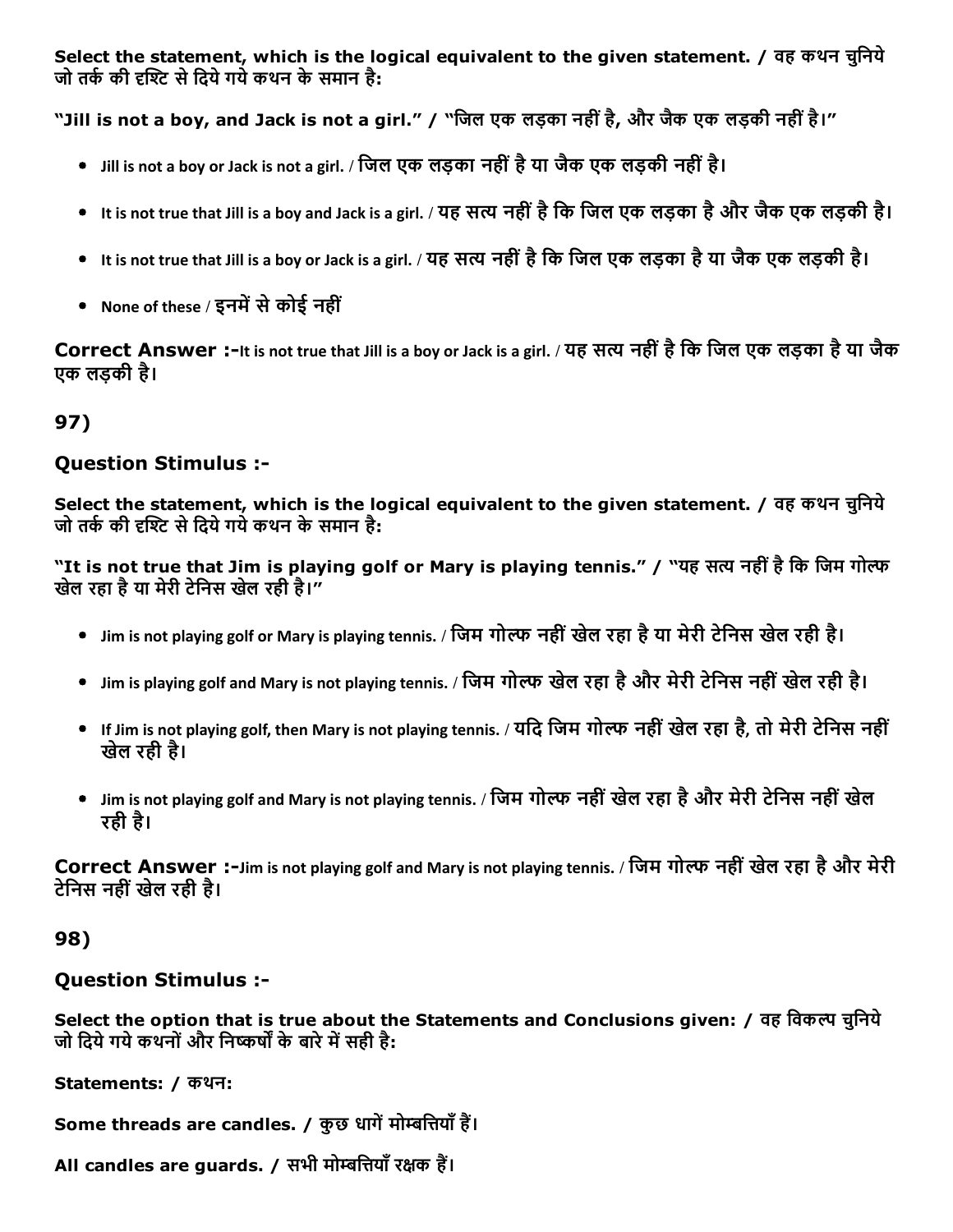**Select the statement, which is the logical equivalent to the given statement. / वह कथन चुनिये जो तर्क की दृश्टि से दिये गये कथन के समान है:**

**"Jill is not a boy, and Jack is not a girl." / "जिल एक लड़का नहीं है, और जैक एक लड़की नहीं है।"**

- Jill is not a boy or Jack is not a girl. / जिल एक लड़का नहीं है या जैक एक लड़की नहीं है।
- It is not true that Jill is a boy and Jack is a girl. / यह सत्य नहीं है कि जिल एक लड़का है और जैक एक लड़की है।
- It is not true that Jill is a boy or Jack is a girl. / यह सत्य नहीं है कि जिल एक लड़का है या जैक एक लड़की है।
- None of these / इनमें से कोई नहीं

**Correct Answer :-**It is not true that Jill is a boy or Jack is a girl. / यह सत्य नहीं है कि जिल एक लड़का है या जैक एक लड़की है।

## 97)

### Question Stimulus :-

**Select the statement, which is the logical equivalent to the given statement. / वह कथन चुनिये जो तर्क की दृश्टि से दिये गये कथन के समान है:**

**"It is not true that Jim is playing golf or Mary is playing tennis." / "यह सत्य नहीं है कि जिम गोल्फ खेल रहा है या मेरी टेनिस खेल रही है।"**

- Jim is not playing golf or Mary is playing tennis. / जिम गोल्फ नहीं खेल रहा है या मेरी टेनिस खेल रही है।
- Jim is playing golf and Mary is not playing tennis. / जिम गोल्फ खेल रहा है और मेरी टेनिस नहीं खेल रही है।
- If Jim is not playing golf, then Mary is not playing tennis. / यदि जिम गोल्फ नहीं खेल रहा है, तो मेरी टेनिस नहीं खेल रही है।
- Jim is not playing golf and Mary is not playing tennis. / जिम गोल्फ नहीं खेल रहा है और मेरी टेनिस नहीं खेल रही है।

**Correct Answer :-**Jim is not playing golf and Mary is not playing tennis. / जिम गोल्फ नहीं खेल रहा है और मेरी टेनिस नहीं खेल रही है।

## 98)

### Question Stimulus :-

**Select the option that is true about the Statements and Conclusions given: / वह विकल्प चुनिये जो दिये गये कथनों और निष्कर्षों के बारे में सही है:**

**Statements: / कथन:**

**Some threads are candles. / कुछ धागें मोम्बत्तियाँ हैं।**

**All candles are guards. / सभी मोम्बत्तियाँ रक्षक हैं।**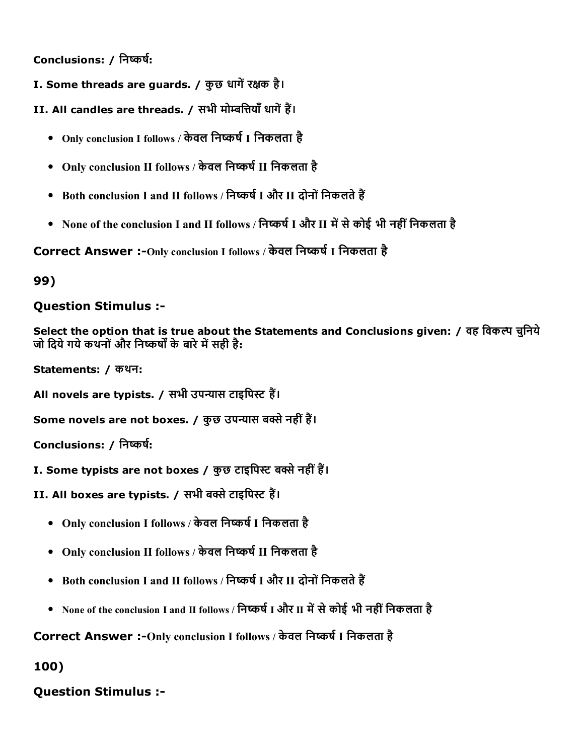**Conclusions: / निष्कर्ष:**

**I. Some threads are guards. / कुछ धागें रक्षक है।**

**II. All candles are threads. / सभी मोम्बत्तियाँ धागें हैं।**

- Only conclusion I follows / केवल निष्कर्ष I निकलता है
- Only conclusion II follows / केवल निष्कर्ष II निकलता है
- Both conclusion I and II follows / निष्कर्ष I और II दोनों निकलते हैं
- None of the conclusion I and II follows / निष्कर्ष I और II में से कोई भी नहीं निकलता है

**Correct Answer :-**Only conclusion I follows / केवल निष्कर्ष I निकलता है

**99)**

**Question Stimulus :-**

**Select the option that is true about the Statements and Conclusions given: / वह विकल्प चुनिये जो दिये गये कथनों और निष्कर्षों के बारे में सही है:**

**Statements: / कथन:**

**All novels are typists. / सभी उपन्यास टाइपिस्ट हैं।**

**Some novels are not boxes. / कुछ उपन्यास बक्से नहीं हैं।**

**Conclusions: / निष्कर्ष:**

**I. Some typists are not boxes / कुछ टाइपिस्ट बक्से नहीं हैं।**

**II. All boxes are typists. / सभी बक्से टाइपिस्ट हैं।**

- Only conclusion I follows / केवल निष्कर्ष I निकलता है
- Only conclusion II follows / केवल निष्कर्ष II निकलता है
- Both conclusion I and II follows / निष्कर्ष I और II दोनों निकलते हैं
- None of the conclusion I and II follows / निष्कर्ष I और II में से कोई भी नहीं निकलता है

**Correct Answer :-**Only conclusion I follows / केवल निष्कर्ष I निकलता है

**100)**

**Question Stimulus :-**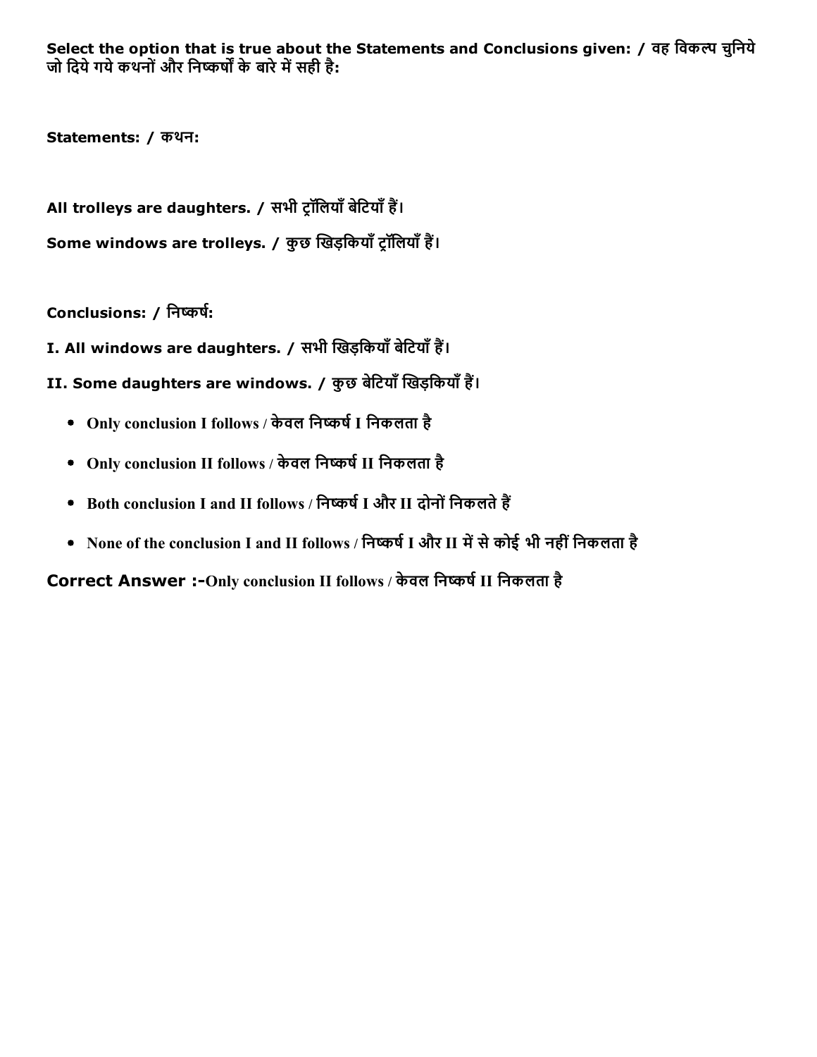**Select the option that is true about the Statements and Conclusions given: / वह विकल्प चुनिये जो दिये गये कथनों और निष्कर्षों के बारे में सही है:**

**Statements: / कथन:**

**All trolleys are daughters. / सभी ट्रॉलियाँ बेटियाँ हैं।**

**Some windows are trolleys. / कुछ खिड़कियाँ ट्रॉलियाँ हैं।**

**Conclusions: / निष्कर्ष:**

**I. All windows are daughters. / सभी खिड़कियाँ बेटियाँ हैं।**

**II. Some daughters are windows. / कुछ बेटियाँ खिड़कियाँ हैं।**

- **Only conclusion I follows / केवल निष्कर्ष I निकलता है**
- **Only conclusion II follows / केवल निष्कर्ष II निकलता है**
- **Both conclusion I and II follows / निष्कर्ष I और II दोनों निकलते हैं**
- **None of the conclusion I and II follows / निष्कर्ष I और II में से कोई भी नहीं निकलता है**

**Correct Answer :-Only conclusion II follows / केवल निष्कर्ष II निकलता है**